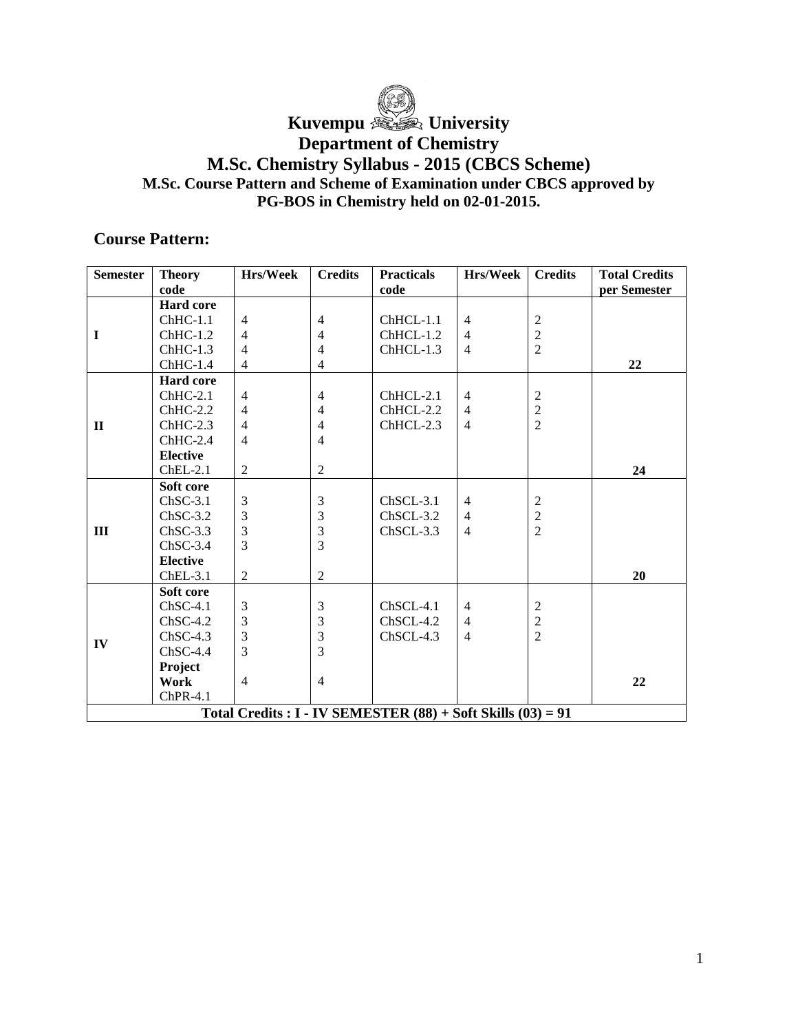# Kuvempu University

## Department of Chemistry

## M.Sc. Chemistry Syllabus - 2015 (CBCS Scheme)

### M.Sc. Course Pattern and Scheme of Examination under CBCS approved by PG-BOS in Chemistry held on 02-01-2015.

## Course Pattern:

| Semester | Theory code | Hrs/Week | Credits | Practicals code | Hrs/Week | Credits | Total Credits per Semester |
|---|---|---|---|---|---|---|---|
| I | **Hard core** | | | | | | |
| | ChHC-1.1 | 4 | 4 | ChHCL-1.1 | 4 | 2 | |
| | ChHC-1.2 | 4 | 4 | ChHCL-1.2 | 4 | 2 | |
| | ChHC-1.3 | 4 | 4 | ChHCL-1.3 | 4 | 2 | |
| | ChHC-1.4 | 4 | 4 | | | | **22** |
| II | **Hard core** | | | | | | |
| | ChHC-2.1 | 4 | 4 | ChHCL-2.1 | 4 | 2 | |
| | ChHC-2.2 | 4 | 4 | ChHCL-2.2 | 4 | 2 | |
| | ChHC-2.3 | 4 | 4 | ChHCL-2.3 | 4 | 2 | |
| | ChHC-2.4 | 4 | 4 | | | | |
| | **Elective** | | | | | | |
| | ChEL-2.1 | 2 | 2 | | | | **24** |
| III | **Soft core** | | | | | | |
| | ChSC-3.1 | 3 | 3 | ChSCL-3.1 | 4 | 2 | |
| | ChSC-3.2 | 3 | 3 | ChSCL-3.2 | 4 | 2 | |
| | ChSC-3.3 | 3 | 3 | ChSCL-3.3 | 4 | 2 | |
| | ChSC-3.4 | 3 | 3 | | | | |
| | **Elective** | | | | | | |
| | ChEL-3.1 | 2 | 2 | | | | **20** |
| IV | **Soft core** | | | | | | |
| | ChSC-4.1 | 3 | 3 | ChSCL-4.1 | 4 | 2 | |
| | ChSC-4.2 | 3 | 3 | ChSCL-4.2 | 4 | 2 | |
| | ChSC-4.3 | 3 | 3 | ChSCL-4.3 | 4 | 2 | |
| | ChSC-4.4 | 3 | 3 | | | | |
| | **Project Work** ChPR-4.1 | 4 | 4 | | | | **22** |
| **Total Credits : I - IV SEMESTER (88) + Soft Skills (03) = 91** | | | | | | | |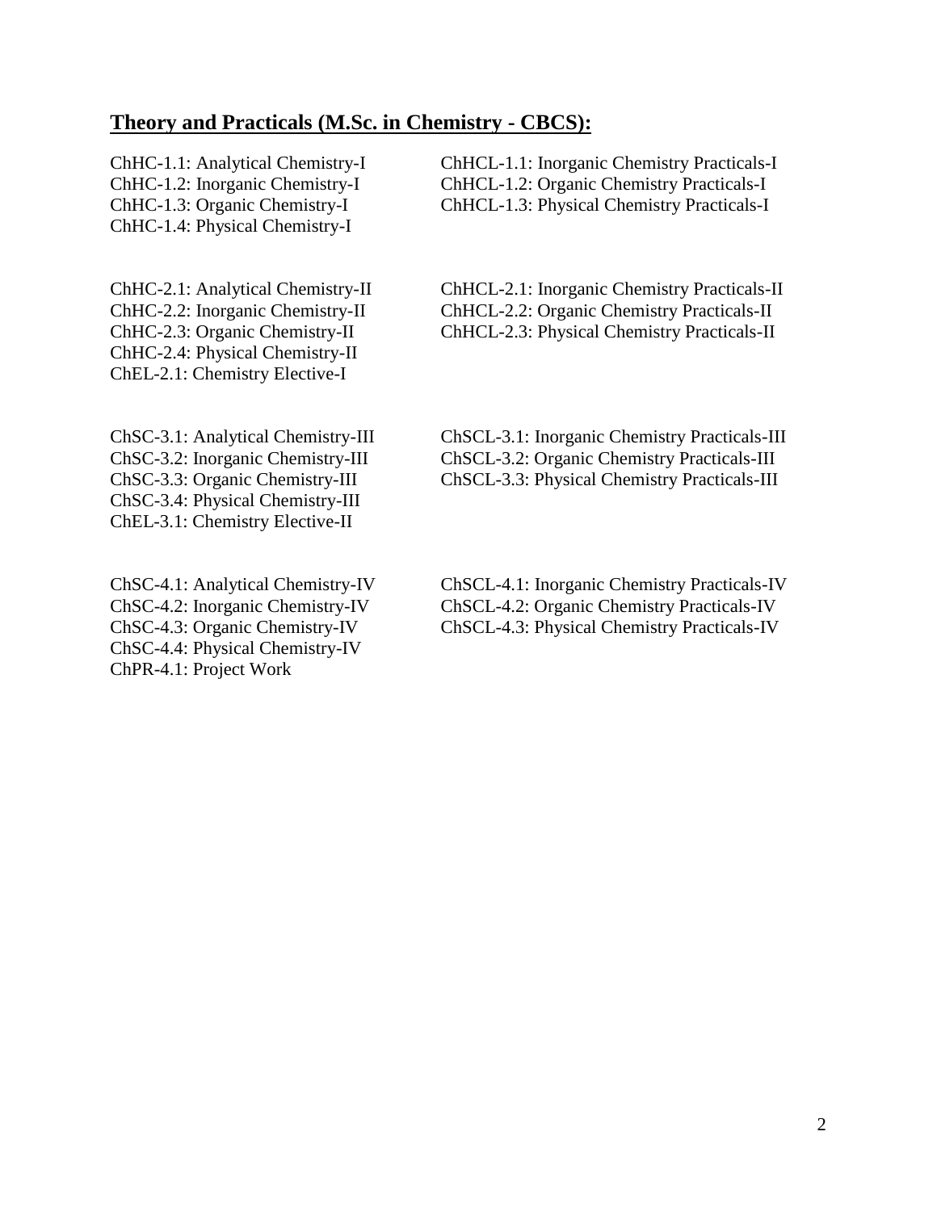## Theory and Practicals (M.Sc. in Chemistry - CBCS):

ChHC-1.1: Analytical Chemistry-I
ChHC-1.2: Inorganic Chemistry-I
ChHC-1.3: Organic Chemistry-I
ChHC-1.4: Physical Chemistry-I

ChHCL-1.1: Inorganic Chemistry Practicals-I
ChHCL-1.2: Organic Chemistry Practicals-I
ChHCL-1.3: Physical Chemistry Practicals-I

ChHC-2.1: Analytical Chemistry-II
ChHC-2.2: Inorganic Chemistry-II
ChHC-2.3: Organic Chemistry-II
ChHC-2.4: Physical Chemistry-II
ChEL-2.1: Chemistry Elective-I

ChHCL-2.1: Inorganic Chemistry Practicals-II
ChHCL-2.2: Organic Chemistry Practicals-II
ChHCL-2.3: Physical Chemistry Practicals-II

ChSC-3.1: Analytical Chemistry-III
ChSC-3.2: Inorganic Chemistry-III
ChSC-3.3: Organic Chemistry-III
ChSC-3.4: Physical Chemistry-III
ChEL-3.1: Chemistry Elective-II

ChSCL-3.1: Inorganic Chemistry Practicals-III
ChSCL-3.2: Organic Chemistry Practicals-III
ChSCL-3.3: Physical Chemistry Practicals-III

ChSC-4.1: Analytical Chemistry-IV
ChSC-4.2: Inorganic Chemistry-IV
ChSC-4.3: Organic Chemistry-IV
ChSC-4.4: Physical Chemistry-IV
ChPR-4.1: Project Work

ChSCL-4.1: Inorganic Chemistry Practicals-IV
ChSCL-4.2: Organic Chemistry Practicals-IV
ChSCL-4.3: Physical Chemistry Practicals-IV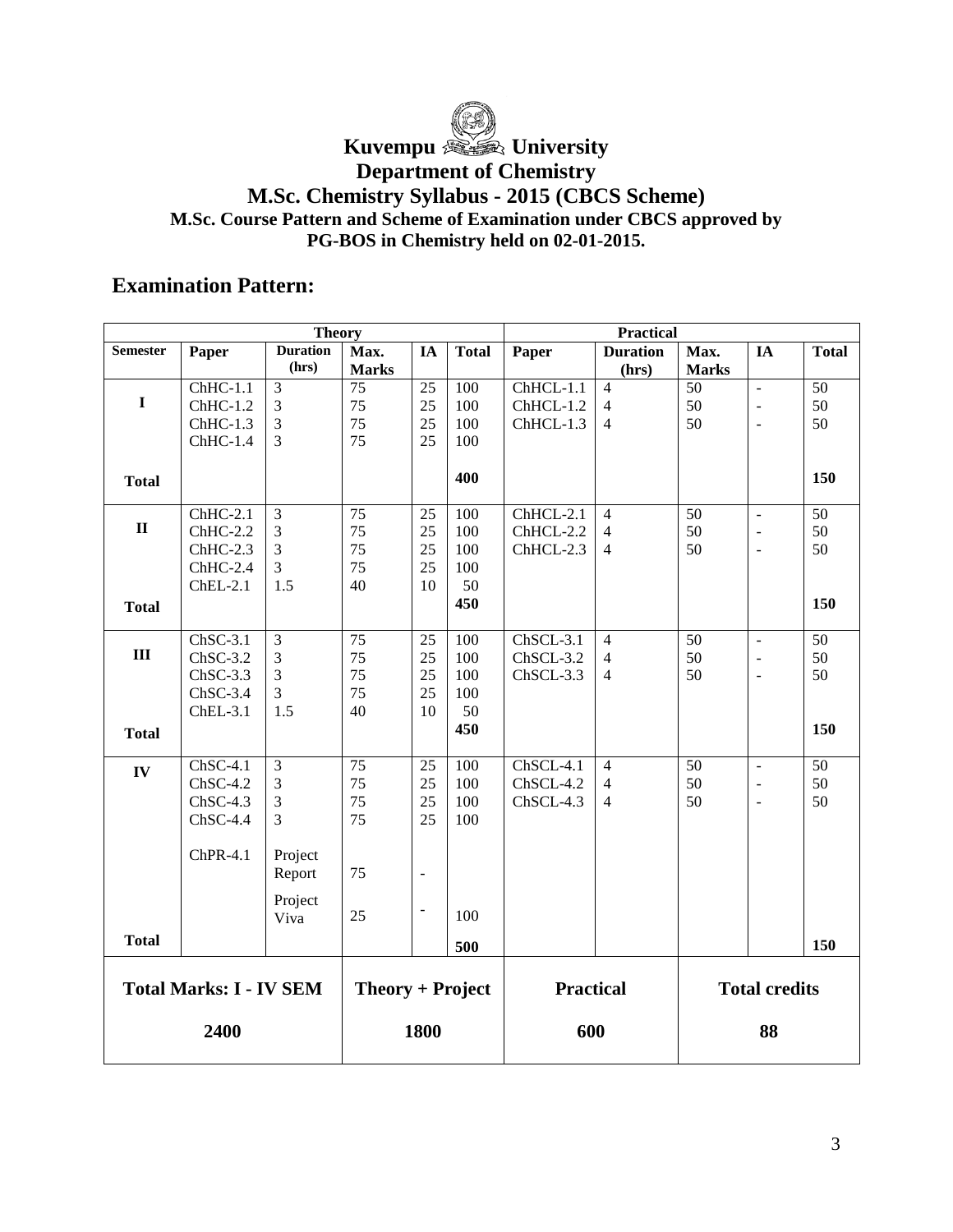# Kuvempu University

## Department of Chemistry

## M.Sc. Chemistry Syllabus - 2015 (CBCS Scheme)

### M.Sc. Course Pattern and Scheme of Examination under CBCS approved by PG-BOS in Chemistry held on 02-01-2015.

## Examination Pattern:

| Theory | | | | | | Practical | | | | |
|---|---|---|---|---|---|---|---|---|---|---|
| **Semester** | **Paper** | **Duration (hrs)** | **Max. Marks** | **IA** | **Total** | **Paper** | **Duration (hrs)** | **Max. Marks** | **IA** | **Total** |
| **I** | ChHC-1.1 | 3 | 75 | 25 | 100 | ChHCL-1.1 | 4 | 50 | - | 50 |
| | ChHC-1.2 | 3 | 75 | 25 | 100 | ChHCL-1.2 | 4 | 50 | - | 50 |
| | ChHC-1.3 | 3 | 75 | 25 | 100 | ChHCL-1.3 | 4 | 50 | - | 50 |
| | ChHC-1.4 | 3 | 75 | 25 | 100 | | | | | |
| **Total** | | | | | **400** | | | | | **150** |
| **II** | ChHC-2.1 | 3 | 75 | 25 | 100 | ChHCL-2.1 | 4 | 50 | - | 50 |
| | ChHC-2.2 | 3 | 75 | 25 | 100 | ChHCL-2.2 | 4 | 50 | - | 50 |
| | ChHC-2.3 | 3 | 75 | 25 | 100 | ChHCL-2.3 | 4 | 50 | - | 50 |
| | ChHC-2.4 | 3 | 75 | 25 | 100 | | | | | |
| | ChEL-2.1 | 1.5 | 40 | 10 | 50 | | | | | |
| **Total** | | | | | **450** | | | | | **150** |
| **III** | ChSC-3.1 | 3 | 75 | 25 | 100 | ChSCL-3.1 | 4 | 50 | - | 50 |
| | ChSC-3.2 | 3 | 75 | 25 | 100 | ChSCL-3.2 | 4 | 50 | - | 50 |
| | ChSC-3.3 | 3 | 75 | 25 | 100 | ChSCL-3.3 | 4 | 50 | - | 50 |
| | ChSC-3.4 | 3 | 75 | 25 | 100 | | | | | |
| | ChEL-3.1 | 1.5 | 40 | 10 | 50 | | | | | |
| **Total** | | | | | **450** | | | | | **150** |
| **IV** | ChSC-4.1 | 3 | 75 | 25 | 100 | ChSCL-4.1 | 4 | 50 | - | 50 |
| | ChSC-4.2 | 3 | 75 | 25 | 100 | ChSCL-4.2 | 4 | 50 | - | 50 |
| | ChSC-4.3 | 3 | 75 | 25 | 100 | ChSCL-4.3 | 4 | 50 | - | 50 |
| | ChSC-4.4 | 3 | 75 | 25 | 100 | | | | | |
| | ChPR-4.1 | Project Report | 75 | - | | | | | | |
| | | Project Viva | 25 | - | 100 | | | | | |
| **Total** | | | | | **500** | | | | | **150** |
| **Total Marks: I - IV SEM** | | | **Theory + Project** | | | **Practical** | | **Total credits** | | |
| **2400** | | | **1800** | | | **600** | | **88** | | |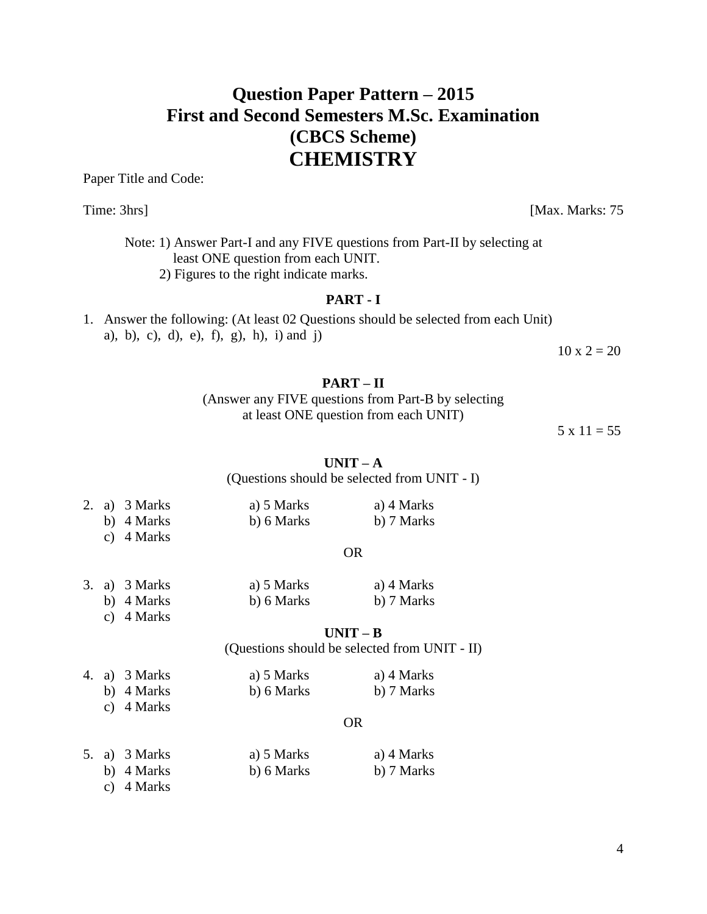# Question Paper Pattern – 2015
# First and Second Semesters M.Sc. Examination
# (CBCS Scheme)
# CHEMISTRY

Paper Title and Code:

Time: 3hrs] [Max. Marks: 75

Note: 1) Answer Part-I and any FIVE questions from Part-II by selecting at least ONE question from each UNIT.
2) Figures to the right indicate marks.

**PART - I**

1. Answer the following: (At least 02 Questions should be selected from each Unit)
   a), b), c), d), e), f), g), h), i) and j)

   10 x 2 = 20

**PART – II**

(Answer any FIVE questions from Part-B by selecting at least ONE question from each UNIT)

5 x 11 = 55

**UNIT – A**

(Questions should be selected from UNIT - I)

| | | | |
|---|---|---|---|
| 2. | a) 3 Marks | a) 5 Marks | a) 4 Marks |
| | b) 4 Marks | b) 6 Marks | b) 7 Marks |
| | c) 4 Marks | | |

OR

| | | | |
|---|---|---|---|
| 3. | a) 3 Marks | a) 5 Marks | a) 4 Marks |
| | b) 4 Marks | b) 6 Marks | b) 7 Marks |
| | c) 4 Marks | | |

**UNIT – B**

(Questions should be selected from UNIT - II)

| | | | |
|---|---|---|---|
| 4. | a) 3 Marks | a) 5 Marks | a) 4 Marks |
| | b) 4 Marks | b) 6 Marks | b) 7 Marks |
| | c) 4 Marks | | |

OR

| | | | |
|---|---|---|---|
| 5. | a) 3 Marks | a) 5 Marks | a) 4 Marks |
| | b) 4 Marks | b) 6 Marks | b) 7 Marks |
| | c) 4 Marks | | |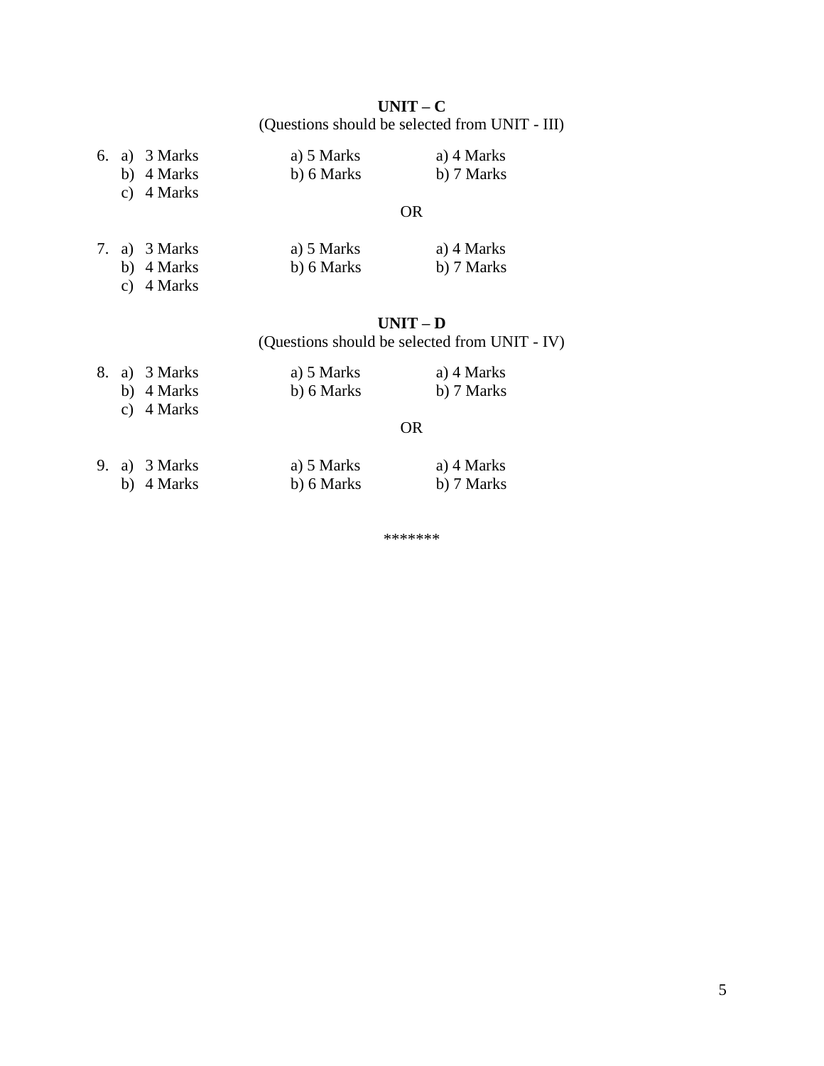**UNIT – C**

(Questions should be selected from UNIT - III)

| | | | |
|---|---|---|---|
| 6. | a) 3 Marks | a) 5 Marks | a) 4 Marks |
| | b) 4 Marks | b) 6 Marks | b) 7 Marks |
| | c) 4 Marks | | |

OR

| | | | |
|---|---|---|---|
| 7. | a) 3 Marks | a) 5 Marks | a) 4 Marks |
| | b) 4 Marks | b) 6 Marks | b) 7 Marks |
| | c) 4 Marks | | |

**UNIT – D**

(Questions should be selected from UNIT - IV)

| | | | |
|---|---|---|---|
| 8. | a) 3 Marks | a) 5 Marks | a) 4 Marks |
| | b) 4 Marks | b) 6 Marks | b) 7 Marks |
| | c) 4 Marks | | |

OR

| | | | |
|---|---|---|---|
| 9. | a) 3 Marks | a) 5 Marks | a) 4 Marks |
| | b) 4 Marks | b) 6 Marks | b) 7 Marks |

*******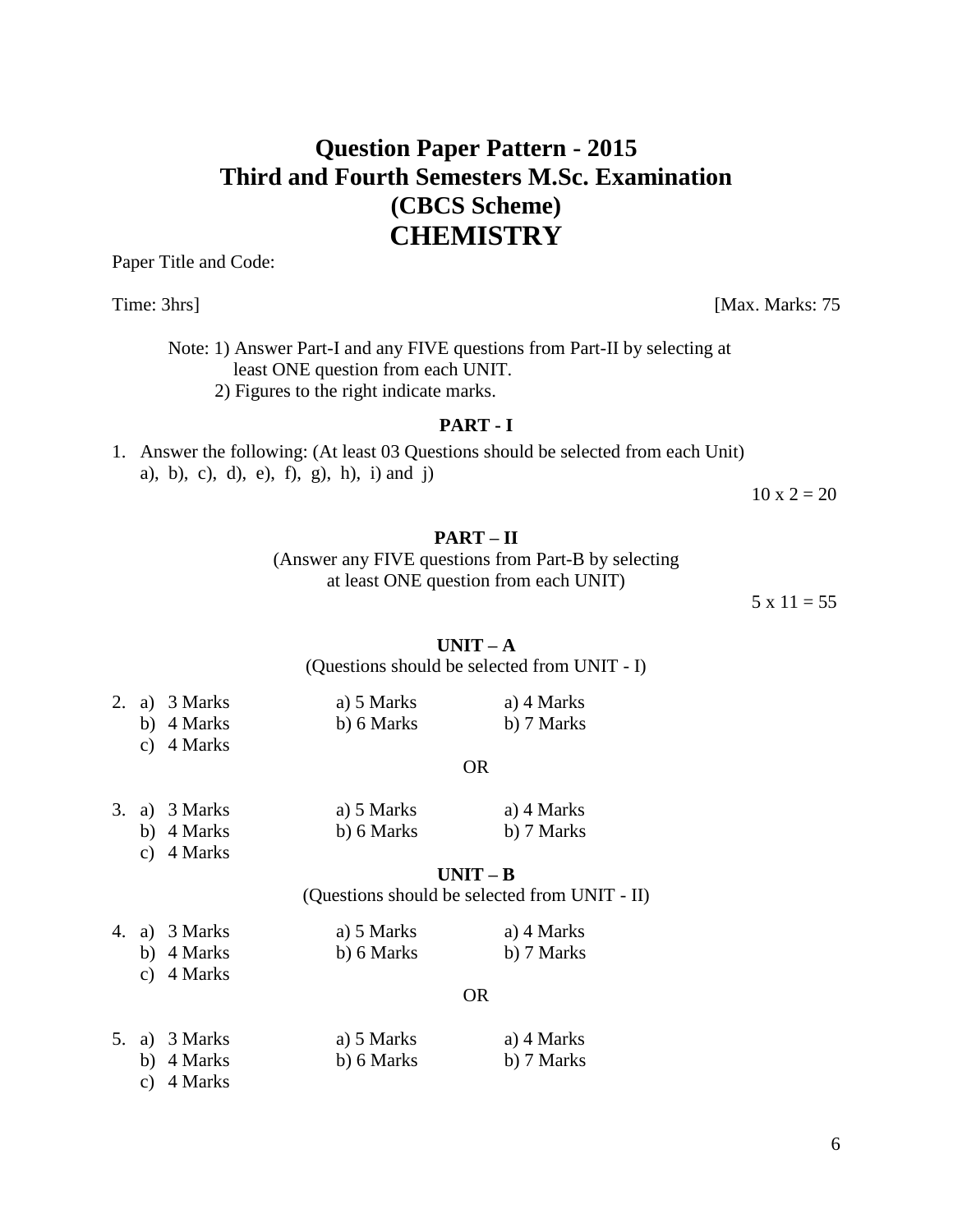# Question Paper Pattern - 2015
# Third and Fourth Semesters M.Sc. Examination
# (CBCS Scheme)
# CHEMISTRY

Paper Title and Code:

Time: 3hrs] [Max. Marks: 75

Note: 1) Answer Part-I and any FIVE questions from Part-II by selecting at least ONE question from each UNIT.
2) Figures to the right indicate marks.

**PART - I**

1. Answer the following: (At least 03 Questions should be selected from each Unit)
a), b), c), d), e), f), g), h), i) and j)

10 x 2 = 20

**PART – II**

(Answer any FIVE questions from Part-B by selecting at least ONE question from each UNIT)

5 x 11 = 55

**UNIT – A**

(Questions should be selected from UNIT - I)

| | | | |
|---|---|---|---|
| 2. | a) 3 Marks | a) 5 Marks | a) 4 Marks |
| | b) 4 Marks | b) 6 Marks | b) 7 Marks |
| | c) 4 Marks | | |

OR

| | | | |
|---|---|---|---|
| 3. | a) 3 Marks | a) 5 Marks | a) 4 Marks |
| | b) 4 Marks | b) 6 Marks | b) 7 Marks |
| | c) 4 Marks | | |

**UNIT – B**

(Questions should be selected from UNIT - II)

| | | | |
|---|---|---|---|
| 4. | a) 3 Marks | a) 5 Marks | a) 4 Marks |
| | b) 4 Marks | b) 6 Marks | b) 7 Marks |
| | c) 4 Marks | | |

OR

| | | | |
|---|---|---|---|
| 5. | a) 3 Marks | a) 5 Marks | a) 4 Marks |
| | b) 4 Marks | b) 6 Marks | b) 7 Marks |
| | c) 4 Marks | | |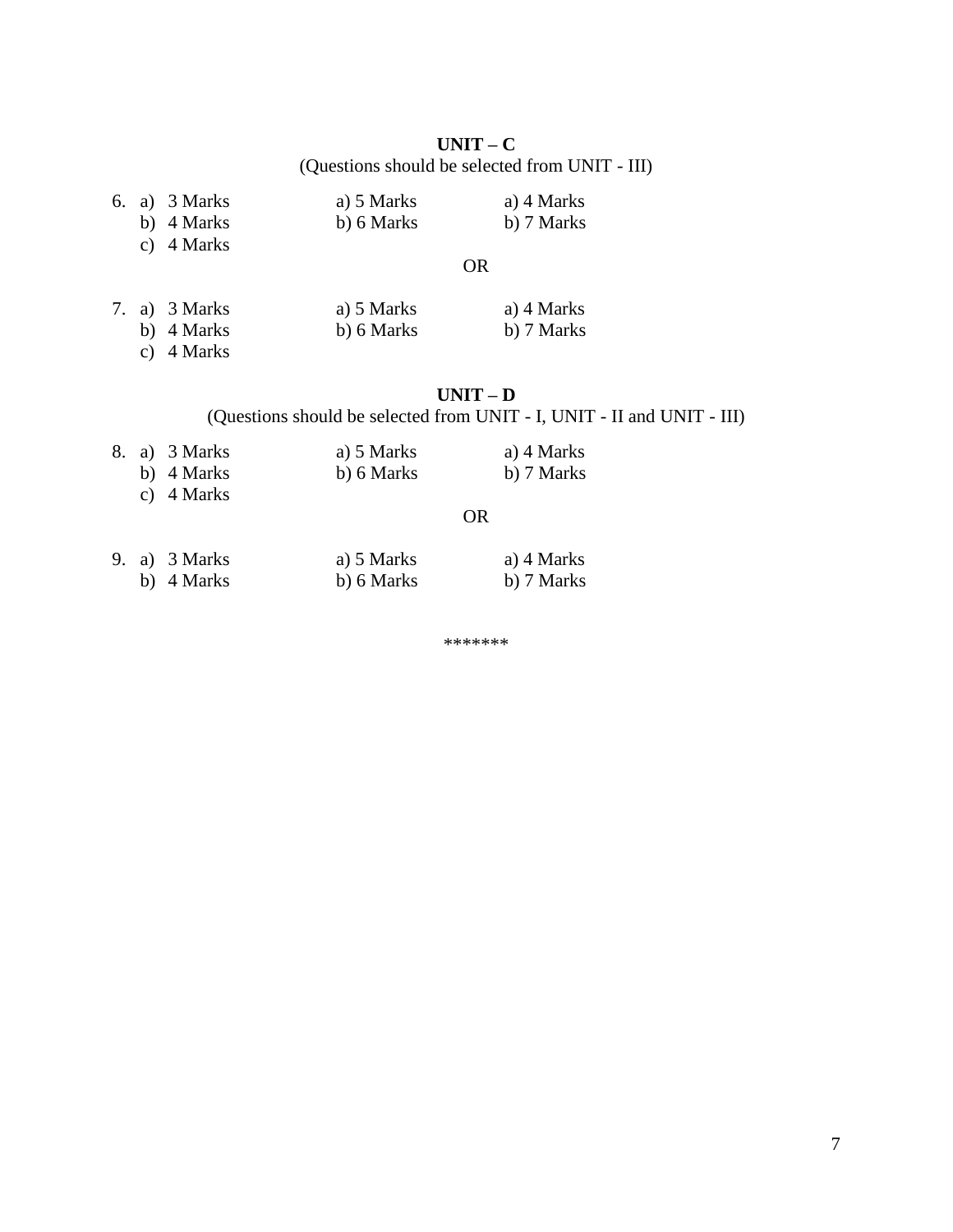**UNIT – C**

(Questions should be selected from UNIT - III)

| | | | |
|---|---|---|---|
| 6. | a) 3 Marks | a) 5 Marks | a) 4 Marks |
| | b) 4 Marks | b) 6 Marks | b) 7 Marks |
| | c) 4 Marks | | |

OR

| | | | |
|---|---|---|---|
| 7. | a) 3 Marks | a) 5 Marks | a) 4 Marks |
| | b) 4 Marks | b) 6 Marks | b) 7 Marks |
| | c) 4 Marks | | |

**UNIT – D**

(Questions should be selected from UNIT - I, UNIT - II and UNIT - III)

| | | | |
|---|---|---|---|
| 8. | a) 3 Marks | a) 5 Marks | a) 4 Marks |
| | b) 4 Marks | b) 6 Marks | b) 7 Marks |
| | c) 4 Marks | | |

OR

| | | | |
|---|---|---|---|
| 9. | a) 3 Marks | a) 5 Marks | a) 4 Marks |
| | b) 4 Marks | b) 6 Marks | b) 7 Marks |

*******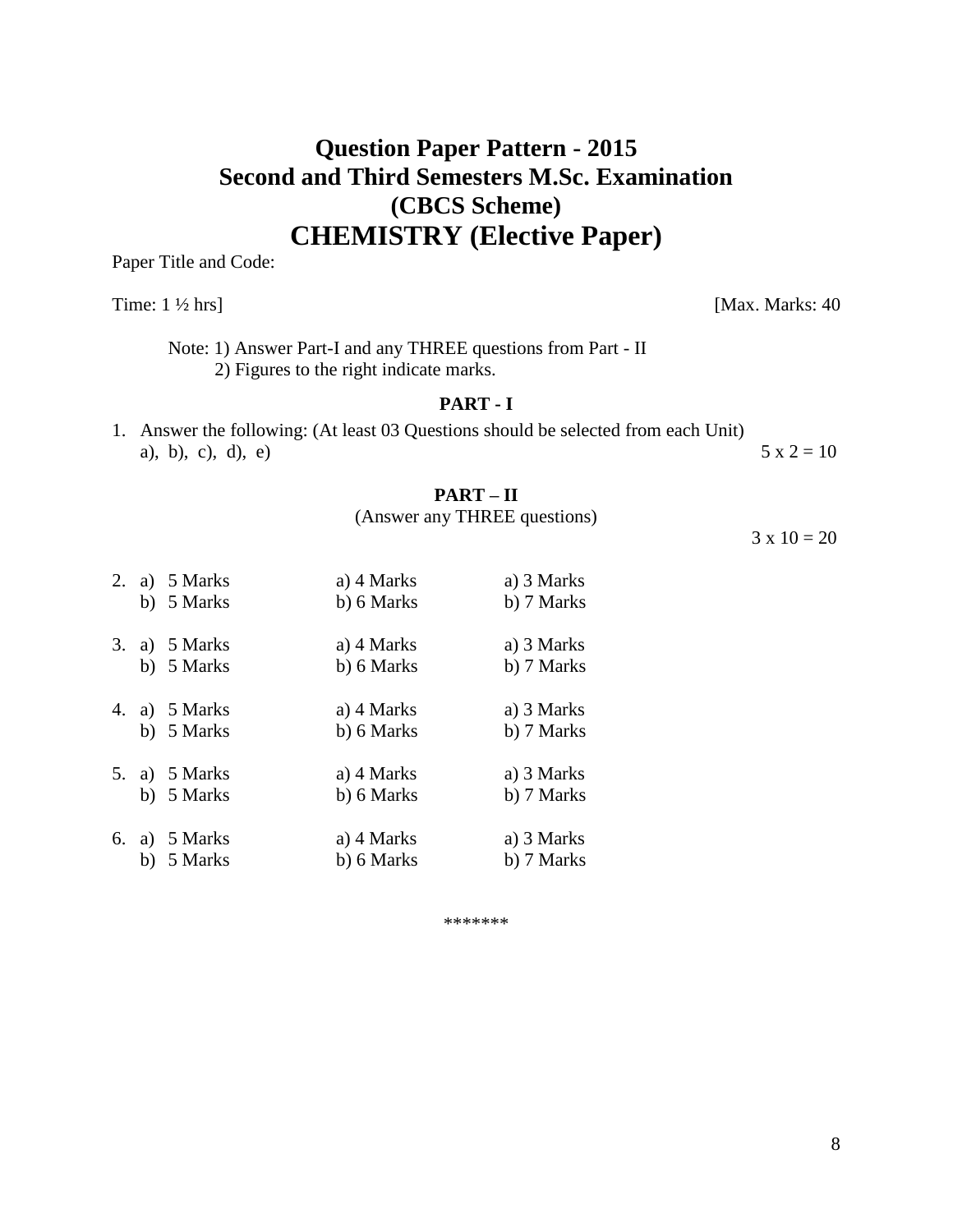# Question Paper Pattern - 2015
## Second and Third Semesters M.Sc. Examination
## (CBCS Scheme)
# CHEMISTRY (Elective Paper)

Paper Title and Code:

Time: 1 ½ hrs] [Max. Marks: 40

Note: 1) Answer Part-I and any THREE questions from Part - II
2) Figures to the right indicate marks.

**PART - I**

1. Answer the following: (At least 03 Questions should be selected from each Unit)
   a), b), c), d), e) 5 x 2 = 10

**PART – II**

(Answer any THREE questions)

3 x 10 = 20

| | | | |
|---|---|---|---|
| 2. | a) 5 Marks | a) 4 Marks | a) 3 Marks |
| | b) 5 Marks | b) 6 Marks | b) 7 Marks |
| 3. | a) 5 Marks | a) 4 Marks | a) 3 Marks |
| | b) 5 Marks | b) 6 Marks | b) 7 Marks |
| 4. | a) 5 Marks | a) 4 Marks | a) 3 Marks |
| | b) 5 Marks | b) 6 Marks | b) 7 Marks |
| 5. | a) 5 Marks | a) 4 Marks | a) 3 Marks |
| | b) 5 Marks | b) 6 Marks | b) 7 Marks |
| 6. | a) 5 Marks | a) 4 Marks | a) 3 Marks |
| | b) 5 Marks | b) 6 Marks | b) 7 Marks |

*******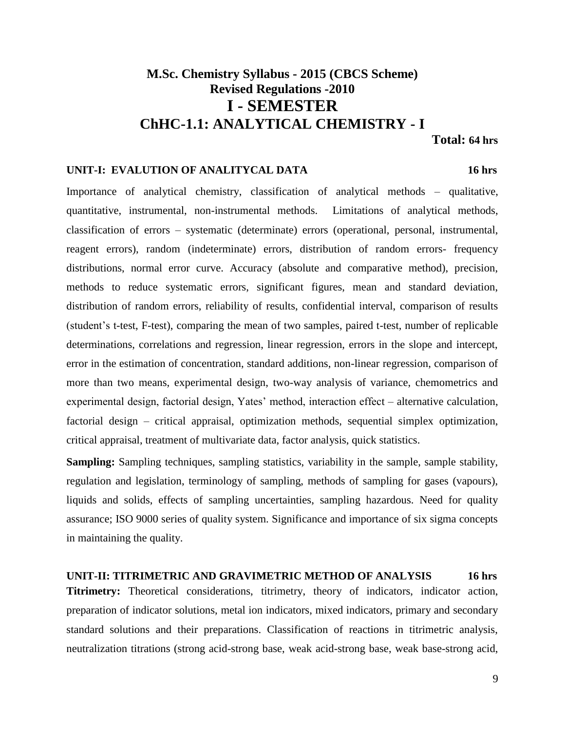# M.Sc. Chemistry Syllabus - 2015 (CBCS Scheme)

## Revised Regulations -2010

# I - SEMESTER

## ChHC-1.1: ANALYTICAL CHEMISTRY - I

**Total: 64 hrs**

### UNIT-I: EVALUTION OF ANALITYCAL DATA — 16 hrs

Importance of analytical chemistry, classification of analytical methods – qualitative, quantitative, instrumental, non-instrumental methods. Limitations of analytical methods, classification of errors – systematic (determinate) errors (operational, personal, instrumental, reagent errors), random (indeterminate) errors, distribution of random errors- frequency distributions, normal error curve. Accuracy (absolute and comparative method), precision, methods to reduce systematic errors, significant figures, mean and standard deviation, distribution of random errors, reliability of results, confidential interval, comparison of results (student's t-test, F-test), comparing the mean of two samples, paired t-test, number of replicable determinations, correlations and regression, linear regression, errors in the slope and intercept, error in the estimation of concentration, standard additions, non-linear regression, comparison of more than two means, experimental design, two-way analysis of variance, chemometrics and experimental design, factorial design, Yates' method, interaction effect – alternative calculation, factorial design – critical appraisal, optimization methods, sequential simplex optimization, critical appraisal, treatment of multivariate data, factor analysis, quick statistics.

**Sampling:** Sampling techniques, sampling statistics, variability in the sample, sample stability, regulation and legislation, terminology of sampling, methods of sampling for gases (vapours), liquids and solids, effects of sampling uncertainties, sampling hazardous. Need for quality assurance; ISO 9000 series of quality system. Significance and importance of six sigma concepts in maintaining the quality.

### UNIT-II: TITRIMETRIC AND GRAVIMETRIC METHOD OF ANALYSIS — 16 hrs

**Titrimetry:** Theoretical considerations, titrimetry, theory of indicators, indicator action, preparation of indicator solutions, metal ion indicators, mixed indicators, primary and secondary standard solutions and their preparations. Classification of reactions in titrimetric analysis, neutralization titrations (strong acid-strong base, weak acid-strong base, weak base-strong acid,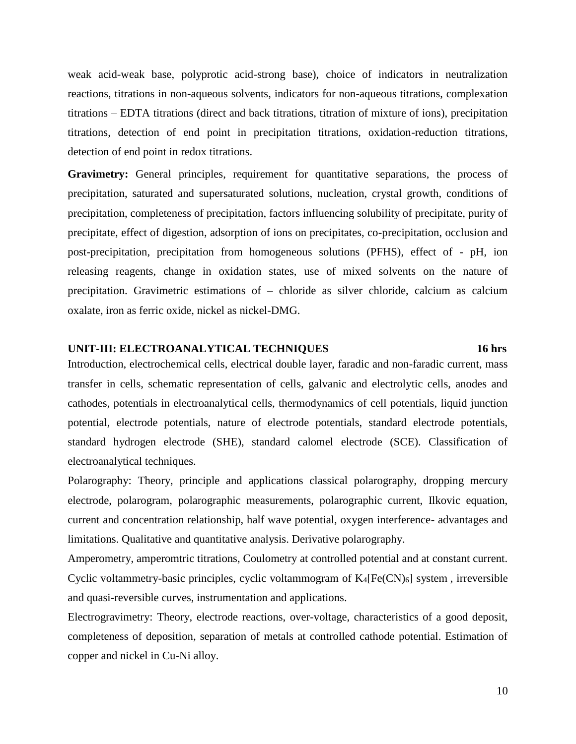weak acid-weak base, polyprotic acid-strong base), choice of indicators in neutralization reactions, titrations in non-aqueous solvents, indicators for non-aqueous titrations, complexation titrations – EDTA titrations (direct and back titrations, titration of mixture of ions), precipitation titrations, detection of end point in precipitation titrations, oxidation-reduction titrations, detection of end point in redox titrations.

**Gravimetry:** General principles, requirement for quantitative separations, the process of precipitation, saturated and supersaturated solutions, nucleation, crystal growth, conditions of precipitation, completeness of precipitation, factors influencing solubility of precipitate, purity of precipitate, effect of digestion, adsorption of ions on precipitates, co-precipitation, occlusion and post-precipitation, precipitation from homogeneous solutions (PFHS), effect of - pH, ion releasing reagents, change in oxidation states, use of mixed solvents on the nature of precipitation. Gravimetric estimations of – chloride as silver chloride, calcium as calcium oxalate, iron as ferric oxide, nickel as nickel-DMG.

## UNIT-III: ELECTROANALYTICAL TECHNIQUES 16 hrs

Introduction, electrochemical cells, electrical double layer, faradic and non-faradic current, mass transfer in cells, schematic representation of cells, galvanic and electrolytic cells, anodes and cathodes, potentials in electroanalytical cells, thermodynamics of cell potentials, liquid junction potential, electrode potentials, nature of electrode potentials, standard electrode potentials, standard hydrogen electrode (SHE), standard calomel electrode (SCE). Classification of electroanalytical techniques.

Polarography: Theory, principle and applications classical polarography, dropping mercury electrode, polarogram, polarographic measurements, polarographic current, Ilkovic equation, current and concentration relationship, half wave potential, oxygen interference- advantages and limitations. Qualitative and quantitative analysis. Derivative polarography.

Amperometry, amperomtric titrations, Coulometry at controlled potential and at constant current. Cyclic voltammetry-basic principles, cyclic voltammogram of $K_4[Fe(CN)_6]$ system , irreversible and quasi-reversible curves, instrumentation and applications.

Electrogravimetry: Theory, electrode reactions, over-voltage, characteristics of a good deposit, completeness of deposition, separation of metals at controlled cathode potential. Estimation of copper and nickel in Cu-Ni alloy.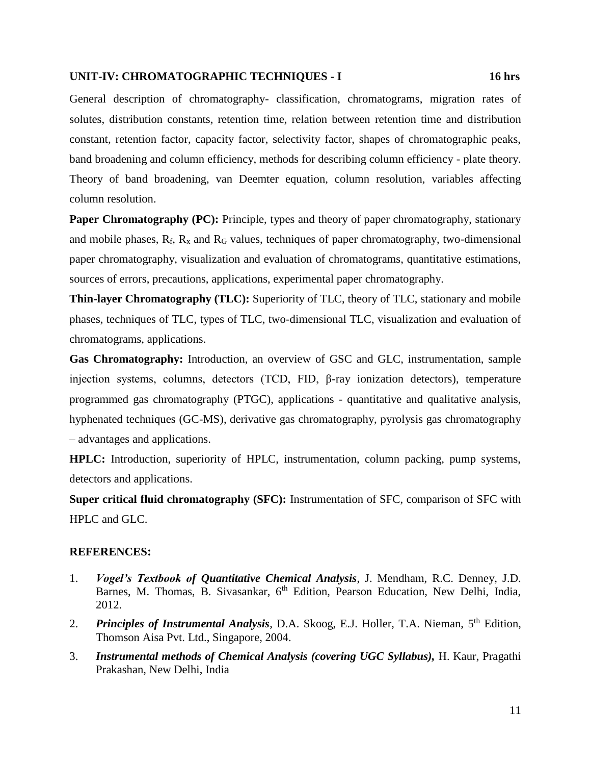### UNIT-IV: CHROMATOGRAPHIC TECHNIQUES - I 16 hrs

General description of chromatography- classification, chromatograms, migration rates of solutes, distribution constants, retention time, relation between retention time and distribution constant, retention factor, capacity factor, selectivity factor, shapes of chromatographic peaks, band broadening and column efficiency, methods for describing column efficiency - plate theory. Theory of band broadening, van Deemter equation, column resolution, variables affecting column resolution.

**Paper Chromatography (PC):** Principle, types and theory of paper chromatography, stationary and mobile phases, $R_f$, $R_x$ and $R_G$ values, techniques of paper chromatography, two-dimensional paper chromatography, visualization and evaluation of chromatograms, quantitative estimations, sources of errors, precautions, applications, experimental paper chromatography.

**Thin-layer Chromatography (TLC):** Superiority of TLC, theory of TLC, stationary and mobile phases, techniques of TLC, types of TLC, two-dimensional TLC, visualization and evaluation of chromatograms, applications.

**Gas Chromatography:** Introduction, an overview of GSC and GLC, instrumentation, sample injection systems, columns, detectors (TCD, FID, β-ray ionization detectors), temperature programmed gas chromatography (PTGC), applications - quantitative and qualitative analysis, hyphenated techniques (GC-MS), derivative gas chromatography, pyrolysis gas chromatography – advantages and applications.

**HPLC:** Introduction, superiority of HPLC, instrumentation, column packing, pump systems, detectors and applications.

**Super critical fluid chromatography (SFC):** Instrumentation of SFC, comparison of SFC with HPLC and GLC.

### REFERENCES:

1. ***Vogel's Textbook of Quantitative Chemical Analysis***, J. Mendham, R.C. Denney, J.D. Barnes, M. Thomas, B. Sivasankar, 6th Edition, Pearson Education, New Delhi, India, 2012.
2. ***Principles of Instrumental Analysis***, D.A. Skoog, E.J. Holler, T.A. Nieman, 5th Edition, Thomson Aisa Pvt. Ltd., Singapore, 2004.
3. ***Instrumental methods of Chemical Analysis (covering UGC Syllabus)***, H. Kaur, Pragathi Prakashan, New Delhi, India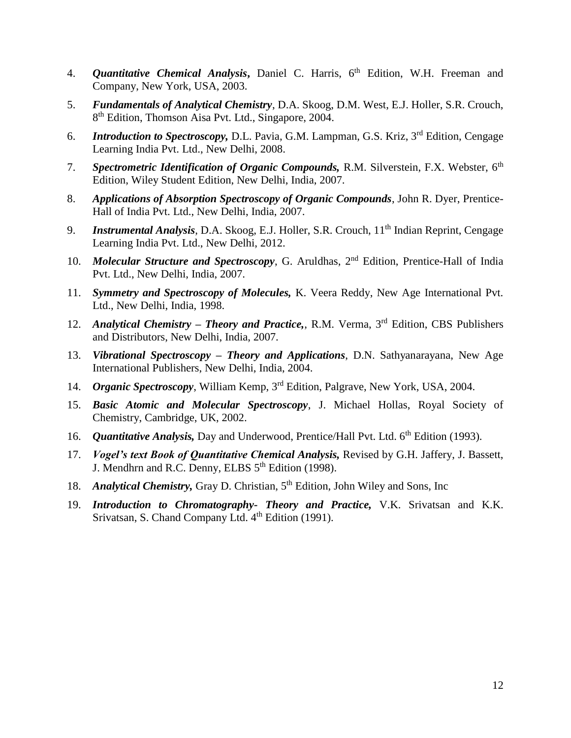4. ***Quantitative Chemical Analysis*****,** Daniel C. Harris, 6th Edition, W.H. Freeman and Company, New York, USA, 2003.

5. ***Fundamentals of Analytical Chemistry***, D.A. Skoog, D.M. West, E.J. Holler, S.R. Crouch, 8th Edition, Thomson Aisa Pvt. Ltd., Singapore, 2004.

6. ***Introduction to Spectroscopy,*** D.L. Pavia, G.M. Lampman, G.S. Kriz, 3rd Edition, Cengage Learning India Pvt. Ltd., New Delhi, 2008.

7. ***Spectrometric Identification of Organic Compounds,*** R.M. Silverstein, F.X. Webster, 6th Edition, Wiley Student Edition, New Delhi, India, 2007.

8. ***Applications of Absorption Spectroscopy of Organic Compounds***, John R. Dyer, Prentice-Hall of India Pvt. Ltd., New Delhi, India, 2007.

9. ***Instrumental Analysis***, D.A. Skoog, E.J. Holler, S.R. Crouch, 11th Indian Reprint, Cengage Learning India Pvt. Ltd., New Delhi, 2012.

10. ***Molecular Structure and Spectroscopy***, G. Aruldhas, 2nd Edition, Prentice-Hall of India Pvt. Ltd., New Delhi, India, 2007.

11. ***Symmetry and Spectroscopy of Molecules,*** K. Veera Reddy, New Age International Pvt. Ltd., New Delhi, India, 1998.

12. ***Analytical Chemistry – Theory and Practice,***, R.M. Verma, 3rd Edition, CBS Publishers and Distributors, New Delhi, India, 2007.

13. ***Vibrational Spectroscopy – Theory and Applications***, D.N. Sathyanarayana, New Age International Publishers, New Delhi, India, 2004.

14. ***Organic Spectroscopy***, William Kemp, 3rd Edition, Palgrave, New York, USA, 2004.

15. ***Basic Atomic and Molecular Spectroscopy***, J. Michael Hollas, Royal Society of Chemistry, Cambridge, UK, 2002.

16. ***Quantitative Analysis,*** Day and Underwood, Prentice/Hall Pvt. Ltd. 6th Edition (1993).

17. ***Vogel's text Book of Quantitative Chemical Analysis,*** Revised by G.H. Jaffery, J. Bassett, J. Mendhrn and R.C. Denny, ELBS 5th Edition (1998).

18. ***Analytical Chemistry,*** Gray D. Christian, 5th Edition, John Wiley and Sons, Inc

19. ***Introduction to Chromatography- Theory and Practice,*** V.K. Srivatsan and K.K. Srivatsan, S. Chand Company Ltd. 4th Edition (1991).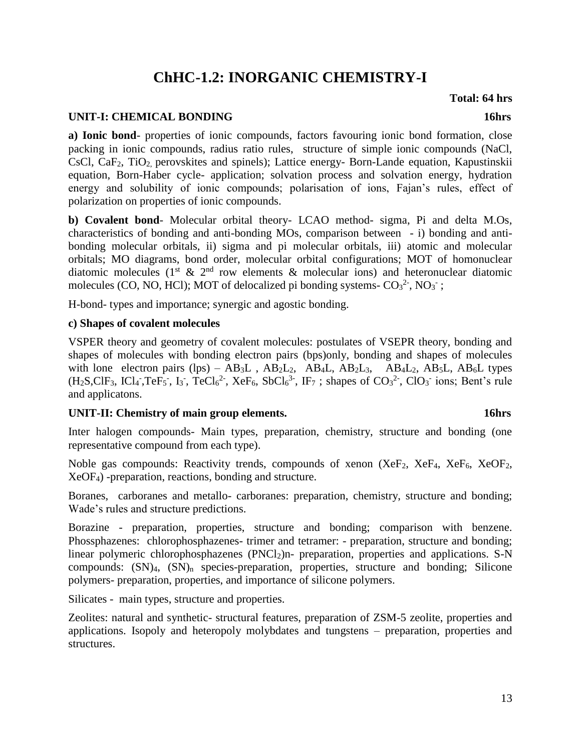# ChHC-1.2: INORGANIC CHEMISTRY-I

**Total: 64 hrs**

## UNIT-I: CHEMICAL BONDING 16hrs

**a) Ionic bond**- properties of ionic compounds, factors favouring ionic bond formation, close packing in ionic compounds, radius ratio rules, structure of simple ionic compounds (NaCl, CsCl, $CaF_2$, $TiO_2$, perovskites and spinels); Lattice energy- Born-Lande equation, Kapustinskii equation, Born-Haber cycle- application; solvation process and solvation energy, hydration energy and solubility of ionic compounds; polarisation of ions, Fajan's rules, effect of polarization on properties of ionic compounds.

**b) Covalent bond**- Molecular orbital theory- LCAO method- sigma, Pi and delta M.Os, characteristics of bonding and anti-bonding MOs, comparison between - i) bonding and anti-bonding molecular orbitals, ii) sigma and pi molecular orbitals, iii) atomic and molecular orbitals; MO diagrams, bond order, molecular orbital configurations; MOT of homonuclear diatomic molecules (1st & 2nd row elements & molecular ions) and heteronuclear diatomic molecules (CO, NO, HCl); MOT of delocalized pi bonding systems- $CO_3^{2-}$, $NO_3^-$ ;

H-bond- types and importance; synergic and agostic bonding.

**c) Shapes of covalent molecules**

VSPER theory and geometry of covalent molecules: postulates of VSEPR theory, bonding and shapes of molecules with bonding electron pairs (bps)only, bonding and shapes of molecules with lone electron pairs (lps) – $AB_3L$ , $AB_2L_2$, $AB_4L$, $AB_2L_3$, $AB_4L_2$, $AB_5L$, $AB_6L$ types ($H_2S$,$ClF_3$, $ICl_4^-$,$TeF_5^-$, $I_3^-$, $TeCl_6^{2-}$, $XeF_6$, $SbCl_6^{3-}$, $IF_7$ ; shapes of $CO_3^{2-}$, $ClO_3^-$ ions; Bent's rule and applicatons.

## UNIT-II: Chemistry of main group elements. 16hrs

Inter halogen compounds- Main types, preparation, chemistry, structure and bonding (one representative compound from each type).

Noble gas compounds: Reactivity trends, compounds of xenon ($XeF_2$, $XeF_4$, $XeF_6$, $XeOF_2$, $XeOF_4$) -preparation, reactions, bonding and structure.

Boranes, carboranes and metallo- carboranes: preparation, chemistry, structure and bonding; Wade's rules and structure predictions.

Borazine - preparation, properties, structure and bonding; comparison with benzene. Phossphazenes: chlorophosphazenes- trimer and tetramer: - preparation, structure and bonding; linear polymeric chlorophosphazenes $(PNCl_2)n$- preparation, properties and applications. S-N compounds: $(SN)_4$, $(SN)_n$ species-preparation, properties, structure and bonding; Silicone polymers- preparation, properties, and importance of silicone polymers.

Silicates - main types, structure and properties.

Zeolites: natural and synthetic- structural features, preparation of ZSM-5 zeolite, properties and applications. Isopoly and heteropoly molybdates and tungstens – preparation, properties and structures.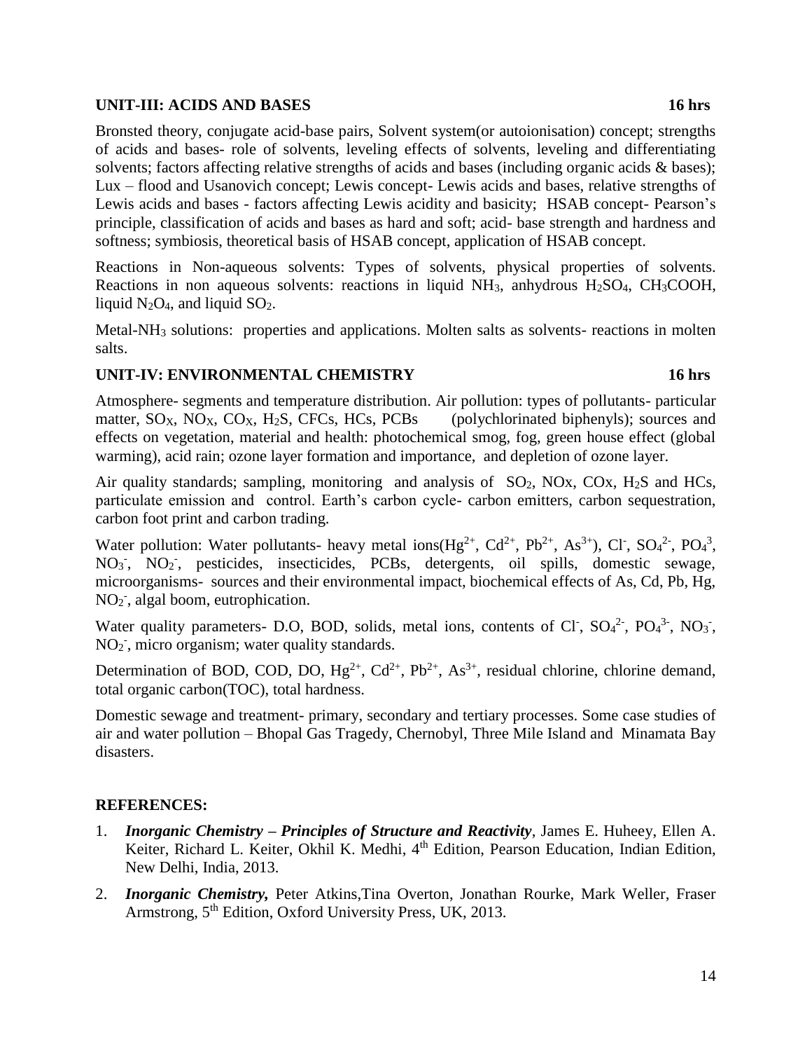**UNIT-III: ACIDS AND BASES 16 hrs**

Bronsted theory, conjugate acid-base pairs, Solvent system(or autoionisation) concept; strengths of acids and bases- role of solvents, leveling effects of solvents, leveling and differentiating solvents; factors affecting relative strengths of acids and bases (including organic acids & bases); Lux – flood and Usanovich concept; Lewis concept- Lewis acids and bases, relative strengths of Lewis acids and bases - factors affecting Lewis acidity and basicity; HSAB concept- Pearson's principle, classification of acids and bases as hard and soft; acid- base strength and hardness and softness; symbiosis, theoretical basis of HSAB concept, application of HSAB concept.

Reactions in Non-aqueous solvents: Types of solvents, physical properties of solvents. Reactions in non aqueous solvents: reactions in liquid $NH_3$, anhydrous $H_2SO_4$, $CH_3COOH$, liquid $N_2O_4$, and liquid $SO_2$.

Metal-$NH_3$ solutions: properties and applications. Molten salts as solvents- reactions in molten salts.

**UNIT-IV: ENVIRONMENTAL CHEMISTRY 16 hrs**

Atmosphere- segments and temperature distribution. Air pollution: types of pollutants- particular matter, $SO_X$, $NO_X$, $CO_X$, $H_2S$, CFCs, HCs, PCBs (polychlorinated biphenyls); sources and effects on vegetation, material and health: photochemical smog, fog, green house effect (global warming), acid rain; ozone layer formation and importance, and depletion of ozone layer.

Air quality standards; sampling, monitoring and analysis of $SO_2$, NOx, COx, $H_2S$ and HCs, particulate emission and control. Earth's carbon cycle- carbon emitters, carbon sequestration, carbon foot print and carbon trading.

Water pollution: Water pollutants- heavy metal ions($Hg^{2+}$, $Cd^{2+}$, $Pb^{2+}$, $As^{3+}$), $Cl^-$, $SO_4^{2-}$, $PO_4^{3}$, $NO_3^-$, $NO_2^-$, pesticides, insecticides, PCBs, detergents, oil spills, domestic sewage, microorganisms- sources and their environmental impact, biochemical effects of As, Cd, Pb, Hg, $NO_2^-$, algal boom, eutrophication.

Water quality parameters- D.O, BOD, solids, metal ions, contents of $Cl^-$, $SO_4^{2-}$, $PO_4^{3-}$, $NO_3^-$, $NO_2^-$, micro organism; water quality standards.

Determination of BOD, COD, DO, $Hg^{2+}$, $Cd^{2+}$, $Pb^{2+}$, $As^{3+}$, residual chlorine, chlorine demand, total organic carbon(TOC), total hardness.

Domestic sewage and treatment- primary, secondary and tertiary processes. Some case studies of air and water pollution – Bhopal Gas Tragedy, Chernobyl, Three Mile Island and Minamata Bay disasters.

**REFERENCES:**

1. ***Inorganic Chemistry – Principles of Structure and Reactivity***, James E. Huheey, Ellen A. Keiter, Richard L. Keiter, Okhil K. Medhi, 4th Edition, Pearson Education, Indian Edition, New Delhi, India, 2013.
2. ***Inorganic Chemistry,*** Peter Atkins,Tina Overton, Jonathan Rourke, Mark Weller, Fraser Armstrong, 5th Edition, Oxford University Press, UK, 2013.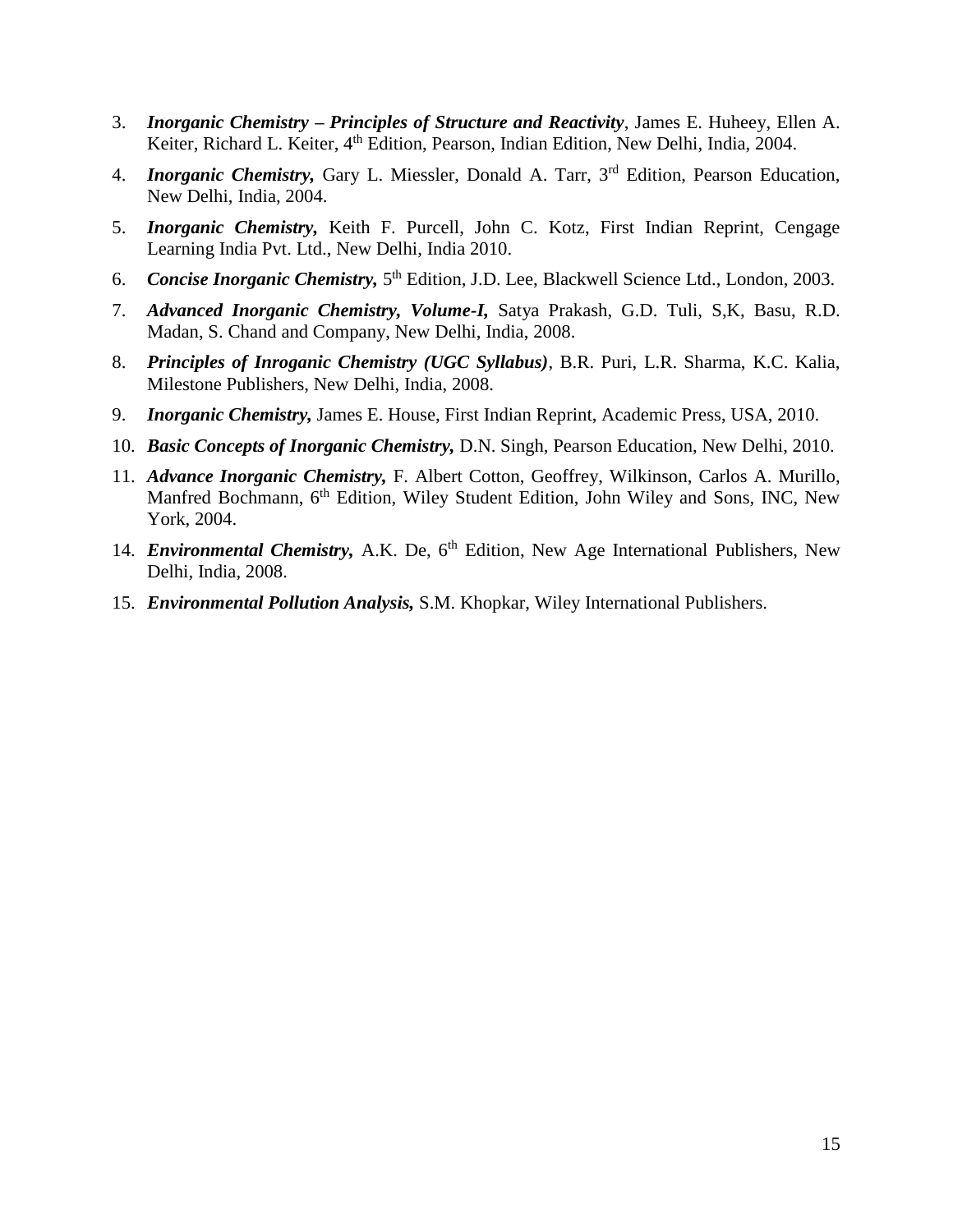3. ***Inorganic Chemistry – Principles of Structure and Reactivity***, James E. Huheey, Ellen A. Keiter, Richard L. Keiter, 4th Edition, Pearson, Indian Edition, New Delhi, India, 2004.
4. ***Inorganic Chemistry,*** Gary L. Miessler, Donald A. Tarr, 3rd Edition, Pearson Education, New Delhi, India, 2004.
5. ***Inorganic Chemistry,*** Keith F. Purcell, John C. Kotz, First Indian Reprint, Cengage Learning India Pvt. Ltd., New Delhi, India 2010.
6. ***Concise Inorganic Chemistry,*** 5th Edition, J.D. Lee, Blackwell Science Ltd., London, 2003.
7. ***Advanced Inorganic Chemistry, Volume-I,*** Satya Prakash, G.D. Tuli, S,K, Basu, R.D. Madan, S. Chand and Company, New Delhi, India, 2008.
8. ***Principles of Inroganic Chemistry (UGC Syllabus)***, B.R. Puri, L.R. Sharma, K.C. Kalia, Milestone Publishers, New Delhi, India, 2008.
9. ***Inorganic Chemistry,*** James E. House, First Indian Reprint, Academic Press, USA, 2010.
10. ***Basic Concepts of Inorganic Chemistry,*** D.N. Singh, Pearson Education, New Delhi, 2010.
11. ***Advance Inorganic Chemistry,*** F. Albert Cotton, Geoffrey, Wilkinson, Carlos A. Murillo, Manfred Bochmann, 6th Edition, Wiley Student Edition, John Wiley and Sons, INC, New York, 2004.

14. ***Environmental Chemistry,*** A.K. De, 6th Edition, New Age International Publishers, New Delhi, India, 2008.
15. ***Environmental Pollution Analysis,*** S.M. Khopkar, Wiley International Publishers.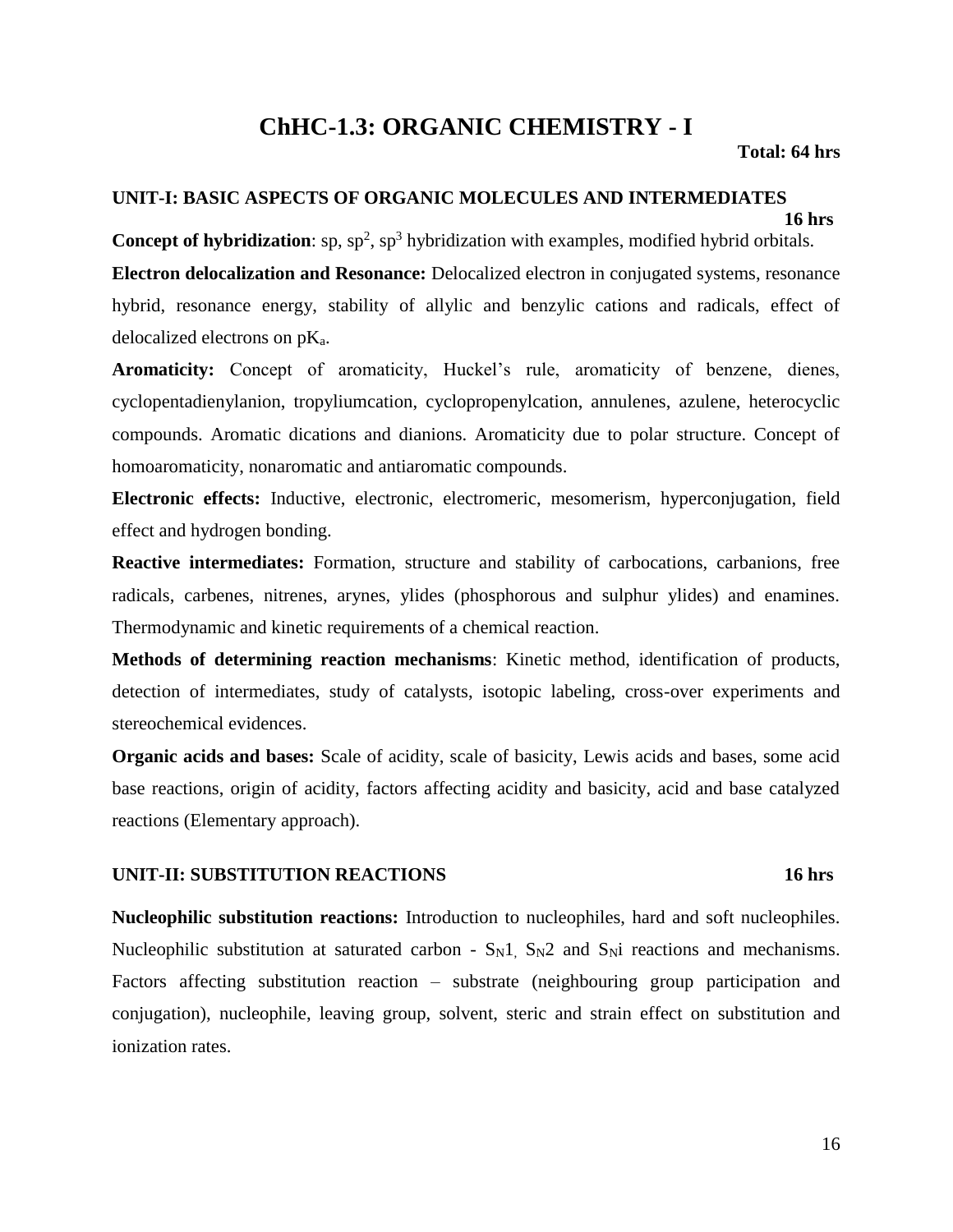# ChHC-1.3: ORGANIC CHEMISTRY - I

**Total: 64 hrs**

## UNIT-I: BASIC ASPECTS OF ORGANIC MOLECULES AND INTERMEDIATES

**16 hrs**

**Concept of hybridization**: sp, $sp^2$, $sp^3$ hybridization with examples, modified hybrid orbitals.

**Electron delocalization and Resonance:** Delocalized electron in conjugated systems, resonance hybrid, resonance energy, stability of allylic and benzylic cations and radicals, effect of delocalized electrons on $pK_a$.

**Aromaticity:** Concept of aromaticity, Huckel's rule, aromaticity of benzene, dienes, cyclopentadienylanion, tropyliumcation, cyclopropenylcation, annulenes, azulene, heterocyclic compounds. Aromatic dications and dianions. Aromaticity due to polar structure. Concept of homoaromaticity, nonaromatic and antiaromatic compounds.

**Electronic effects:** Inductive, electronic, electromeric, mesomerism, hyperconjugation, field effect and hydrogen bonding.

**Reactive intermediates:** Formation, structure and stability of carbocations, carbanions, free radicals, carbenes, nitrenes, arynes, ylides (phosphorous and sulphur ylides) and enamines. Thermodynamic and kinetic requirements of a chemical reaction.

**Methods of determining reaction mechanisms**: Kinetic method, identification of products, detection of intermediates, study of catalysts, isotopic labeling, cross-over experiments and stereochemical evidences.

**Organic acids and bases:** Scale of acidity, scale of basicity, Lewis acids and bases, some acid base reactions, origin of acidity, factors affecting acidity and basicity, acid and base catalyzed reactions (Elementary approach).

## UNIT-II: SUBSTITUTION REACTIONS 16 hrs

**Nucleophilic substitution reactions:** Introduction to nucleophiles, hard and soft nucleophiles. Nucleophilic substitution at saturated carbon - $S_N1$, $S_N2$ and $S_Ni$ reactions and mechanisms. Factors affecting substitution reaction – substrate (neighbouring group participation and conjugation), nucleophile, leaving group, solvent, steric and strain effect on substitution and ionization rates.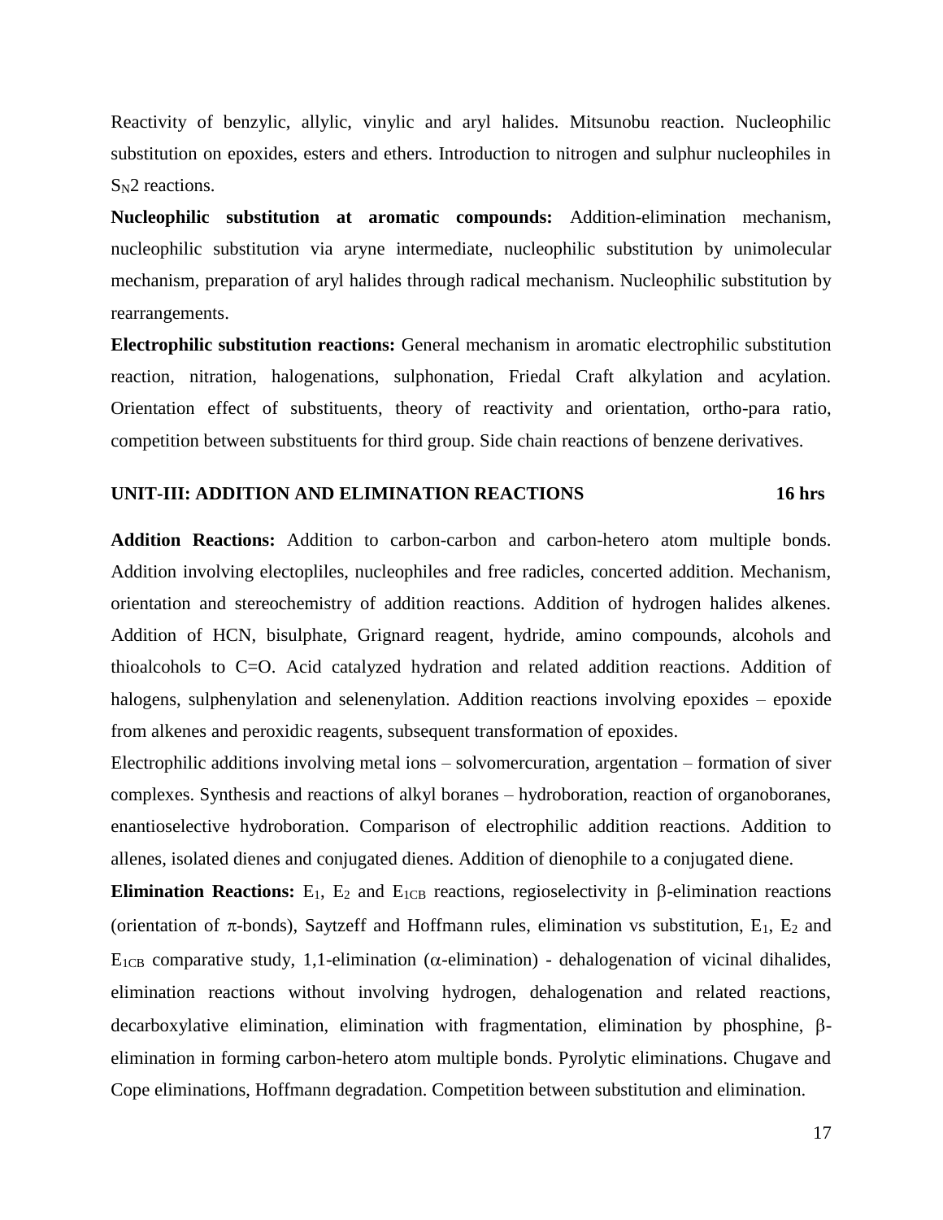Reactivity of benzylic, allylic, vinylic and aryl halides. Mitsunobu reaction. Nucleophilic substitution on epoxides, esters and ethers. Introduction to nitrogen and sulphur nucleophiles in $S_N2$ reactions.

**Nucleophilic substitution at aromatic compounds:** Addition-elimination mechanism, nucleophilic substitution via aryne intermediate, nucleophilic substitution by unimolecular mechanism, preparation of aryl halides through radical mechanism. Nucleophilic substitution by rearrangements.

**Electrophilic substitution reactions:** General mechanism in aromatic electrophilic substitution reaction, nitration, halogenations, sulphonation, Friedal Craft alkylation and acylation. Orientation effect of substituents, theory of reactivity and orientation, ortho-para ratio, competition between substituents for third group. Side chain reactions of benzene derivatives.

## UNIT-III: ADDITION AND ELIMINATION REACTIONS 16 hrs

**Addition Reactions:** Addition to carbon-carbon and carbon-hetero atom multiple bonds. Addition involving electopliles, nucleophiles and free radicles, concerted addition. Mechanism, orientation and stereochemistry of addition reactions. Addition of hydrogen halides alkenes. Addition of HCN, bisulphate, Grignard reagent, hydride, amino compounds, alcohols and thioalcohols to C=O. Acid catalyzed hydration and related addition reactions. Addition of halogens, sulphenylation and selenenylation. Addition reactions involving epoxides – epoxide from alkenes and peroxidic reagents, subsequent transformation of epoxides.

Electrophilic additions involving metal ions – solvomercuration, argentation – formation of siver complexes. Synthesis and reactions of alkyl boranes – hydroboration, reaction of organoboranes, enantioselective hydroboration. Comparison of electrophilic addition reactions. Addition to allenes, isolated dienes and conjugated dienes. Addition of dienophile to a conjugated diene.

**Elimination Reactions:** $E_1$, $E_2$ and $E_{1CB}$ reactions, regioselectivity in $\beta$-elimination reactions (orientation of $\pi$-bonds), Saytzeff and Hoffmann rules, elimination vs substitution, $E_1$, $E_2$ and $E_{1CB}$ comparative study, 1,1-elimination ($\alpha$-elimination) - dehalogenation of vicinal dihalides, elimination reactions without involving hydrogen, dehalogenation and related reactions, decarboxylative elimination, elimination with fragmentation, elimination by phosphine, $\beta$-elimination in forming carbon-hetero atom multiple bonds. Pyrolytic eliminations. Chugave and Cope eliminations, Hoffmann degradation. Competition between substitution and elimination.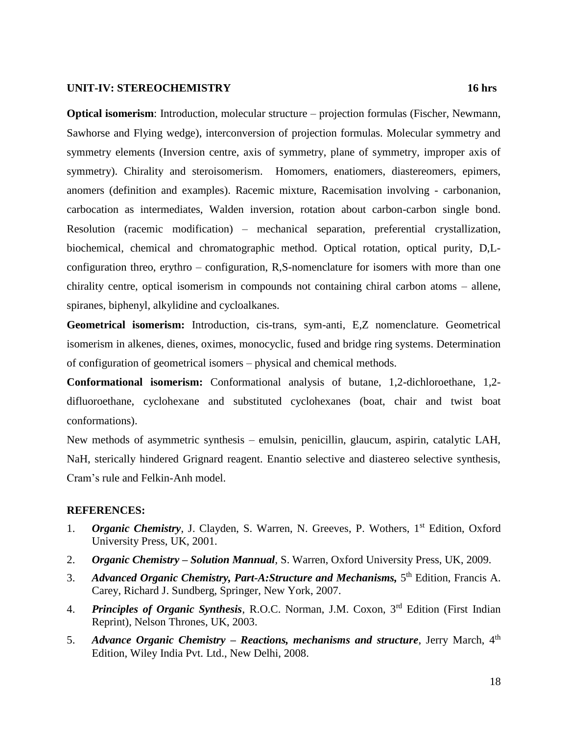**UNIT-IV: STEREOCHEMISTRY 16 hrs**

**Optical isomerism**: Introduction, molecular structure – projection formulas (Fischer, Newmann, Sawhorse and Flying wedge), interconversion of projection formulas. Molecular symmetry and symmetry elements (Inversion centre, axis of symmetry, plane of symmetry, improper axis of symmetry). Chirality and steroisomerism. Homomers, enatiomers, diastereomers, epimers, anomers (definition and examples). Racemic mixture, Racemisation involving - carbonanion, carbocation as intermediates, Walden inversion, rotation about carbon-carbon single bond. Resolution (racemic modification) – mechanical separation, preferential crystallization, biochemical, chemical and chromatographic method. Optical rotation, optical purity, D,L-configuration threo, erythro – configuration, R,S-nomenclature for isomers with more than one chirality centre, optical isomerism in compounds not containing chiral carbon atoms – allene, spiranes, biphenyl, alkylidine and cycloalkanes.

**Geometrical isomerism:** Introduction, cis-trans, sym-anti, E,Z nomenclature. Geometrical isomerism in alkenes, dienes, oximes, monocyclic, fused and bridge ring systems. Determination of configuration of geometrical isomers – physical and chemical methods.

**Conformational isomerism:** Conformational analysis of butane, 1,2-dichloroethane, 1,2-difluoroethane, cyclohexane and substituted cyclohexanes (boat, chair and twist boat conformations).

New methods of asymmetric synthesis – emulsin, penicillin, glaucum, aspirin, catalytic LAH, NaH, sterically hindered Grignard reagent. Enantio selective and diastereo selective synthesis, Cram's rule and Felkin-Anh model.

**REFERENCES:**

1. ***Organic Chemistry***, J. Clayden, S. Warren, N. Greeves, P. Wothers, 1st Edition, Oxford University Press, UK, 2001.
2. ***Organic Chemistry – Solution Mannual***, S. Warren, Oxford University Press, UK, 2009.
3. ***Advanced Organic Chemistry, Part-A:Structure and Mechanisms,*** 5th Edition, Francis A. Carey, Richard J. Sundberg, Springer, New York, 2007.
4. ***Principles of Organic Synthesis***, R.O.C. Norman, J.M. Coxon, 3rd Edition (First Indian Reprint), Nelson Thrones, UK, 2003.
5. ***Advance Organic Chemistry – Reactions, mechanisms and structure***, Jerry March, 4th Edition, Wiley India Pvt. Ltd., New Delhi, 2008.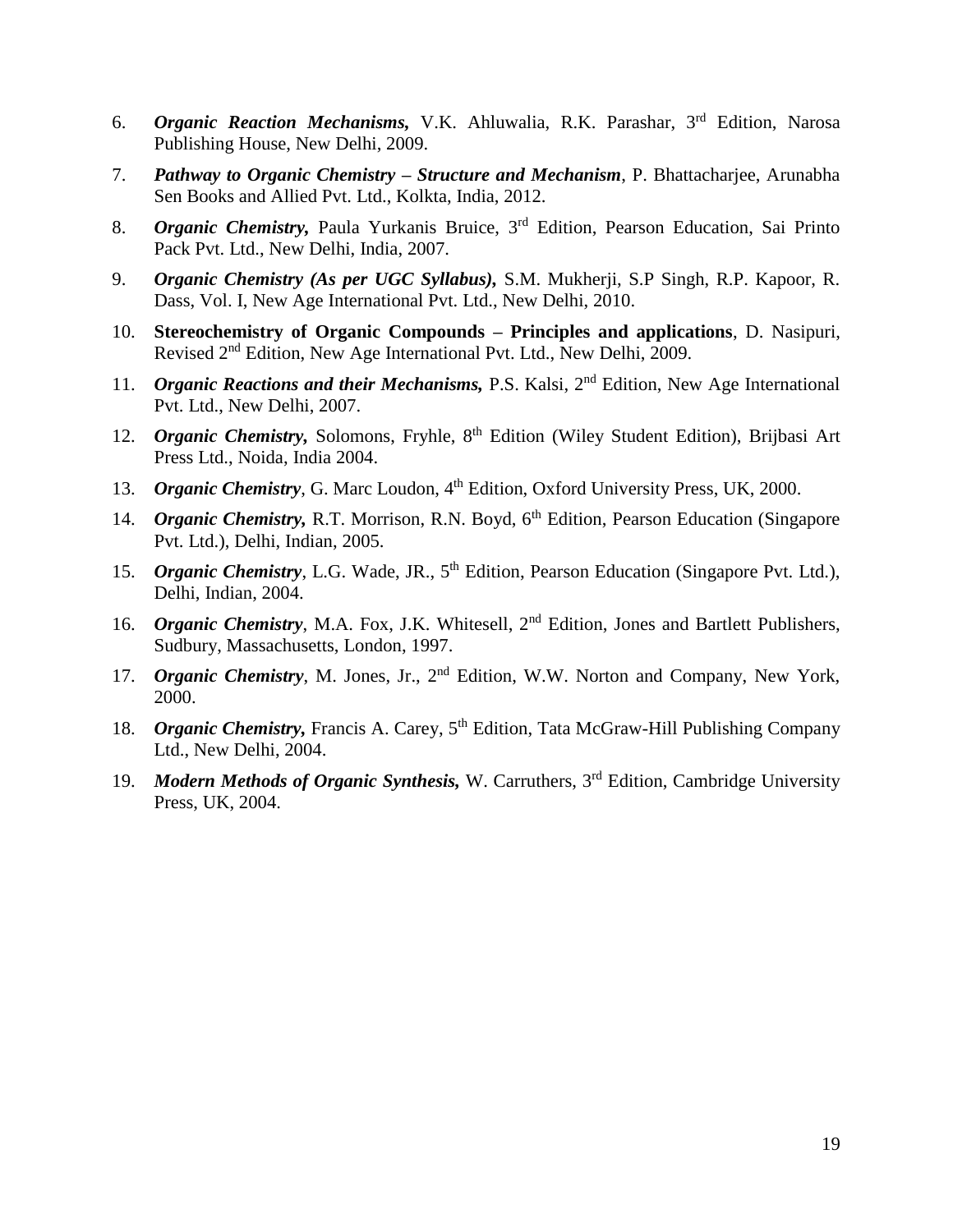6. ***Organic Reaction Mechanisms,*** V.K. Ahluwalia, R.K. Parashar, 3rd Edition, Narosa Publishing House, New Delhi, 2009.
7. ***Pathway to Organic Chemistry – Structure and Mechanism***, P. Bhattacharjee, Arunabha Sen Books and Allied Pvt. Ltd., Kolkta, India, 2012.
8. ***Organic Chemistry,*** Paula Yurkanis Bruice, 3rd Edition, Pearson Education, Sai Printo Pack Pvt. Ltd., New Delhi, India, 2007.
9. ***Organic Chemistry (As per UGC Syllabus),*** S.M. Mukherji, S.P Singh, R.P. Kapoor, R. Dass, Vol. I, New Age International Pvt. Ltd., New Delhi, 2010.
10. **Stereochemistry of Organic Compounds – Principles and applications**, D. Nasipuri, Revised 2nd Edition, New Age International Pvt. Ltd., New Delhi, 2009.
11. ***Organic Reactions and their Mechanisms,*** P.S. Kalsi, 2nd Edition, New Age International Pvt. Ltd., New Delhi, 2007.
12. ***Organic Chemistry,*** Solomons, Fryhle, 8th Edition (Wiley Student Edition), Brijbasi Art Press Ltd., Noida, India 2004.
13. ***Organic Chemistry***, G. Marc Loudon, 4th Edition, Oxford University Press, UK, 2000.
14. ***Organic Chemistry,*** R.T. Morrison, R.N. Boyd, 6th Edition, Pearson Education (Singapore Pvt. Ltd.), Delhi, Indian, 2005.
15. ***Organic Chemistry***, L.G. Wade, JR., 5th Edition, Pearson Education (Singapore Pvt. Ltd.), Delhi, Indian, 2004.
16. ***Organic Chemistry***, M.A. Fox, J.K. Whitesell, 2nd Edition, Jones and Bartlett Publishers, Sudbury, Massachusetts, London, 1997.
17. ***Organic Chemistry***, M. Jones, Jr., 2nd Edition, W.W. Norton and Company, New York, 2000.
18. ***Organic Chemistry,*** Francis A. Carey, 5th Edition, Tata McGraw-Hill Publishing Company Ltd., New Delhi, 2004.
19. ***Modern Methods of Organic Synthesis,*** W. Carruthers, 3rd Edition, Cambridge University Press, UK, 2004.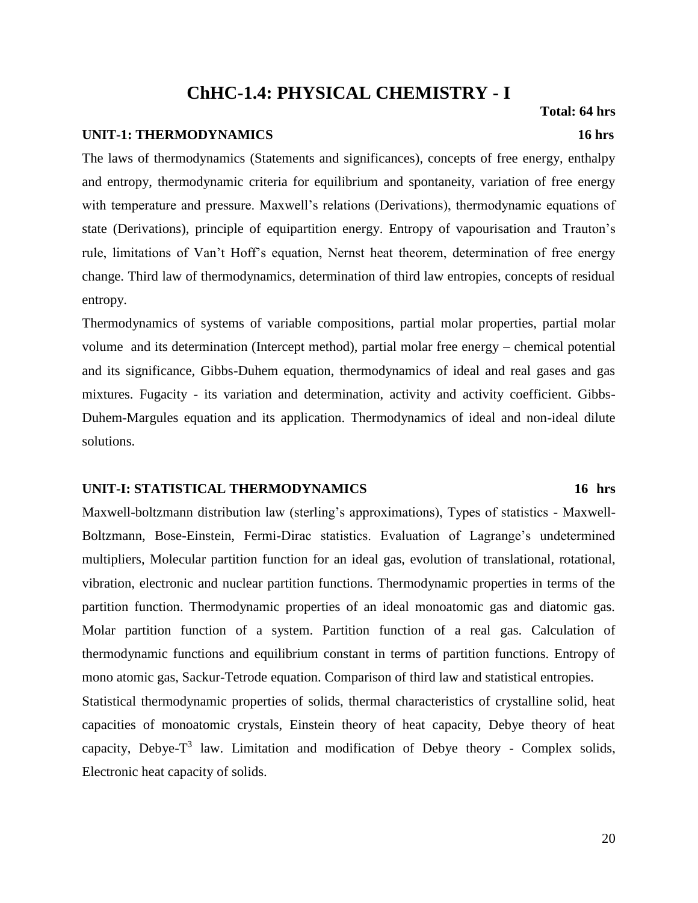# ChHC-1.4: PHYSICAL CHEMISTRY - I

**Total: 64 hrs**

**UNIT-1: THERMODYNAMICS 16 hrs**

The laws of thermodynamics (Statements and significances), concepts of free energy, enthalpy and entropy, thermodynamic criteria for equilibrium and spontaneity, variation of free energy with temperature and pressure. Maxwell's relations (Derivations), thermodynamic equations of state (Derivations), principle of equipartition energy. Entropy of vapourisation and Trauton's rule, limitations of Van't Hoff's equation, Nernst heat theorem, determination of free energy change. Third law of thermodynamics, determination of third law entropies, concepts of residual entropy.

Thermodynamics of systems of variable compositions, partial molar properties, partial molar volume and its determination (Intercept method), partial molar free energy – chemical potential and its significance, Gibbs-Duhem equation, thermodynamics of ideal and real gases and gas mixtures. Fugacity - its variation and determination, activity and activity coefficient. Gibbs-Duhem-Margules equation and its application. Thermodynamics of ideal and non-ideal dilute solutions.

**UNIT-I: STATISTICAL THERMODYNAMICS 16 hrs**

Maxwell-boltzmann distribution law (sterling's approximations), Types of statistics - Maxwell-Boltzmann, Bose-Einstein, Fermi-Dirac statistics. Evaluation of Lagrange's undetermined multipliers, Molecular partition function for an ideal gas, evolution of translational, rotational, vibration, electronic and nuclear partition functions. Thermodynamic properties in terms of the partition function. Thermodynamic properties of an ideal monoatomic gas and diatomic gas. Molar partition function of a system. Partition function of a real gas. Calculation of thermodynamic functions and equilibrium constant in terms of partition functions. Entropy of mono atomic gas, Sackur-Tetrode equation. Comparison of third law and statistical entropies.

Statistical thermodynamic properties of solids, thermal characteristics of crystalline solid, heat capacities of monoatomic crystals, Einstein theory of heat capacity, Debye theory of heat capacity, Debye-$T^3$ law. Limitation and modification of Debye theory - Complex solids, Electronic heat capacity of solids.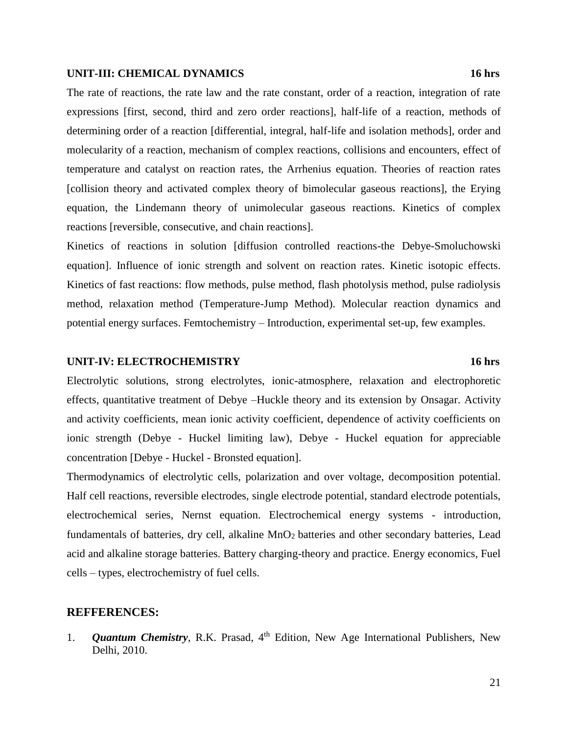**UNIT-III: CHEMICAL DYNAMICS** **16 hrs**

The rate of reactions, the rate law and the rate constant, order of a reaction, integration of rate expressions [first, second, third and zero order reactions], half-life of a reaction, methods of determining order of a reaction [differential, integral, half-life and isolation methods], order and molecularity of a reaction, mechanism of complex reactions, collisions and encounters, effect of temperature and catalyst on reaction rates, the Arrhenius equation. Theories of reaction rates [collision theory and activated complex theory of bimolecular gaseous reactions], the Erying equation, the Lindemann theory of unimolecular gaseous reactions. Kinetics of complex reactions [reversible, consecutive, and chain reactions].

Kinetics of reactions in solution [diffusion controlled reactions-the Debye-Smoluchowski equation]. Influence of ionic strength and solvent on reaction rates. Kinetic isotopic effects. Kinetics of fast reactions: flow methods, pulse method, flash photolysis method, pulse radiolysis method, relaxation method (Temperature-Jump Method). Molecular reaction dynamics and potential energy surfaces. Femtochemistry – Introduction, experimental set-up, few examples.

**UNIT-IV: ELECTROCHEMISTRY** **16 hrs**

Electrolytic solutions, strong electrolytes, ionic-atmosphere, relaxation and electrophoretic effects, quantitative treatment of Debye –Huckle theory and its extension by Onsagar. Activity and activity coefficients, mean ionic activity coefficient, dependence of activity coefficients on ionic strength (Debye - Huckel limiting law), Debye - Huckel equation for appreciable concentration [Debye - Huckel - Bronsted equation].

Thermodynamics of electrolytic cells, polarization and over voltage, decomposition potential. Half cell reactions, reversible electrodes, single electrode potential, standard electrode potentials, electrochemical series, Nernst equation. Electrochemical energy systems - introduction, fundamentals of batteries, dry cell, alkaline $MnO_2$ batteries and other secondary batteries, Lead acid and alkaline storage batteries. Battery charging-theory and practice. Energy economics, Fuel cells – types, electrochemistry of fuel cells.

## REFFERENCES:

1. ***Quantum Chemistry***, R.K. Prasad, 4th Edition, New Age International Publishers, New Delhi, 2010.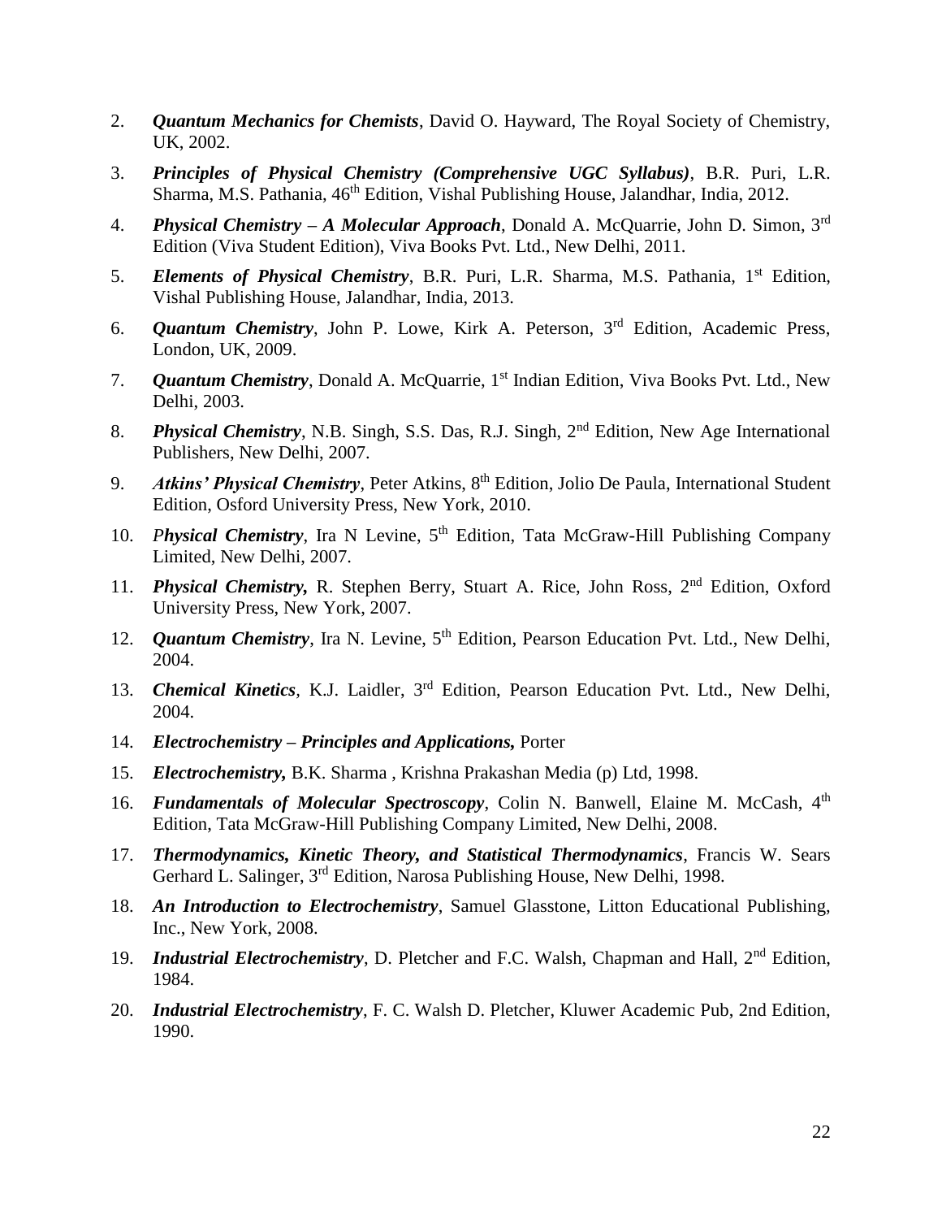2. ***Quantum Mechanics for Chemists***, David O. Hayward, The Royal Society of Chemistry, UK, 2002.
3. ***Principles of Physical Chemistry (Comprehensive UGC Syllabus)***, B.R. Puri, L.R. Sharma, M.S. Pathania, 46th Edition, Vishal Publishing House, Jalandhar, India, 2012.
4. ***Physical Chemistry – A Molecular Approach***, Donald A. McQuarrie, John D. Simon, 3rd Edition (Viva Student Edition), Viva Books Pvt. Ltd., New Delhi, 2011.
5. ***Elements of Physical Chemistry***, B.R. Puri, L.R. Sharma, M.S. Pathania, 1st Edition, Vishal Publishing House, Jalandhar, India, 2013.
6. ***Quantum Chemistry***, John P. Lowe, Kirk A. Peterson, 3rd Edition, Academic Press, London, UK, 2009.
7. ***Quantum Chemistry***, Donald A. McQuarrie, 1st Indian Edition, Viva Books Pvt. Ltd., New Delhi, 2003.
8. ***Physical Chemistry***, N.B. Singh, S.S. Das, R.J. Singh, 2nd Edition, New Age International Publishers, New Delhi, 2007.
9. ***Atkins' Physical Chemistry***, Peter Atkins, 8th Edition, Jolio De Paula, International Student Edition, Osford University Press, New York, 2010.
10. ***Physical Chemistry***, Ira N Levine, 5th Edition, Tata McGraw-Hill Publishing Company Limited, New Delhi, 2007.
11. ***Physical Chemistry,*** R. Stephen Berry, Stuart A. Rice, John Ross, 2nd Edition, Oxford University Press, New York, 2007.
12. ***Quantum Chemistry***, Ira N. Levine, 5th Edition, Pearson Education Pvt. Ltd., New Delhi, 2004.
13. ***Chemical Kinetics***, K.J. Laidler, 3rd Edition, Pearson Education Pvt. Ltd., New Delhi, 2004.
14. ***Electrochemistry – Principles and Applications,*** Porter
15. ***Electrochemistry,*** B.K. Sharma , Krishna Prakashan Media (p) Ltd, 1998.
16. ***Fundamentals of Molecular Spectroscopy***, Colin N. Banwell, Elaine M. McCash, 4th Edition, Tata McGraw-Hill Publishing Company Limited, New Delhi, 2008.
17. ***Thermodynamics, Kinetic Theory, and Statistical Thermodynamics***, Francis W. Sears Gerhard L. Salinger, 3rd Edition, Narosa Publishing House, New Delhi, 1998.
18. ***An Introduction to Electrochemistry***, Samuel Glasstone, Litton Educational Publishing, Inc., New York, 2008.
19. ***Industrial Electrochemistry***, D. Pletcher and F.C. Walsh, Chapman and Hall, 2nd Edition, 1984.
20. ***Industrial Electrochemistry***, F. C. Walsh D. Pletcher, Kluwer Academic Pub, 2nd Edition, 1990.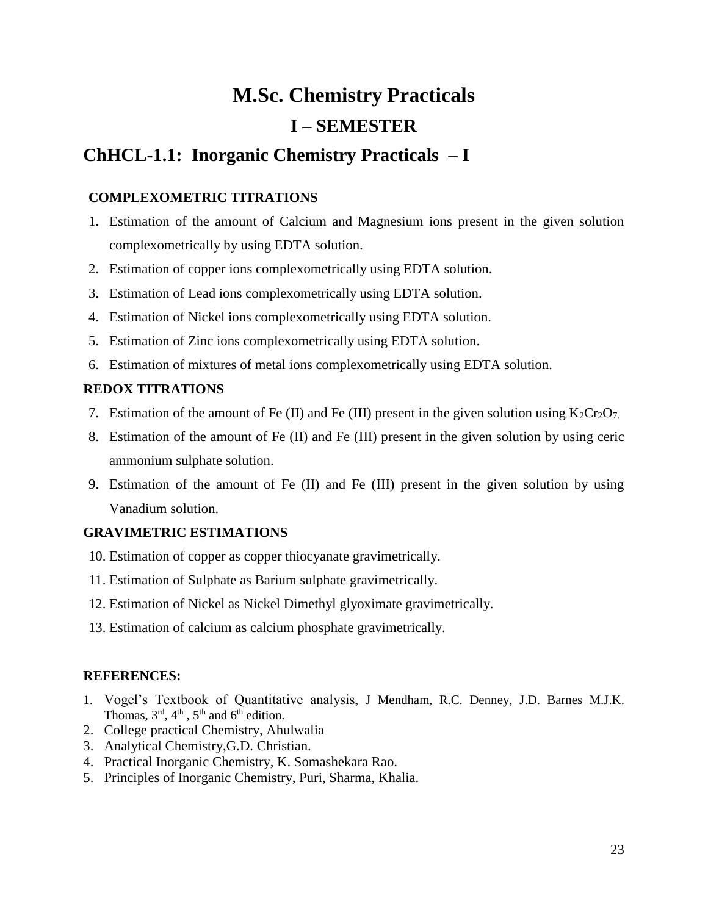# M.Sc. Chemistry Practicals

## I – SEMESTER

## ChHCL-1.1: Inorganic Chemistry Practicals – I

### COMPLEXOMETRIC TITRATIONS

1. Estimation of the amount of Calcium and Magnesium ions present in the given solution complexometrically by using EDTA solution.
2. Estimation of copper ions complexometrically using EDTA solution.
3. Estimation of Lead ions complexometrically using EDTA solution.
4. Estimation of Nickel ions complexometrically using EDTA solution.
5. Estimation of Zinc ions complexometrically using EDTA solution.
6. Estimation of mixtures of metal ions complexometrically using EDTA solution.

### REDOX TITRATIONS

7. Estimation of the amount of Fe (II) and Fe (III) present in the given solution using $K_2Cr_2O_7$.
8. Estimation of the amount of Fe (II) and Fe (III) present in the given solution by using ceric ammonium sulphate solution.
9. Estimation of the amount of Fe (II) and Fe (III) present in the given solution by using Vanadium solution.

### GRAVIMETRIC ESTIMATIONS

10. Estimation of copper as copper thiocyanate gravimetrically.
11. Estimation of Sulphate as Barium sulphate gravimetrically.
12. Estimation of Nickel as Nickel Dimethyl glyoximate gravimetrically.
13. Estimation of calcium as calcium phosphate gravimetrically.

### REFERENCES:

1. Vogel's Textbook of Quantitative analysis, J Mendham, R.C. Denney, J.D. Barnes M.J.K. Thomas, 3rd, 4th, 5th and 6th edition.
2. College practical Chemistry, Ahulwalia
3. Analytical Chemistry,G.D. Christian.
4. Practical Inorganic Chemistry, K. Somashekara Rao.
5. Principles of Inorganic Chemistry, Puri, Sharma, Khalia.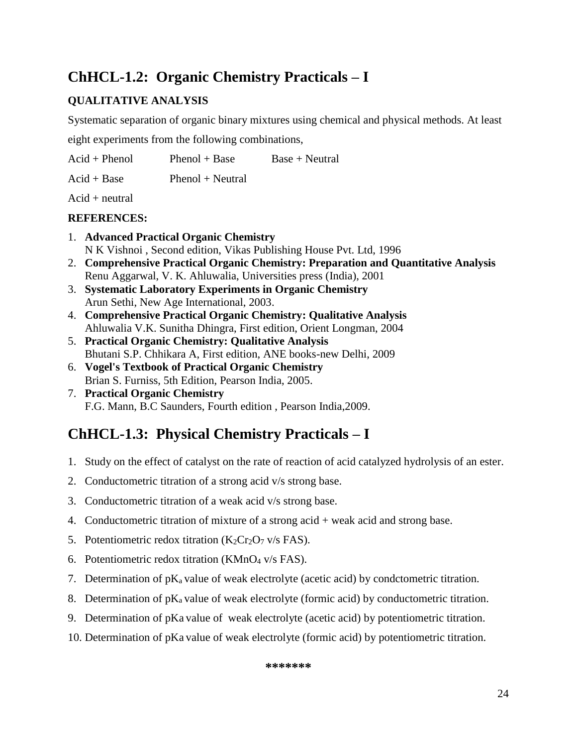## ChHCL-1.2: Organic Chemistry Practicals – I

### QUALITATIVE ANALYSIS

Systematic separation of organic binary mixtures using chemical and physical methods. At least eight experiments from the following combinations,

Acid + Phenol    Phenol + Base    Base + Neutral

Acid + Base    Phenol + Neutral

Acid + neutral

### REFERENCES:

1. **Advanced Practical Organic Chemistry**
   N K Vishnoi , Second edition, Vikas Publishing House Pvt. Ltd, 1996
2. **Comprehensive Practical Organic Chemistry: Preparation and Quantitative Analysis**
   Renu Aggarwal, V. K. Ahluwalia, Universities press (India), 2001
3. **Systematic Laboratory Experiments in Organic Chemistry**
   Arun Sethi, New Age International, 2003.
4. **Comprehensive Practical Organic Chemistry: Qualitative Analysis**
   Ahluwalia V.K. Sunitha Dhingra, First edition, Orient Longman, 2004
5. **Practical Organic Chemistry: Qualitative Analysis**
   Bhutani S.P. Chhikara A, First edition, ANE books-new Delhi, 2009
6. **Vogel's Textbook of Practical Organic Chemistry**
   Brian S. Furniss, 5th Edition, Pearson India, 2005.
7. **Practical Organic Chemistry**
   F.G. Mann, B.C Saunders, Fourth edition , Pearson India,2009.

## ChHCL-1.3: Physical Chemistry Practicals – I

1. Study on the effect of catalyst on the rate of reaction of acid catalyzed hydrolysis of an ester.
2. Conductometric titration of a strong acid v/s strong base.
3. Conductometric titration of a weak acid v/s strong base.
4. Conductometric titration of mixture of a strong acid + weak acid and strong base.
5. Potentiometric redox titration ($K_2Cr_2O_7$ v/s FAS).
6. Potentiometric redox titration ($KMnO_4$ v/s FAS).
7. Determination of $pK_a$ value of weak electrolyte (acetic acid) by condctometric titration.
8. Determination of $pK_a$ value of weak electrolyte (formic acid) by conductometric titration.
9. Determination of pKa value of weak electrolyte (acetic acid) by potentiometric titration.
10. Determination of pKa value of weak electrolyte (formic acid) by potentiometric titration.

*******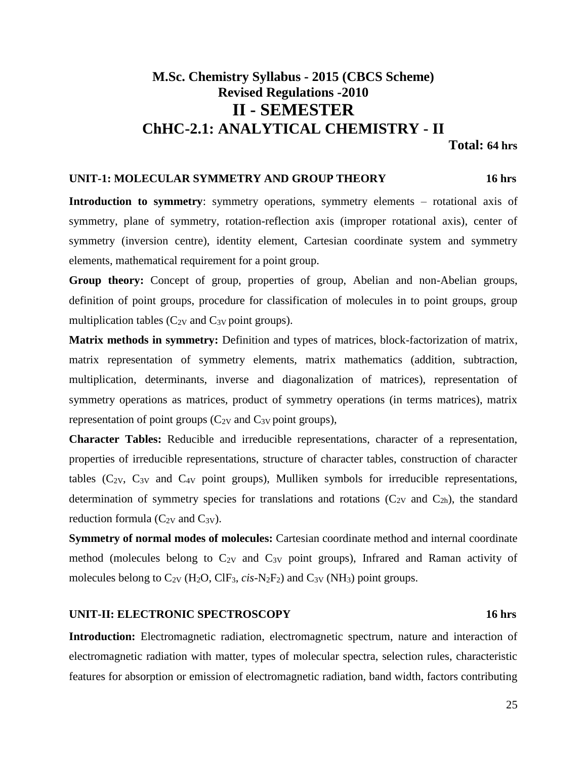# M.Sc. Chemistry Syllabus - 2015 (CBCS Scheme)
## Revised Regulations -2010
# II - SEMESTER
# ChHC-2.1: ANALYTICAL CHEMISTRY - II

**Total: 64 hrs**

### UNIT-1: MOLECULAR SYMMETRY AND GROUP THEORY 16 hrs

**Introduction to symmetry**: symmetry operations, symmetry elements – rotational axis of symmetry, plane of symmetry, rotation-reflection axis (improper rotational axis), center of symmetry (inversion centre), identity element, Cartesian coordinate system and symmetry elements, mathematical requirement for a point group.

**Group theory:** Concept of group, properties of group, Abelian and non-Abelian groups, definition of point groups, procedure for classification of molecules in to point groups, group multiplication tables ($C_{2V}$ and $C_{3V}$ point groups).

**Matrix methods in symmetry:** Definition and types of matrices, block-factorization of matrix, matrix representation of symmetry elements, matrix mathematics (addition, subtraction, multiplication, determinants, inverse and diagonalization of matrices), representation of symmetry operations as matrices, product of symmetry operations (in terms matrices), matrix representation of point groups ($C_{2V}$ and $C_{3V}$ point groups),

**Character Tables:** Reducible and irreducible representations, character of a representation, properties of irreducible representations, structure of character tables, construction of character tables ($C_{2V}$, $C_{3V}$ and $C_{4V}$ point groups), Mulliken symbols for irreducible representations, determination of symmetry species for translations and rotations ($C_{2V}$ and $C_{2h}$), the standard reduction formula ($C_{2V}$ and $C_{3V}$).

**Symmetry of normal modes of molecules:** Cartesian coordinate method and internal coordinate method (molecules belong to $C_{2V}$ and $C_{3V}$ point groups), Infrared and Raman activity of molecules belong to $C_{2V}$ ($H_2O$, $ClF_3$, *cis*-$N_2F_2$) and $C_{3V}$ ($NH_3$) point groups.

### UNIT-II: ELECTRONIC SPECTROSCOPY 16 hrs

**Introduction:** Electromagnetic radiation, electromagnetic spectrum, nature and interaction of electromagnetic radiation with matter, types of molecular spectra, selection rules, characteristic features for absorption or emission of electromagnetic radiation, band width, factors contributing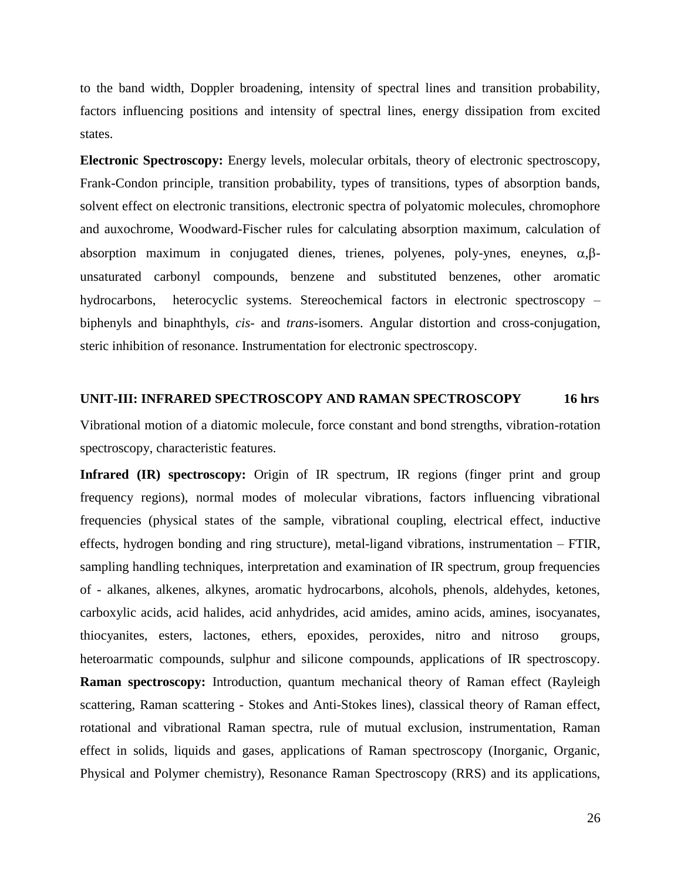to the band width, Doppler broadening, intensity of spectral lines and transition probability, factors influencing positions and intensity of spectral lines, energy dissipation from excited states.

**Electronic Spectroscopy:** Energy levels, molecular orbitals, theory of electronic spectroscopy, Frank-Condon principle, transition probability, types of transitions, types of absorption bands, solvent effect on electronic transitions, electronic spectra of polyatomic molecules, chromophore and auxochrome, Woodward-Fischer rules for calculating absorption maximum, calculation of absorption maximum in conjugated dienes, trienes, polyenes, poly-ynes, eneynes, $\alpha,\beta$-unsaturated carbonyl compounds, benzene and substituted benzenes, other aromatic hydrocarbons, heterocyclic systems. Stereochemical factors in electronic spectroscopy – biphenyls and binaphthyls, *cis*- and *trans*-isomers. Angular distortion and cross-conjugation, steric inhibition of resonance. Instrumentation for electronic spectroscopy.

### UNIT-III: INFRARED SPECTROSCOPY AND RAMAN SPECTROSCOPY 16 hrs

Vibrational motion of a diatomic molecule, force constant and bond strengths, vibration-rotation spectroscopy, characteristic features.

**Infrared (IR) spectroscopy:** Origin of IR spectrum, IR regions (finger print and group frequency regions), normal modes of molecular vibrations, factors influencing vibrational frequencies (physical states of the sample, vibrational coupling, electrical effect, inductive effects, hydrogen bonding and ring structure), metal-ligand vibrations, instrumentation – FTIR, sampling handling techniques, interpretation and examination of IR spectrum, group frequencies of - alkanes, alkenes, alkynes, aromatic hydrocarbons, alcohols, phenols, aldehydes, ketones, carboxylic acids, acid halides, acid anhydrides, acid amides, amino acids, amines, isocyanates, thiocyanites, esters, lactones, ethers, epoxides, peroxides, nitro and nitroso groups, heteroarmatic compounds, sulphur and silicone compounds, applications of IR spectroscopy. **Raman spectroscopy:** Introduction, quantum mechanical theory of Raman effect (Rayleigh scattering, Raman scattering - Stokes and Anti-Stokes lines), classical theory of Raman effect, rotational and vibrational Raman spectra, rule of mutual exclusion, instrumentation, Raman effect in solids, liquids and gases, applications of Raman spectroscopy (Inorganic, Organic, Physical and Polymer chemistry), Resonance Raman Spectroscopy (RRS) and its applications,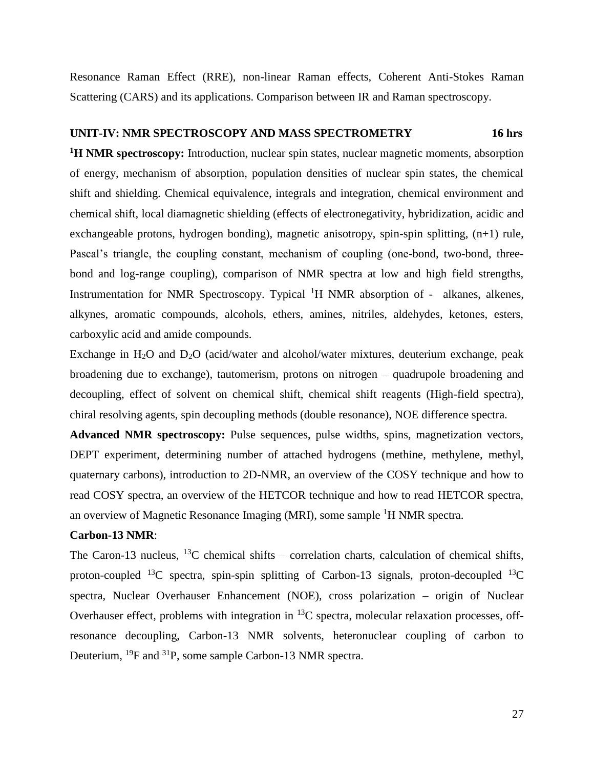Resonance Raman Effect (RRE), non-linear Raman effects, Coherent Anti-Stokes Raman Scattering (CARS) and its applications. Comparison between IR and Raman spectroscopy.

## UNIT-IV: NMR SPECTROSCOPY AND MASS SPECTROMETRY 16 hrs

**$^{1}$H NMR spectroscopy:** Introduction, nuclear spin states, nuclear magnetic moments, absorption of energy, mechanism of absorption, population densities of nuclear spin states, the chemical shift and shielding. Chemical equivalence, integrals and integration, chemical environment and chemical shift, local diamagnetic shielding (effects of electronegativity, hybridization, acidic and exchangeable protons, hydrogen bonding), magnetic anisotropy, spin-spin splitting, (n+1) rule, Pascal's triangle, the coupling constant, mechanism of coupling (one-bond, two-bond, three-bond and log-range coupling), comparison of NMR spectra at low and high field strengths, Instrumentation for NMR Spectroscopy. Typical $^{1}$H NMR absorption of - alkanes, alkenes, alkynes, aromatic compounds, alcohols, ethers, amines, nitriles, aldehydes, ketones, esters, carboxylic acid and amide compounds.

Exchange in $H_2O$ and $D_2O$ (acid/water and alcohol/water mixtures, deuterium exchange, peak broadening due to exchange), tautomerism, protons on nitrogen – quadrupole broadening and decoupling, effect of solvent on chemical shift, chemical shift reagents (High-field spectra), chiral resolving agents, spin decoupling methods (double resonance), NOE difference spectra.

**Advanced NMR spectroscopy:** Pulse sequences, pulse widths, spins, magnetization vectors, DEPT experiment, determining number of attached hydrogens (methine, methylene, methyl, quaternary carbons), introduction to 2D-NMR, an overview of the COSY technique and how to read COSY spectra, an overview of the HETCOR technique and how to read HETCOR spectra, an overview of Magnetic Resonance Imaging (MRI), some sample $^{1}$H NMR spectra.

**Carbon-13 NMR**:

The Caron-13 nucleus, $^{13}$C chemical shifts – correlation charts, calculation of chemical shifts, proton-coupled $^{13}$C spectra, spin-spin splitting of Carbon-13 signals, proton-decoupled $^{13}$C spectra, Nuclear Overhauser Enhancement (NOE), cross polarization – origin of Nuclear Overhauser effect, problems with integration in $^{13}$C spectra, molecular relaxation processes, off-resonance decoupling, Carbon-13 NMR solvents, heteronuclear coupling of carbon to Deuterium, $^{19}$F and $^{31}$P, some sample Carbon-13 NMR spectra.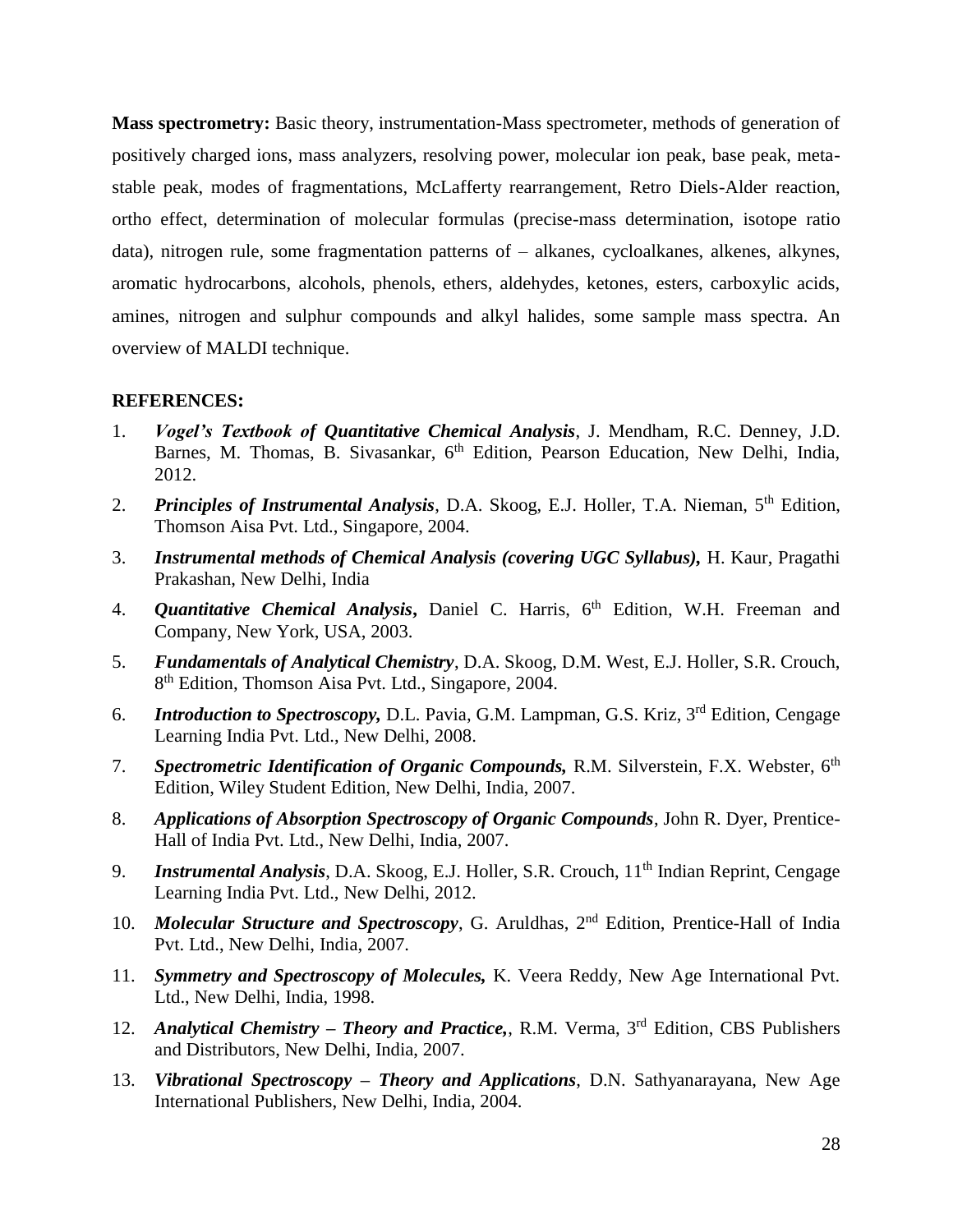**Mass spectrometry:** Basic theory, instrumentation-Mass spectrometer, methods of generation of positively charged ions, mass analyzers, resolving power, molecular ion peak, base peak, meta-stable peak, modes of fragmentations, McLafferty rearrangement, Retro Diels-Alder reaction, ortho effect, determination of molecular formulas (precise-mass determination, isotope ratio data), nitrogen rule, some fragmentation patterns of – alkanes, cycloalkanes, alkenes, alkynes, aromatic hydrocarbons, alcohols, phenols, ethers, aldehydes, ketones, esters, carboxylic acids, amines, nitrogen and sulphur compounds and alkyl halides, some sample mass spectra. An overview of MALDI technique.

**REFERENCES:**

1. ***Vogel's Textbook of Quantitative Chemical Analysis***, J. Mendham, R.C. Denney, J.D. Barnes, M. Thomas, B. Sivasankar, 6th Edition, Pearson Education, New Delhi, India, 2012.
2. ***Principles of Instrumental Analysis***, D.A. Skoog, E.J. Holler, T.A. Nieman, 5th Edition, Thomson Aisa Pvt. Ltd., Singapore, 2004.
3. ***Instrumental methods of Chemical Analysis (covering UGC Syllabus),*** H. Kaur, Pragathi Prakashan, New Delhi, India
4. ***Quantitative Chemical Analysis***, Daniel C. Harris, 6th Edition, W.H. Freeman and Company, New York, USA, 2003.
5. ***Fundamentals of Analytical Chemistry***, D.A. Skoog, D.M. West, E.J. Holler, S.R. Crouch, 8th Edition, Thomson Aisa Pvt. Ltd., Singapore, 2004.
6. ***Introduction to Spectroscopy,*** D.L. Pavia, G.M. Lampman, G.S. Kriz, 3rd Edition, Cengage Learning India Pvt. Ltd., New Delhi, 2008.
7. ***Spectrometric Identification of Organic Compounds,*** R.M. Silverstein, F.X. Webster, 6th Edition, Wiley Student Edition, New Delhi, India, 2007.
8. ***Applications of Absorption Spectroscopy of Organic Compounds***, John R. Dyer, Prentice-Hall of India Pvt. Ltd., New Delhi, India, 2007.
9. ***Instrumental Analysis***, D.A. Skoog, E.J. Holler, S.R. Crouch, 11th Indian Reprint, Cengage Learning India Pvt. Ltd., New Delhi, 2012.
10. ***Molecular Structure and Spectroscopy***, G. Aruldhas, 2nd Edition, Prentice-Hall of India Pvt. Ltd., New Delhi, India, 2007.
11. ***Symmetry and Spectroscopy of Molecules,*** K. Veera Reddy, New Age International Pvt. Ltd., New Delhi, India, 1998.
12. ***Analytical Chemistry – Theory and Practice,***, R.M. Verma, 3rd Edition, CBS Publishers and Distributors, New Delhi, India, 2007.
13. ***Vibrational Spectroscopy – Theory and Applications***, D.N. Sathyanarayana, New Age International Publishers, New Delhi, India, 2004.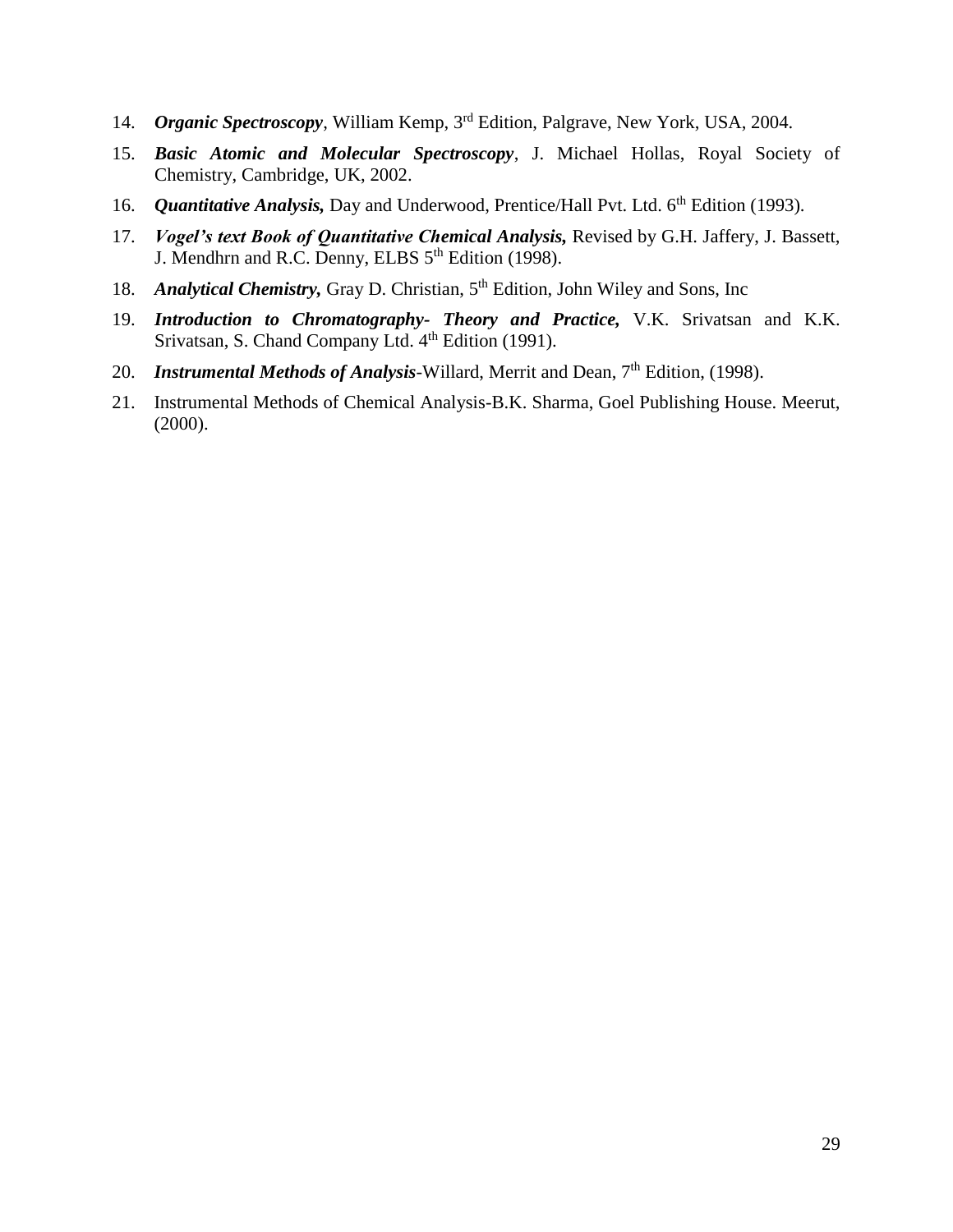14. ***Organic Spectroscopy***, William Kemp, 3rd Edition, Palgrave, New York, USA, 2004.
15. ***Basic Atomic and Molecular Spectroscopy***, J. Michael Hollas, Royal Society of Chemistry, Cambridge, UK, 2002.
16. ***Quantitative Analysis,*** Day and Underwood, Prentice/Hall Pvt. Ltd. 6th Edition (1993).
17. ***Vogel's text Book of Quantitative Chemical Analysis,*** Revised by G.H. Jaffery, J. Bassett, J. Mendhrn and R.C. Denny, ELBS 5th Edition (1998).
18. ***Analytical Chemistry,*** Gray D. Christian, 5th Edition, John Wiley and Sons, Inc
19. ***Introduction to Chromatography- Theory and Practice,*** V.K. Srivatsan and K.K. Srivatsan, S. Chand Company Ltd. 4th Edition (1991).
20. ***Instrumental Methods of Analysis***-Willard, Merrit and Dean, 7th Edition, (1998).
21. Instrumental Methods of Chemical Analysis-B.K. Sharma, Goel Publishing House. Meerut, (2000).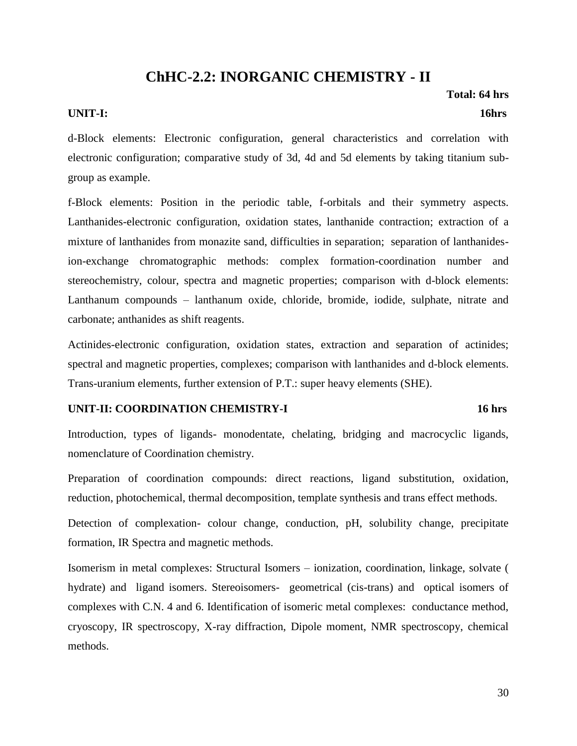# ChHC-2.2: INORGANIC CHEMISTRY - II

**Total: 64 hrs**

**UNIT-I: 16hrs**

d-Block elements: Electronic configuration, general characteristics and correlation with electronic configuration; comparative study of 3d, 4d and 5d elements by taking titanium sub-group as example.

f-Block elements: Position in the periodic table, f-orbitals and their symmetry aspects. Lanthanides-electronic configuration, oxidation states, lanthanide contraction; extraction of a mixture of lanthanides from monazite sand, difficulties in separation; separation of lanthanides-ion-exchange chromatographic methods: complex formation-coordination number and stereochemistry, colour, spectra and magnetic properties; comparison with d-block elements: Lanthanum compounds – lanthanum oxide, chloride, bromide, iodide, sulphate, nitrate and carbonate; anthanides as shift reagents.

Actinides-electronic configuration, oxidation states, extraction and separation of actinides; spectral and magnetic properties, complexes; comparison with lanthanides and d-block elements. Trans-uranium elements, further extension of P.T.: super heavy elements (SHE).

**UNIT-II: COORDINATION CHEMISTRY-I 16 hrs**

Introduction, types of ligands- monodentate, chelating, bridging and macrocyclic ligands, nomenclature of Coordination chemistry.

Preparation of coordination compounds: direct reactions, ligand substitution, oxidation, reduction, photochemical, thermal decomposition, template synthesis and trans effect methods.

Detection of complexation- colour change, conduction, pH, solubility change, precipitate formation, IR Spectra and magnetic methods.

Isomerism in metal complexes: Structural Isomers – ionization, coordination, linkage, solvate ( hydrate) and ligand isomers. Stereoisomers- geometrical (cis-trans) and optical isomers of complexes with C.N. 4 and 6. Identification of isomeric metal complexes: conductance method, cryoscopy, IR spectroscopy, X-ray diffraction, Dipole moment, NMR spectroscopy, chemical methods.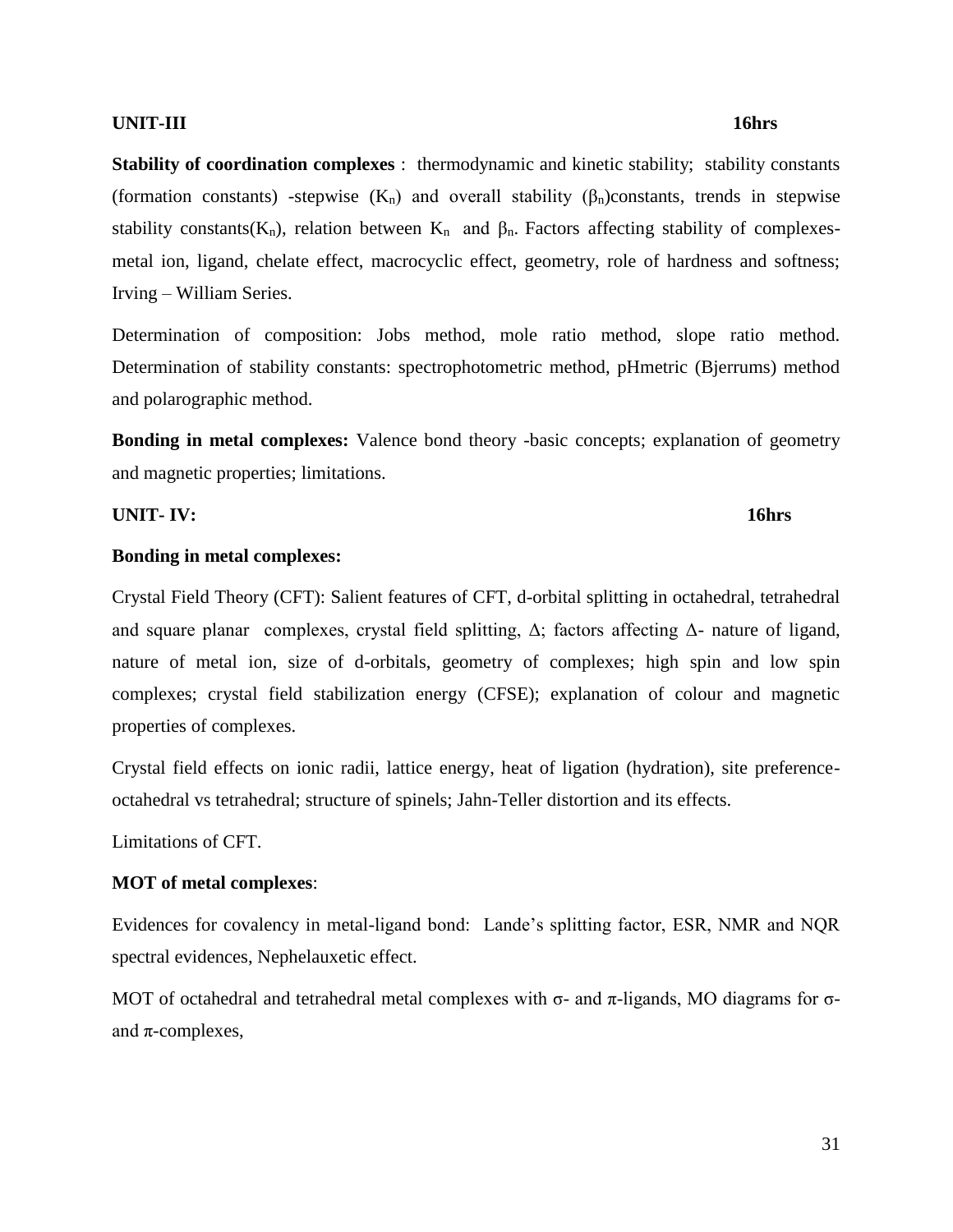**UNIT-III** **16hrs**

**Stability of coordination complexes** : thermodynamic and kinetic stability; stability constants (formation constants) -stepwise ($K_n$) and overall stability ($\beta_n$)constants, trends in stepwise stability constants($K_n$), relation between $K_n$ and $\beta_n$. Factors affecting stability of complexes- metal ion, ligand, chelate effect, macrocyclic effect, geometry, role of hardness and softness; Irving – William Series.

Determination of composition: Jobs method, mole ratio method, slope ratio method. Determination of stability constants: spectrophotometric method, pHmetric (Bjerrums) method and polarographic method.

**Bonding in metal complexes:** Valence bond theory -basic concepts; explanation of geometry and magnetic properties; limitations.

**UNIT- IV:** **16hrs**

**Bonding in metal complexes:**

Crystal Field Theory (CFT): Salient features of CFT, d-orbital splitting in octahedral, tetrahedral and square planar complexes, crystal field splitting, $\Delta$; factors affecting $\Delta$- nature of ligand, nature of metal ion, size of d-orbitals, geometry of complexes; high spin and low spin complexes; crystal field stabilization energy (CFSE); explanation of colour and magnetic properties of complexes.

Crystal field effects on ionic radii, lattice energy, heat of ligation (hydration), site preference- octahedral vs tetrahedral; structure of spinels; Jahn-Teller distortion and its effects.

Limitations of CFT.

**MOT of metal complexes**:

Evidences for covalency in metal-ligand bond: Lande's splitting factor, ESR, NMR and NQR spectral evidences, Nephelauxetic effect.

MOT of octahedral and tetrahedral metal complexes with $\sigma$- and $\pi$-ligands, MO diagrams for $\sigma$- and $\pi$-complexes,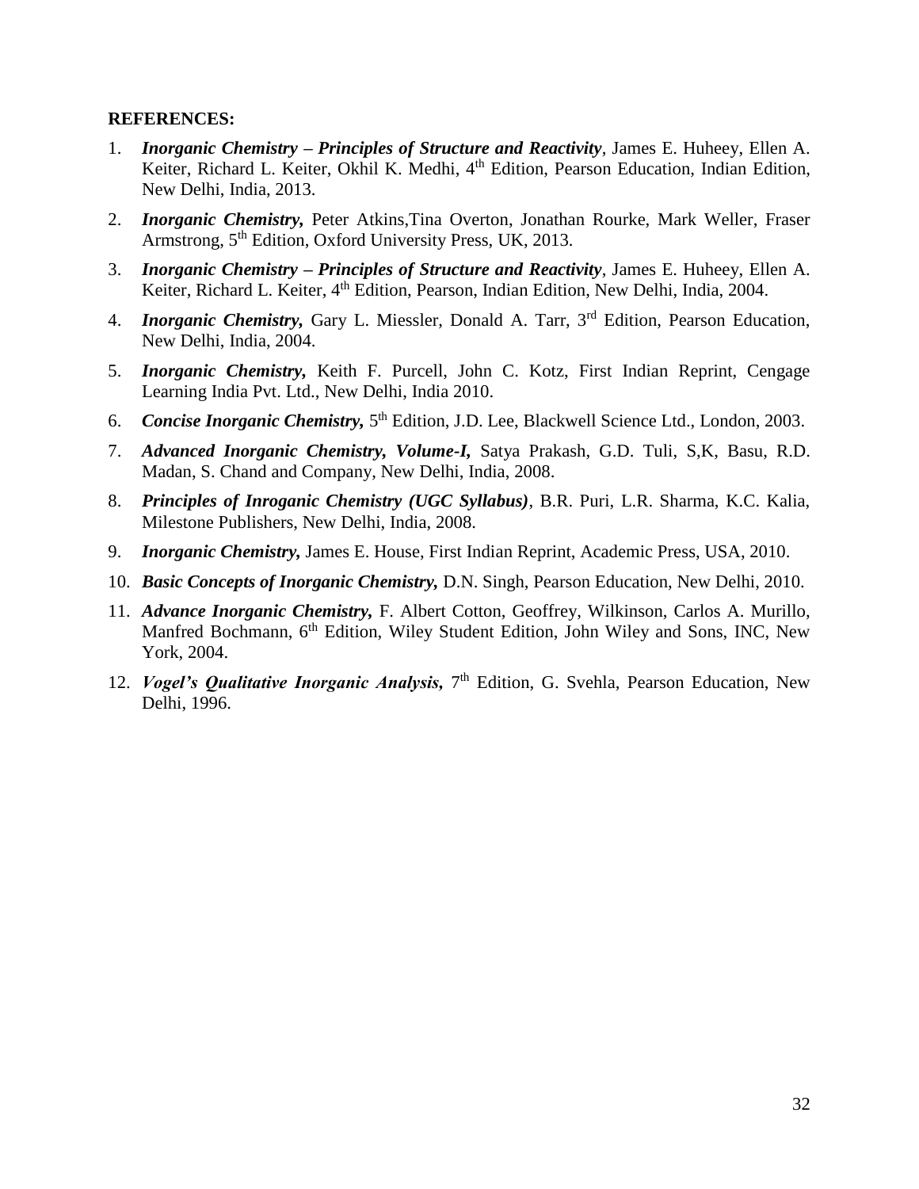**REFERENCES:**

1. ***Inorganic Chemistry – Principles of Structure and Reactivity***, James E. Huheey, Ellen A. Keiter, Richard L. Keiter, Okhil K. Medhi, 4th Edition, Pearson Education, Indian Edition, New Delhi, India, 2013.
2. ***Inorganic Chemistry,*** Peter Atkins,Tina Overton, Jonathan Rourke, Mark Weller, Fraser Armstrong, 5th Edition, Oxford University Press, UK, 2013.
3. ***Inorganic Chemistry – Principles of Structure and Reactivity***, James E. Huheey, Ellen A. Keiter, Richard L. Keiter, 4th Edition, Pearson, Indian Edition, New Delhi, India, 2004.
4. ***Inorganic Chemistry,*** Gary L. Miessler, Donald A. Tarr, 3rd Edition, Pearson Education, New Delhi, India, 2004.
5. ***Inorganic Chemistry,*** Keith F. Purcell, John C. Kotz, First Indian Reprint, Cengage Learning India Pvt. Ltd., New Delhi, India 2010.
6. ***Concise Inorganic Chemistry,*** 5th Edition, J.D. Lee, Blackwell Science Ltd., London, 2003.
7. ***Advanced Inorganic Chemistry, Volume-I,*** Satya Prakash, G.D. Tuli, S,K, Basu, R.D. Madan, S. Chand and Company, New Delhi, India, 2008.
8. ***Principles of Inroganic Chemistry (UGC Syllabus)***, B.R. Puri, L.R. Sharma, K.C. Kalia, Milestone Publishers, New Delhi, India, 2008.
9. ***Inorganic Chemistry,*** James E. House, First Indian Reprint, Academic Press, USA, 2010.
10. ***Basic Concepts of Inorganic Chemistry,*** D.N. Singh, Pearson Education, New Delhi, 2010.
11. ***Advance Inorganic Chemistry,*** F. Albert Cotton, Geoffrey, Wilkinson, Carlos A. Murillo, Manfred Bochmann, 6th Edition, Wiley Student Edition, John Wiley and Sons, INC, New York, 2004.
12. ***Vogel's Qualitative Inorganic Analysis,*** 7th Edition, G. Svehla, Pearson Education, New Delhi, 1996.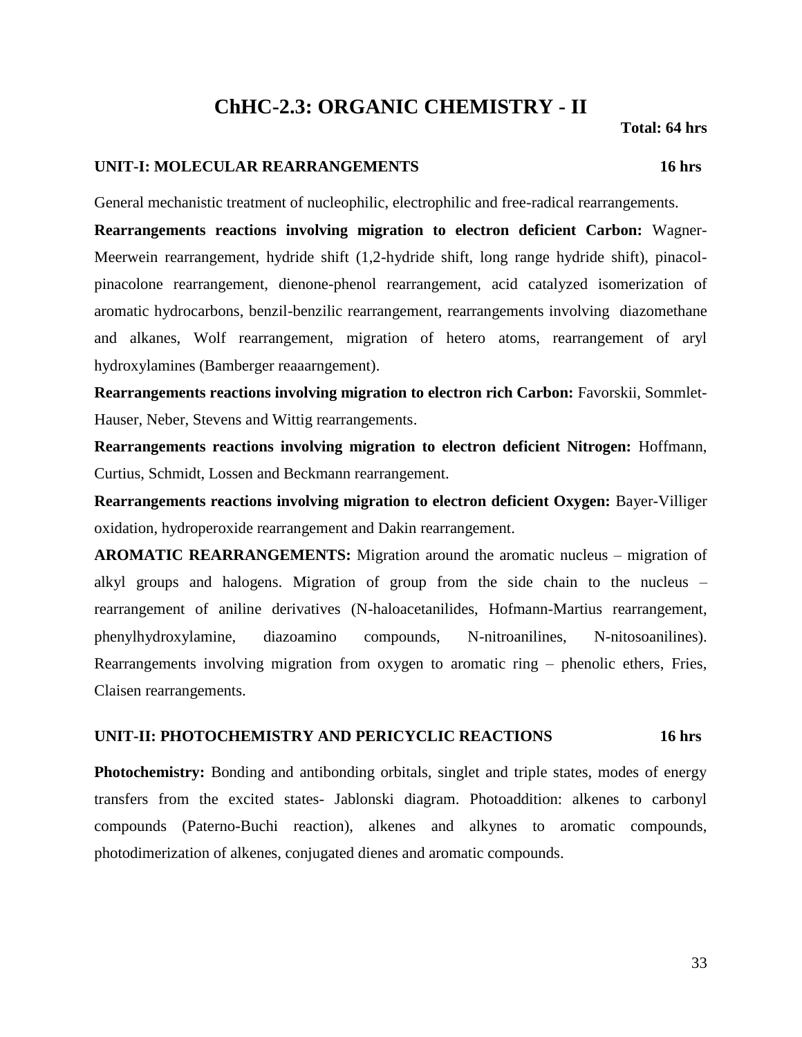# ChHC-2.3: ORGANIC CHEMISTRY - II

**Total: 64 hrs**

**UNIT-I: MOLECULAR REARRANGEMENTS** **16 hrs**

General mechanistic treatment of nucleophilic, electrophilic and free-radical rearrangements.

**Rearrangements reactions involving migration to electron deficient Carbon:** Wagner-Meerwein rearrangement, hydride shift (1,2-hydride shift, long range hydride shift), pinacol-pinacolone rearrangement, dienone-phenol rearrangement, acid catalyzed isomerization of aromatic hydrocarbons, benzil-benzilic rearrangement, rearrangements involving diazomethane and alkanes, Wolf rearrangement, migration of hetero atoms, rearrangement of aryl hydroxylamines (Bamberger reaaarngement).

**Rearrangements reactions involving migration to electron rich Carbon:** Favorskii, Sommlet-Hauser, Neber, Stevens and Wittig rearrangements.

**Rearrangements reactions involving migration to electron deficient Nitrogen:** Hoffmann, Curtius, Schmidt, Lossen and Beckmann rearrangement.

**Rearrangements reactions involving migration to electron deficient Oxygen:** Bayer-Villiger oxidation, hydroperoxide rearrangement and Dakin rearrangement.

**AROMATIC REARRANGEMENTS:** Migration around the aromatic nucleus – migration of alkyl groups and halogens. Migration of group from the side chain to the nucleus – rearrangement of aniline derivatives (N-haloacetanilides, Hofmann-Martius rearrangement, phenylhydroxylamine, diazoamino compounds, N-nitroanilines, N-nitosoanilines). Rearrangements involving migration from oxygen to aromatic ring – phenolic ethers, Fries, Claisen rearrangements.

**UNIT-II: PHOTOCHEMISTRY AND PERICYCLIC REACTIONS** **16 hrs**

**Photochemistry:** Bonding and antibonding orbitals, singlet and triple states, modes of energy transfers from the excited states- Jablonski diagram. Photoaddition: alkenes to carbonyl compounds (Paterno-Buchi reaction), alkenes and alkynes to aromatic compounds, photodimerization of alkenes, conjugated dienes and aromatic compounds.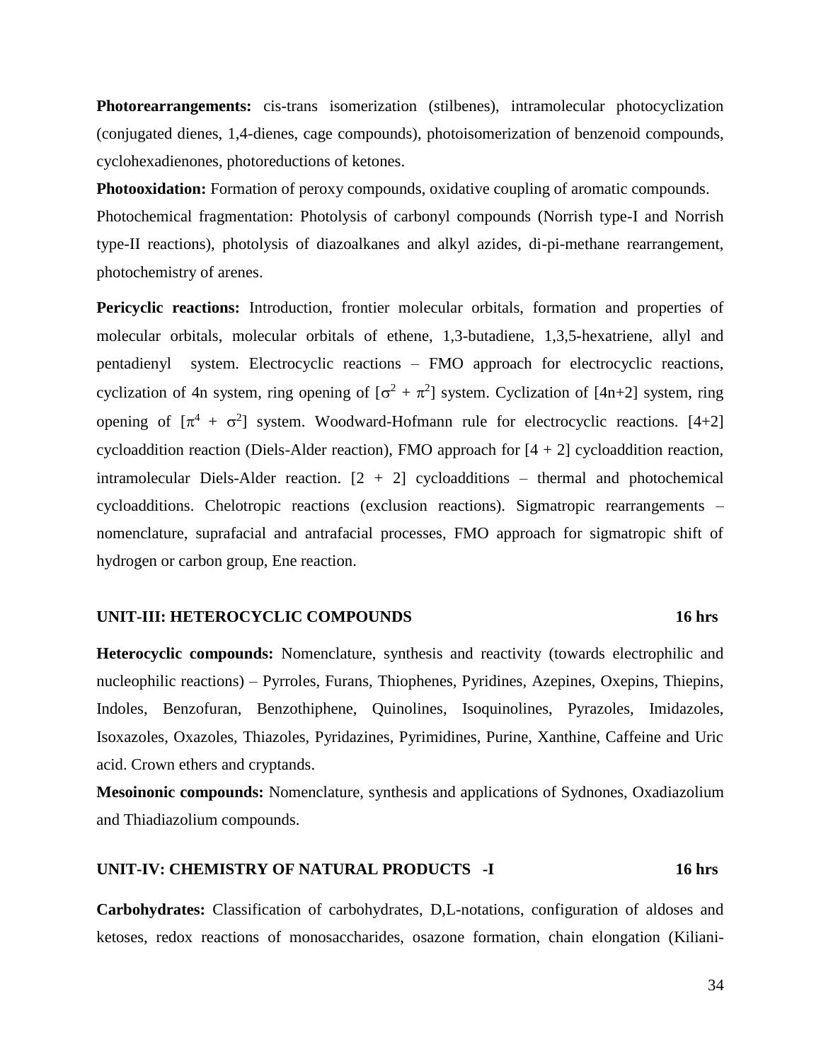**Photorearrangements:** cis-trans isomerization (stilbenes), intramolecular photocyclization (conjugated dienes, 1,4-dienes, cage compounds), photoisomerization of benzenoid compounds, cyclohexadienones, photoreductions of ketones.

**Photooxidation:** Formation of peroxy compounds, oxidative coupling of aromatic compounds.

Photochemical fragmentation: Photolysis of carbonyl compounds (Norrish type-I and Norrish type-II reactions), photolysis of diazoalkanes and alkyl azides, di-pi-methane rearrangement, photochemistry of arenes.

**Pericyclic reactions:** Introduction, frontier molecular orbitals, formation and properties of molecular orbitals, molecular orbitals of ethene, 1,3-butadiene, 1,3,5-hexatriene, allyl and pentadienyl system. Electrocyclic reactions – FMO approach for electrocyclic reactions, cyclization of 4n system, ring opening of [$\sigma^2 + \pi^2$] system. Cyclization of [4n+2] system, ring opening of [$\pi^4 + \sigma^2$] system. Woodward-Hofmann rule for electrocyclic reactions. [4+2] cycloaddition reaction (Diels-Alder reaction), FMO approach for [4 + 2] cycloaddition reaction, intramolecular Diels-Alder reaction. [2 + 2] cycloadditions – thermal and photochemical cycloadditions. Chelotropic reactions (exclusion reactions). Sigmatropic rearrangements – nomenclature, suprafacial and antrafacial processes, FMO approach for sigmatropic shift of hydrogen or carbon group, Ene reaction.

## UNIT-III: HETEROCYCLIC COMPOUNDS 16 hrs

**Heterocyclic compounds:** Nomenclature, synthesis and reactivity (towards electrophilic and nucleophilic reactions) – Pyrroles, Furans, Thiophenes, Pyridines, Azepines, Oxepins, Thiepins, Indoles, Benzofuran, Benzothiphene, Quinolines, Isoquinolines, Pyrazoles, Imidazoles, Isoxazoles, Oxazoles, Thiazoles, Pyridazines, Pyrimidines, Purine, Xanthine, Caffeine and Uric acid. Crown ethers and cryptands.

**Mesoinonic compounds:** Nomenclature, synthesis and applications of Sydnones, Oxadiazolium and Thiadiazolium compounds.

## UNIT-IV: CHEMISTRY OF NATURAL PRODUCTS -I 16 hrs

**Carbohydrates:** Classification of carbohydrates, D,L-notations, configuration of aldoses and ketoses, redox reactions of monosaccharides, osazone formation, chain elongation (Kiliani-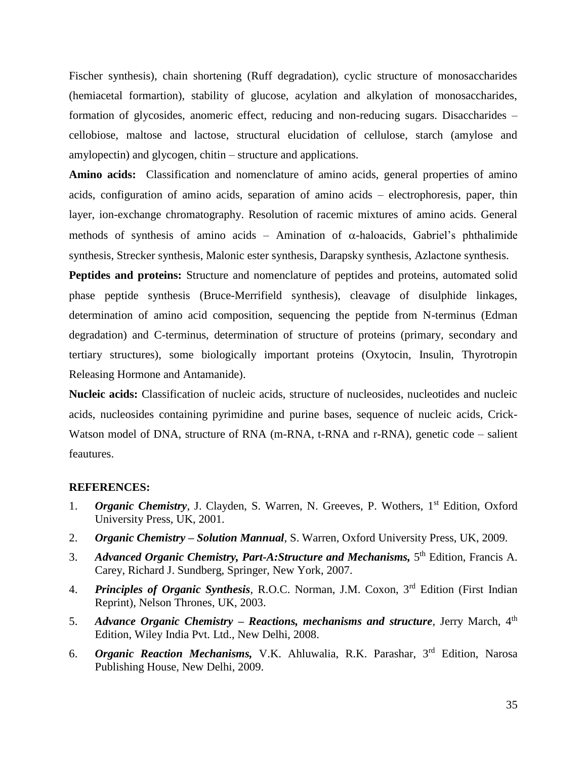Fischer synthesis), chain shortening (Ruff degradation), cyclic structure of monosaccharides (hemiacetal formartion), stability of glucose, acylation and alkylation of monosaccharides, formation of glycosides, anomeric effect, reducing and non-reducing sugars. Disaccharides – cellobiose, maltose and lactose, structural elucidation of cellulose, starch (amylose and amylopectin) and glycogen, chitin – structure and applications.

**Amino acids:** Classification and nomenclature of amino acids, general properties of amino acids, configuration of amino acids, separation of amino acids – electrophoresis, paper, thin layer, ion-exchange chromatography. Resolution of racemic mixtures of amino acids. General methods of synthesis of amino acids – Amination of $\alpha$-haloacids, Gabriel's phthalimide synthesis, Strecker synthesis, Malonic ester synthesis, Darapsky synthesis, Azlactone synthesis.

**Peptides and proteins:** Structure and nomenclature of peptides and proteins, automated solid phase peptide synthesis (Bruce-Merrifield synthesis), cleavage of disulphide linkages, determination of amino acid composition, sequencing the peptide from N-terminus (Edman degradation) and C-terminus, determination of structure of proteins (primary, secondary and tertiary structures), some biologically important proteins (Oxytocin, Insulin, Thyrotropin Releasing Hormone and Antamanide).

**Nucleic acids:** Classification of nucleic acids, structure of nucleosides, nucleotides and nucleic acids, nucleosides containing pyrimidine and purine bases, sequence of nucleic acids, Crick-Watson model of DNA, structure of RNA (m-RNA, t-RNA and r-RNA), genetic code – salient feautures.

**REFERENCES:**

1. ***Organic Chemistry***, J. Clayden, S. Warren, N. Greeves, P. Wothers, 1st Edition, Oxford University Press, UK, 2001.
2. ***Organic Chemistry – Solution Mannual***, S. Warren, Oxford University Press, UK, 2009.
3. ***Advanced Organic Chemistry, Part-A:Structure and Mechanisms,*** 5th Edition, Francis A. Carey, Richard J. Sundberg, Springer, New York, 2007.
4. ***Principles of Organic Synthesis***, R.O.C. Norman, J.M. Coxon, 3rd Edition (First Indian Reprint), Nelson Thrones, UK, 2003.
5. ***Advance Organic Chemistry – Reactions, mechanisms and structure***, Jerry March, 4th Edition, Wiley India Pvt. Ltd., New Delhi, 2008.
6. ***Organic Reaction Mechanisms,*** V.K. Ahluwalia, R.K. Parashar, 3rd Edition, Narosa Publishing House, New Delhi, 2009.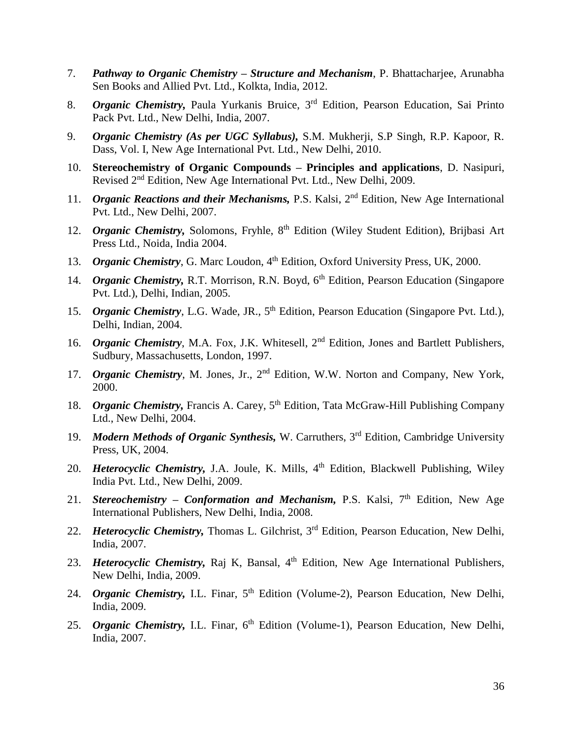7. ***Pathway to Organic Chemistry – Structure and Mechanism***, P. Bhattacharjee, Arunabha Sen Books and Allied Pvt. Ltd., Kolkta, India, 2012.

8. ***Organic Chemistry,*** Paula Yurkanis Bruice, 3rd Edition, Pearson Education, Sai Printo Pack Pvt. Ltd., New Delhi, India, 2007.

9. ***Organic Chemistry (As per UGC Syllabus),*** S.M. Mukherji, S.P Singh, R.P. Kapoor, R. Dass, Vol. I, New Age International Pvt. Ltd., New Delhi, 2010.

10. **Stereochemistry of Organic Compounds – Principles and applications**, D. Nasipuri, Revised 2nd Edition, New Age International Pvt. Ltd., New Delhi, 2009.

11. ***Organic Reactions and their Mechanisms,*** P.S. Kalsi, 2nd Edition, New Age International Pvt. Ltd., New Delhi, 2007.

12. ***Organic Chemistry,*** Solomons, Fryhle, 8th Edition (Wiley Student Edition), Brijbasi Art Press Ltd., Noida, India 2004.

13. ***Organic Chemistry***, G. Marc Loudon, 4th Edition, Oxford University Press, UK, 2000.

14. ***Organic Chemistry,*** R.T. Morrison, R.N. Boyd, 6th Edition, Pearson Education (Singapore Pvt. Ltd.), Delhi, Indian, 2005.

15. ***Organic Chemistry***, L.G. Wade, JR., 5th Edition, Pearson Education (Singapore Pvt. Ltd.), Delhi, Indian, 2004.

16. ***Organic Chemistry***, M.A. Fox, J.K. Whitesell, 2nd Edition, Jones and Bartlett Publishers, Sudbury, Massachusetts, London, 1997.

17. ***Organic Chemistry***, M. Jones, Jr., 2nd Edition, W.W. Norton and Company, New York, 2000.

18. ***Organic Chemistry,*** Francis A. Carey, 5th Edition, Tata McGraw-Hill Publishing Company Ltd., New Delhi, 2004.

19. ***Modern Methods of Organic Synthesis,*** W. Carruthers, 3rd Edition, Cambridge University Press, UK, 2004.

20. ***Heterocyclic Chemistry,*** J.A. Joule, K. Mills, 4th Edition, Blackwell Publishing, Wiley India Pvt. Ltd., New Delhi, 2009.

21. ***Stereochemistry – Conformation and Mechanism,*** P.S. Kalsi, 7th Edition, New Age International Publishers, New Delhi, India, 2008.

22. ***Heterocyclic Chemistry,*** Thomas L. Gilchrist, 3rd Edition, Pearson Education, New Delhi, India, 2007.

23. ***Heterocyclic Chemistry,*** Raj K, Bansal, 4th Edition, New Age International Publishers, New Delhi, India, 2009.

24. ***Organic Chemistry,*** I.L. Finar, 5th Edition (Volume-2), Pearson Education, New Delhi, India, 2009.

25. ***Organic Chemistry,*** I.L. Finar, 6th Edition (Volume-1), Pearson Education, New Delhi, India, 2007.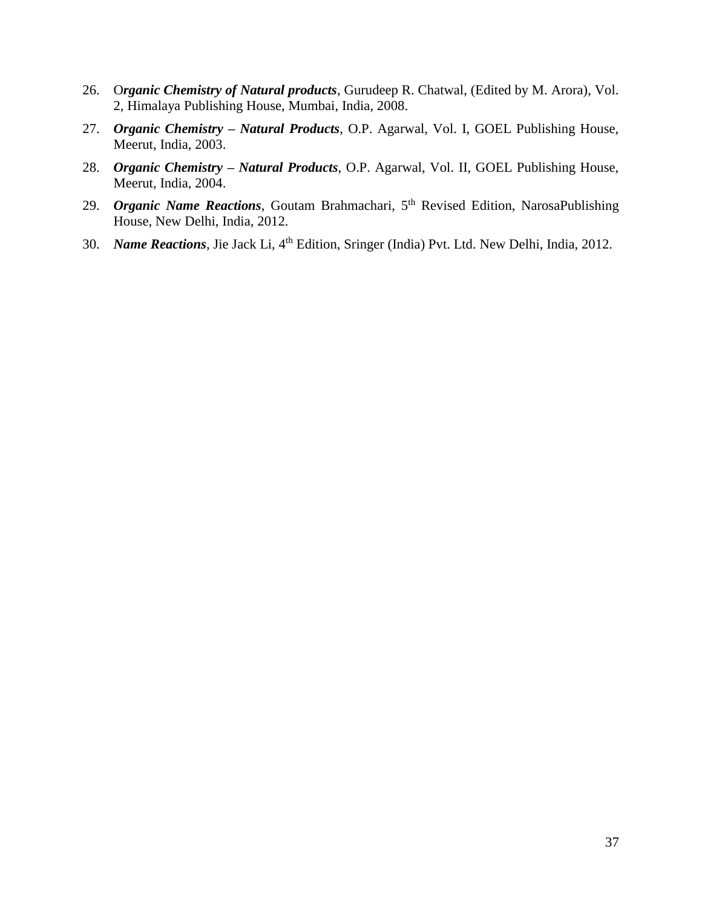26. O***rganic Chemistry of Natural products***, Gurudeep R. Chatwal, (Edited by M. Arora), Vol. 2, Himalaya Publishing House, Mumbai, India, 2008.
27. ***Organic Chemistry – Natural Products***, O.P. Agarwal, Vol. I, GOEL Publishing House, Meerut, India, 2003.
28. ***Organic Chemistry – Natural Products***, O.P. Agarwal, Vol. II, GOEL Publishing House, Meerut, India, 2004.
29. ***Organic Name Reactions***, Goutam Brahmachari, 5$^{th}$ Revised Edition, NarosaPublishing House, New Delhi, India, 2012.
30. ***Name Reactions***, Jie Jack Li, 4$^{th}$ Edition, Sringer (India) Pvt. Ltd. New Delhi, India, 2012.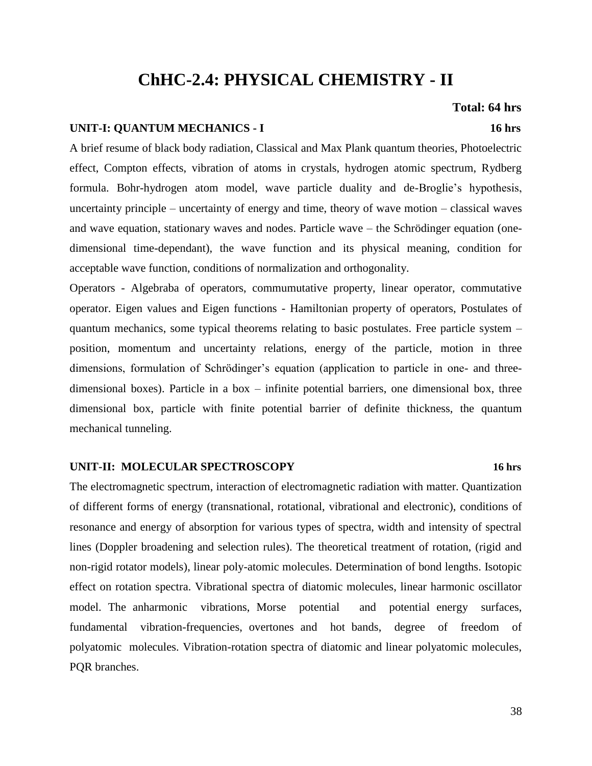# ChHC-2.4: PHYSICAL CHEMISTRY - II

**Total: 64 hrs**

**UNIT-I: QUANTUM MECHANICS - I** **16 hrs**

A brief resume of black body radiation, Classical and Max Plank quantum theories, Photoelectric effect, Compton effects, vibration of atoms in crystals, hydrogen atomic spectrum, Rydberg formula. Bohr-hydrogen atom model, wave particle duality and de-Broglie's hypothesis, uncertainty principle – uncertainty of energy and time, theory of wave motion – classical waves and wave equation, stationary waves and nodes. Particle wave – the Schrödinger equation (one-dimensional time-dependant), the wave function and its physical meaning, condition for acceptable wave function, conditions of normalization and orthogonality.

Operators - Algebraba of operators, commumutative property, linear operator, commutative operator. Eigen values and Eigen functions - Hamiltonian property of operators, Postulates of quantum mechanics, some typical theorems relating to basic postulates. Free particle system – position, momentum and uncertainty relations, energy of the particle, motion in three dimensions, formulation of Schrödinger's equation (application to particle in one- and three-dimensional boxes). Particle in a box – infinite potential barriers, one dimensional box, three dimensional box, particle with finite potential barrier of definite thickness, the quantum mechanical tunneling.

**UNIT-II: MOLECULAR SPECTROSCOPY** **16 hrs**

The electromagnetic spectrum, interaction of electromagnetic radiation with matter. Quantization of different forms of energy (transnational, rotational, vibrational and electronic), conditions of resonance and energy of absorption for various types of spectra, width and intensity of spectral lines (Doppler broadening and selection rules). The theoretical treatment of rotation, (rigid and non-rigid rotator models), linear poly-atomic molecules. Determination of bond lengths. Isotopic effect on rotation spectra. Vibrational spectra of diatomic molecules, linear harmonic oscillator model. The anharmonic vibrations, Morse potential and potential energy surfaces, fundamental vibration-frequencies, overtones and hot bands, degree of freedom of polyatomic molecules. Vibration-rotation spectra of diatomic and linear polyatomic molecules, PQR branches.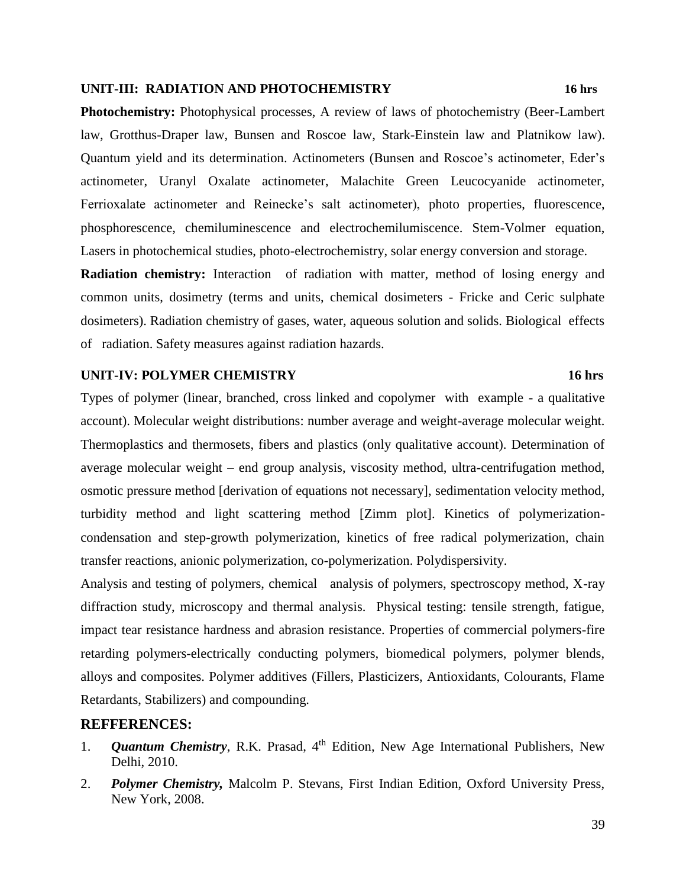## UNIT-III: RADIATION AND PHOTOCHEMISTRY 16 hrs

**Photochemistry:** Photophysical processes, A review of laws of photochemistry (Beer-Lambert law, Grotthus-Draper law, Bunsen and Roscoe law, Stark-Einstein law and Platnikow law). Quantum yield and its determination. Actinometers (Bunsen and Roscoe's actinometer, Eder's actinometer, Uranyl Oxalate actinometer, Malachite Green Leucocyanide actinometer, Ferrioxalate actinometer and Reinecke's salt actinometer), photo properties, fluorescence, phosphorescence, chemiluminescence and electrochemilumiscence. Stem-Volmer equation, Lasers in photochemical studies, photo-electrochemistry, solar energy conversion and storage.

**Radiation chemistry:** Interaction of radiation with matter, method of losing energy and common units, dosimetry (terms and units, chemical dosimeters - Fricke and Ceric sulphate dosimeters). Radiation chemistry of gases, water, aqueous solution and solids. Biological effects of radiation. Safety measures against radiation hazards.

## UNIT-IV: POLYMER CHEMISTRY 16 hrs

Types of polymer (linear, branched, cross linked and copolymer with example - a qualitative account). Molecular weight distributions: number average and weight-average molecular weight. Thermoplastics and thermosets, fibers and plastics (only qualitative account). Determination of average molecular weight – end group analysis, viscosity method, ultra-centrifugation method, osmotic pressure method [derivation of equations not necessary], sedimentation velocity method, turbidity method and light scattering method [Zimm plot]. Kinetics of polymerization-condensation and step-growth polymerization, kinetics of free radical polymerization, chain transfer reactions, anionic polymerization, co-polymerization. Polydispersivity.

Analysis and testing of polymers, chemical analysis of polymers, spectroscopy method, X-ray diffraction study, microscopy and thermal analysis. Physical testing: tensile strength, fatigue, impact tear resistance hardness and abrasion resistance. Properties of commercial polymers-fire retarding polymers-electrically conducting polymers, biomedical polymers, polymer blends, alloys and composites. Polymer additives (Fillers, Plasticizers, Antioxidants, Colourants, Flame Retardants, Stabilizers) and compounding.

## REFFERENCES:

1. ***Quantum Chemistry***, R.K. Prasad, 4th Edition, New Age International Publishers, New Delhi, 2010.
2. ***Polymer Chemistry,*** Malcolm P. Stevans, First Indian Edition, Oxford University Press, New York, 2008.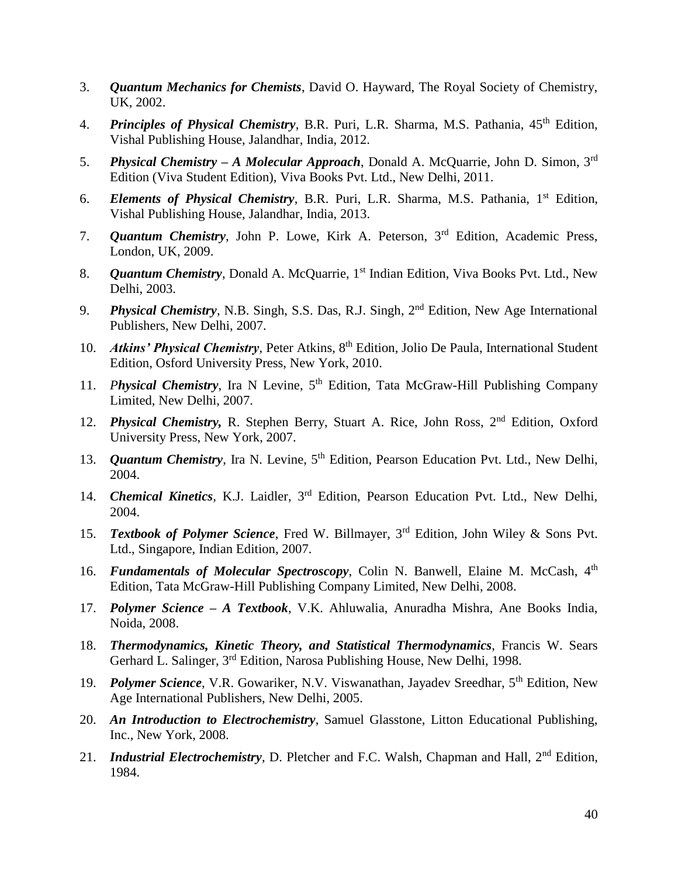3. ***Quantum Mechanics for Chemists***, David O. Hayward, The Royal Society of Chemistry, UK, 2002.
4. ***Principles of Physical Chemistry***, B.R. Puri, L.R. Sharma, M.S. Pathania, 45th Edition, Vishal Publishing House, Jalandhar, India, 2012.
5. ***Physical Chemistry – A Molecular Approach***, Donald A. McQuarrie, John D. Simon, 3rd Edition (Viva Student Edition), Viva Books Pvt. Ltd., New Delhi, 2011.
6. ***Elements of Physical Chemistry***, B.R. Puri, L.R. Sharma, M.S. Pathania, 1st Edition, Vishal Publishing House, Jalandhar, India, 2013.
7. ***Quantum Chemistry***, John P. Lowe, Kirk A. Peterson, 3rd Edition, Academic Press, London, UK, 2009.
8. ***Quantum Chemistry***, Donald A. McQuarrie, 1st Indian Edition, Viva Books Pvt. Ltd., New Delhi, 2003.
9. ***Physical Chemistry***, N.B. Singh, S.S. Das, R.J. Singh, 2nd Edition, New Age International Publishers, New Delhi, 2007.
10. ***Atkins' Physical Chemistry***, Peter Atkins, 8th Edition, Jolio De Paula, International Student Edition, Osford University Press, New York, 2010.
11. ***Physical Chemistry***, Ira N Levine, 5th Edition, Tata McGraw-Hill Publishing Company Limited, New Delhi, 2007.
12. ***Physical Chemistry,*** R. Stephen Berry, Stuart A. Rice, John Ross, 2nd Edition, Oxford University Press, New York, 2007.
13. ***Quantum Chemistry***, Ira N. Levine, 5th Edition, Pearson Education Pvt. Ltd., New Delhi, 2004.
14. ***Chemical Kinetics***, K.J. Laidler, 3rd Edition, Pearson Education Pvt. Ltd., New Delhi, 2004.
15. ***Textbook of Polymer Science***, Fred W. Billmayer, 3rd Edition, John Wiley & Sons Pvt. Ltd., Singapore, Indian Edition, 2007.
16. ***Fundamentals of Molecular Spectroscopy***, Colin N. Banwell, Elaine M. McCash, 4th Edition, Tata McGraw-Hill Publishing Company Limited, New Delhi, 2008.
17. ***Polymer Science – A Textbook***, V.K. Ahluwalia, Anuradha Mishra, Ane Books India, Noida, 2008.
18. ***Thermodynamics, Kinetic Theory, and Statistical Thermodynamics***, Francis W. Sears Gerhard L. Salinger, 3rd Edition, Narosa Publishing House, New Delhi, 1998.
19. ***Polymer Science***, V.R. Gowariker, N.V. Viswanathan, Jayadev Sreedhar, 5th Edition, New Age International Publishers, New Delhi, 2005.
20. ***An Introduction to Electrochemistry***, Samuel Glasstone, Litton Educational Publishing, Inc., New York, 2008.
21. ***Industrial Electrochemistry***, D. Pletcher and F.C. Walsh, Chapman and Hall, 2nd Edition, 1984.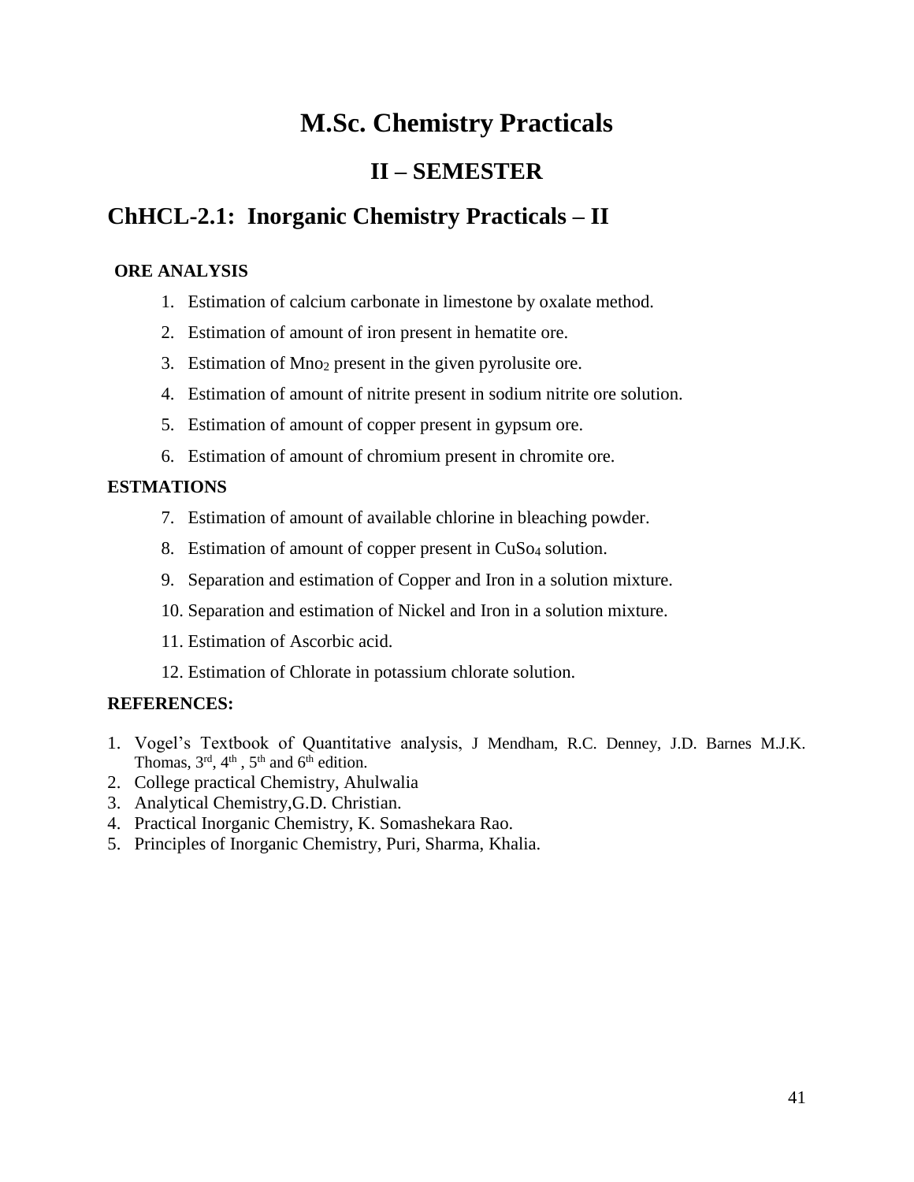# M.Sc. Chemistry Practicals

## II – SEMESTER

## ChHCL-2.1: Inorganic Chemistry Practicals – II

**ORE ANALYSIS**

1. Estimation of calcium carbonate in limestone by oxalate method.
2. Estimation of amount of iron present in hematite ore.
3. Estimation of $Mno_2$ present in the given pyrolusite ore.
4. Estimation of amount of nitrite present in sodium nitrite ore solution.
5. Estimation of amount of copper present in gypsum ore.
6. Estimation of amount of chromium present in chromite ore.

**ESTMATIONS**

7. Estimation of amount of available chlorine in bleaching powder.
8. Estimation of amount of copper present in $CuSo_4$ solution.
9. Separation and estimation of Copper and Iron in a solution mixture.
10. Separation and estimation of Nickel and Iron in a solution mixture.
11. Estimation of Ascorbic acid.
12. Estimation of Chlorate in potassium chlorate solution.

**REFERENCES:**

1. Vogel's Textbook of Quantitative analysis, J Mendham, R.C. Denney, J.D. Barnes M.J.K. Thomas, 3rd, 4th , 5th and 6th edition.
2. College practical Chemistry, Ahulwalia
3. Analytical Chemistry,G.D. Christian.
4. Practical Inorganic Chemistry, K. Somashekara Rao.
5. Principles of Inorganic Chemistry, Puri, Sharma, Khalia.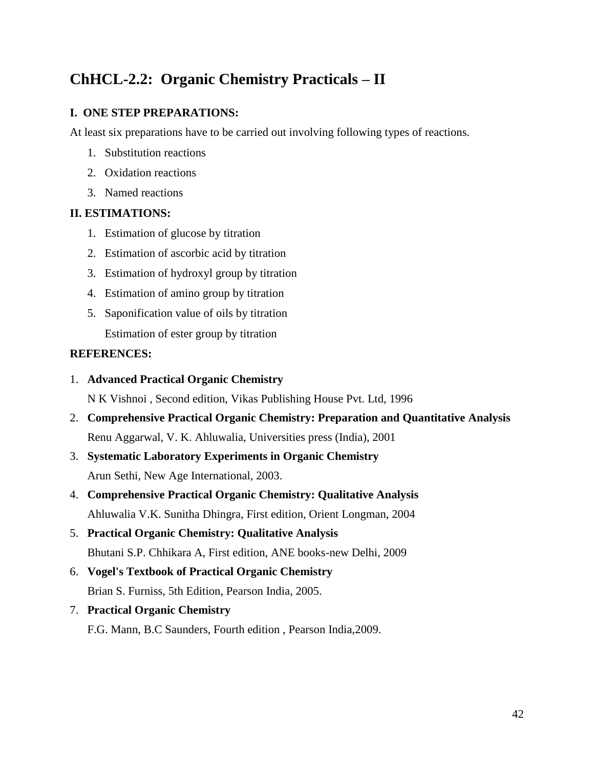## ChHCL-2.2: Organic Chemistry Practicals – II

**I. ONE STEP PREPARATIONS:**

At least six preparations have to be carried out involving following types of reactions.

1. Substitution reactions
2. Oxidation reactions
3. Named reactions

**II. ESTIMATIONS:**

1. Estimation of glucose by titration
2. Estimation of ascorbic acid by titration
3. Estimation of hydroxyl group by titration
4. Estimation of amino group by titration
5. Saponification value of oils by titration

   Estimation of ester group by titration

**REFERENCES:**

1. **Advanced Practical Organic Chemistry**
   N K Vishnoi , Second edition, Vikas Publishing House Pvt. Ltd, 1996
2. **Comprehensive Practical Organic Chemistry: Preparation and Quantitative Analysis**
   Renu Aggarwal, V. K. Ahluwalia, Universities press (India), 2001
3. **Systematic Laboratory Experiments in Organic Chemistry**
   Arun Sethi, New Age International, 2003.
4. **Comprehensive Practical Organic Chemistry: Qualitative Analysis**
   Ahluwalia V.K. Sunitha Dhingra, First edition, Orient Longman, 2004
5. **Practical Organic Chemistry: Qualitative Analysis**
   Bhutani S.P. Chhikara A, First edition, ANE books-new Delhi, 2009
6. **Vogel's Textbook of Practical Organic Chemistry**
   Brian S. Furniss, 5th Edition, Pearson India, 2005.
7. **Practical Organic Chemistry**
   F.G. Mann, B.C Saunders, Fourth edition , Pearson India,2009.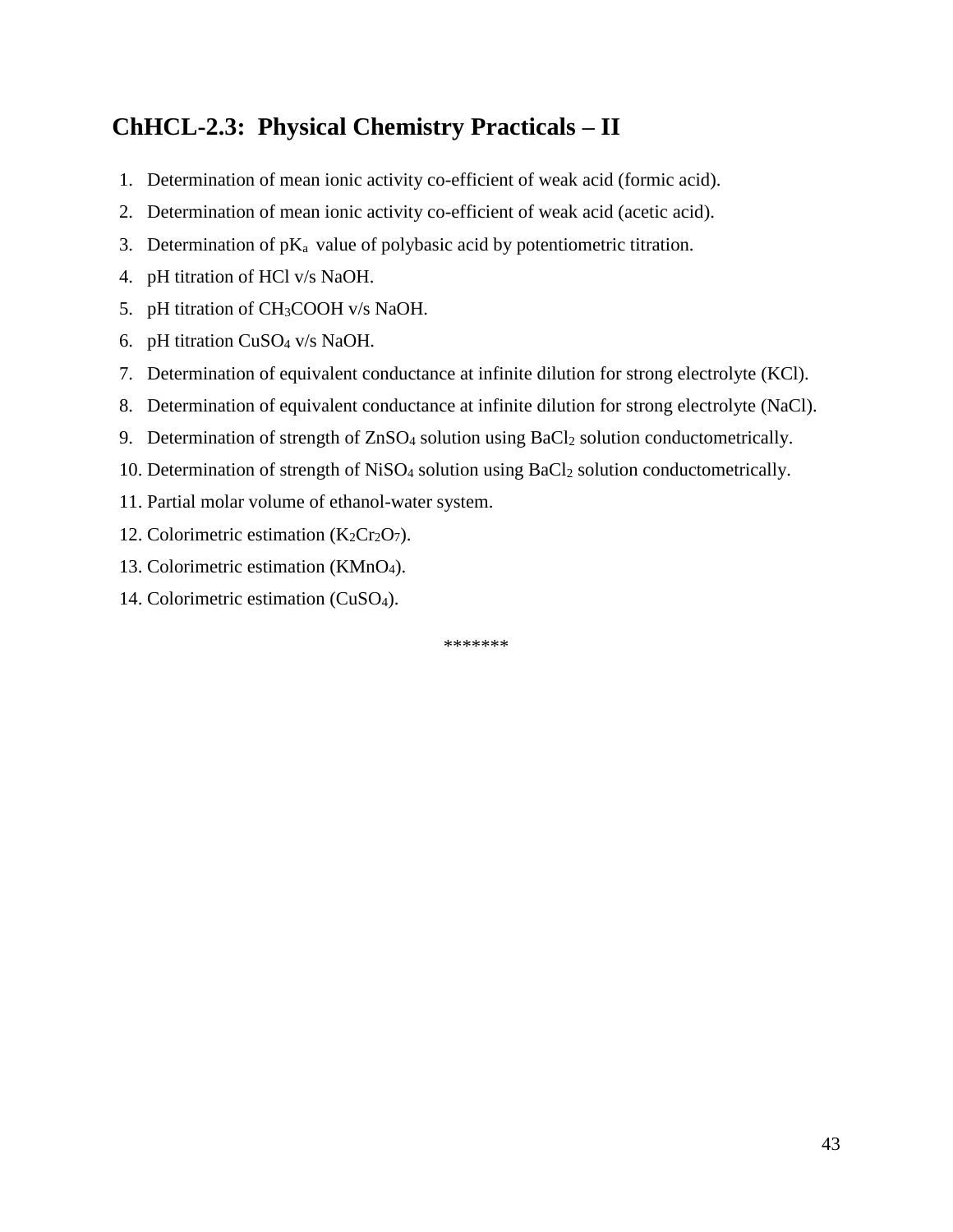## ChHCL-2.3: Physical Chemistry Practicals – II

1. Determination of mean ionic activity co-efficient of weak acid (formic acid).
2. Determination of mean ionic activity co-efficient of weak acid (acetic acid).
3. Determination of $pK_a$ value of polybasic acid by potentiometric titration.
4. pH titration of HCl v/s NaOH.
5. pH titration of $CH_3COOH$ v/s NaOH.
6. pH titration $CuSO_4$ v/s NaOH.
7. Determination of equivalent conductance at infinite dilution for strong electrolyte (KCl).
8. Determination of equivalent conductance at infinite dilution for strong electrolyte (NaCl).
9. Determination of strength of $ZnSO_4$ solution using $BaCl_2$ solution conductometrically.
10. Determination of strength of $NiSO_4$ solution using $BaCl_2$ solution conductometrically.
11. Partial molar volume of ethanol-water system.
12. Colorimetric estimation ($K_2Cr_2O_7$).
13. Colorimetric estimation ($KMnO_4$).
14. Colorimetric estimation ($CuSO_4$).

*******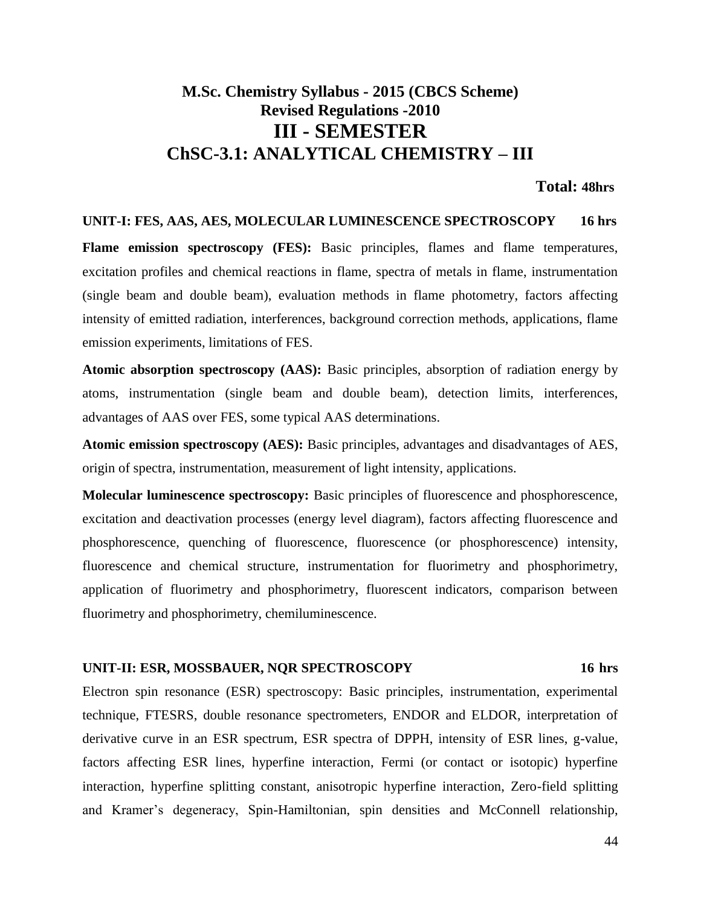# M.Sc. Chemistry Syllabus - 2015 (CBCS Scheme)
## Revised Regulations -2010
# III - SEMESTER
# ChSC-3.1: ANALYTICAL CHEMISTRY – III

**Total: 48hrs**

**UNIT-I: FES, AAS, AES, MOLECULAR LUMINESCENCE SPECTROSCOPY 16 hrs**

**Flame emission spectroscopy (FES):** Basic principles, flames and flame temperatures, excitation profiles and chemical reactions in flame, spectra of metals in flame, instrumentation (single beam and double beam), evaluation methods in flame photometry, factors affecting intensity of emitted radiation, interferences, background correction methods, applications, flame emission experiments, limitations of FES.

**Atomic absorption spectroscopy (AAS):** Basic principles, absorption of radiation energy by atoms, instrumentation (single beam and double beam), detection limits, interferences, advantages of AAS over FES, some typical AAS determinations.

**Atomic emission spectroscopy (AES):** Basic principles, advantages and disadvantages of AES, origin of spectra, instrumentation, measurement of light intensity, applications.

**Molecular luminescence spectroscopy:** Basic principles of fluorescence and phosphorescence, excitation and deactivation processes (energy level diagram), factors affecting fluorescence and phosphorescence, quenching of fluorescence, fluorescence (or phosphorescence) intensity, fluorescence and chemical structure, instrumentation for fluorimetry and phosphorimetry, application of fluorimetry and phosphorimetry, fluorescent indicators, comparison between fluorimetry and phosphorimetry, chemiluminescence.

**UNIT-II: ESR, MOSSBAUER, NQR SPECTROSCOPY 16 hrs**

Electron spin resonance (ESR) spectroscopy: Basic principles, instrumentation, experimental technique, FTESRS, double resonance spectrometers, ENDOR and ELDOR, interpretation of derivative curve in an ESR spectrum, ESR spectra of DPPH, intensity of ESR lines, g-value, factors affecting ESR lines, hyperfine interaction, Fermi (or contact or isotopic) hyperfine interaction, hyperfine splitting constant, anisotropic hyperfine interaction, Zero-field splitting and Kramer's degeneracy, Spin-Hamiltonian, spin densities and McConnell relationship,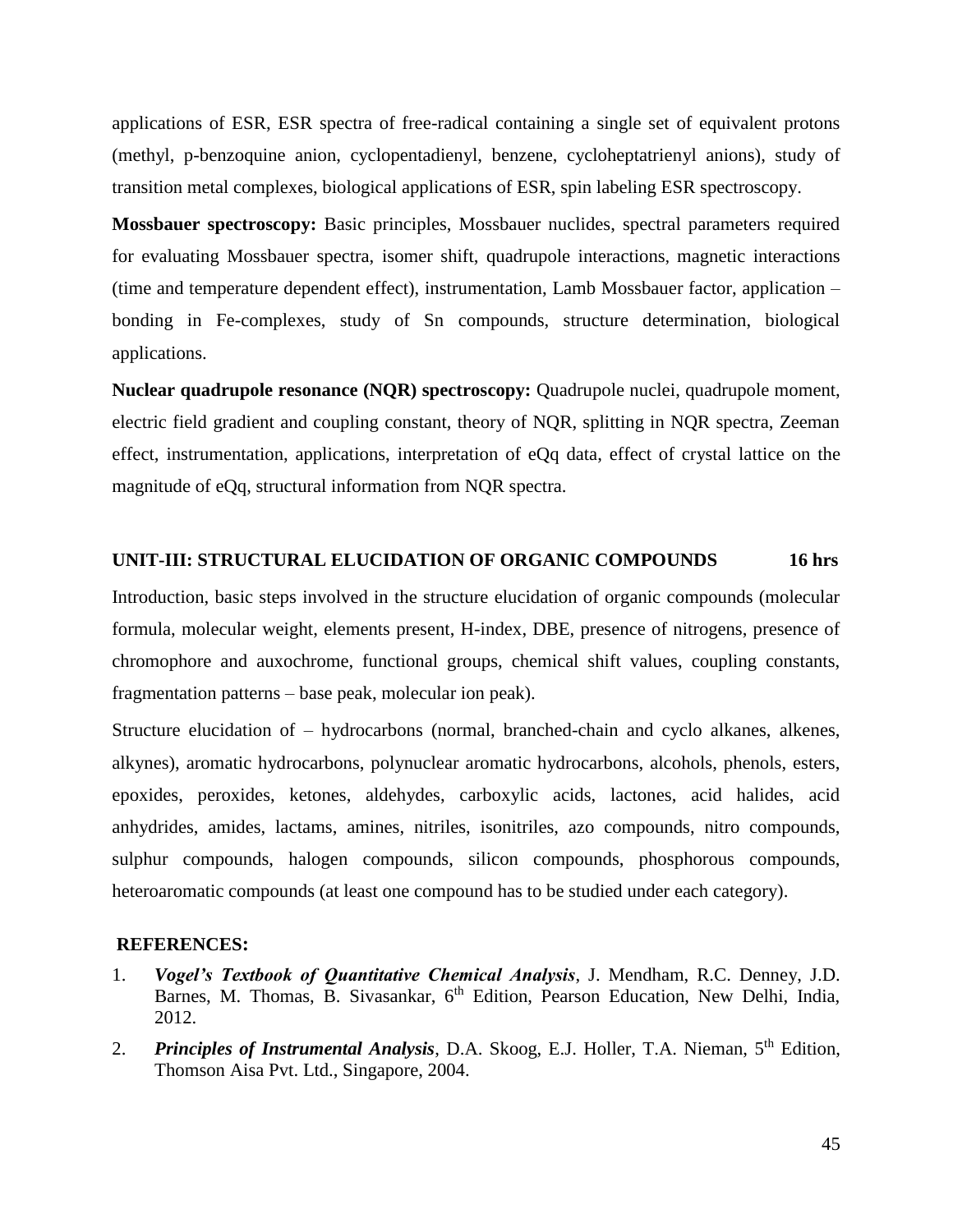applications of ESR, ESR spectra of free-radical containing a single set of equivalent protons (methyl, p-benzoquine anion, cyclopentadienyl, benzene, cycloheptatrienyl anions), study of transition metal complexes, biological applications of ESR, spin labeling ESR spectroscopy.

**Mossbauer spectroscopy:** Basic principles, Mossbauer nuclides, spectral parameters required for evaluating Mossbauer spectra, isomer shift, quadrupole interactions, magnetic interactions (time and temperature dependent effect), instrumentation, Lamb Mossbauer factor, application – bonding in Fe-complexes, study of Sn compounds, structure determination, biological applications.

**Nuclear quadrupole resonance (NQR) spectroscopy:** Quadrupole nuclei, quadrupole moment, electric field gradient and coupling constant, theory of NQR, splitting in NQR spectra, Zeeman effect, instrumentation, applications, interpretation of eQq data, effect of crystal lattice on the magnitude of eQq, structural information from NQR spectra.

## UNIT-III: STRUCTURAL ELUCIDATION OF ORGANIC COMPOUNDS 16 hrs

Introduction, basic steps involved in the structure elucidation of organic compounds (molecular formula, molecular weight, elements present, H-index, DBE, presence of nitrogens, presence of chromophore and auxochrome, functional groups, chemical shift values, coupling constants, fragmentation patterns – base peak, molecular ion peak).

Structure elucidation of – hydrocarbons (normal, branched-chain and cyclo alkanes, alkenes, alkynes), aromatic hydrocarbons, polynuclear aromatic hydrocarbons, alcohols, phenols, esters, epoxides, peroxides, ketones, aldehydes, carboxylic acids, lactones, acid halides, acid anhydrides, amides, lactams, amines, nitriles, isonitriles, azo compounds, nitro compounds, sulphur compounds, halogen compounds, silicon compounds, phosphorous compounds, heteroaromatic compounds (at least one compound has to be studied under each category).

**REFERENCES:**

1. ***Vogel's Textbook of Quantitative Chemical Analysis***, J. Mendham, R.C. Denney, J.D. Barnes, M. Thomas, B. Sivasankar, 6th Edition, Pearson Education, New Delhi, India, 2012.
2. ***Principles of Instrumental Analysis***, D.A. Skoog, E.J. Holler, T.A. Nieman, 5th Edition, Thomson Aisa Pvt. Ltd., Singapore, 2004.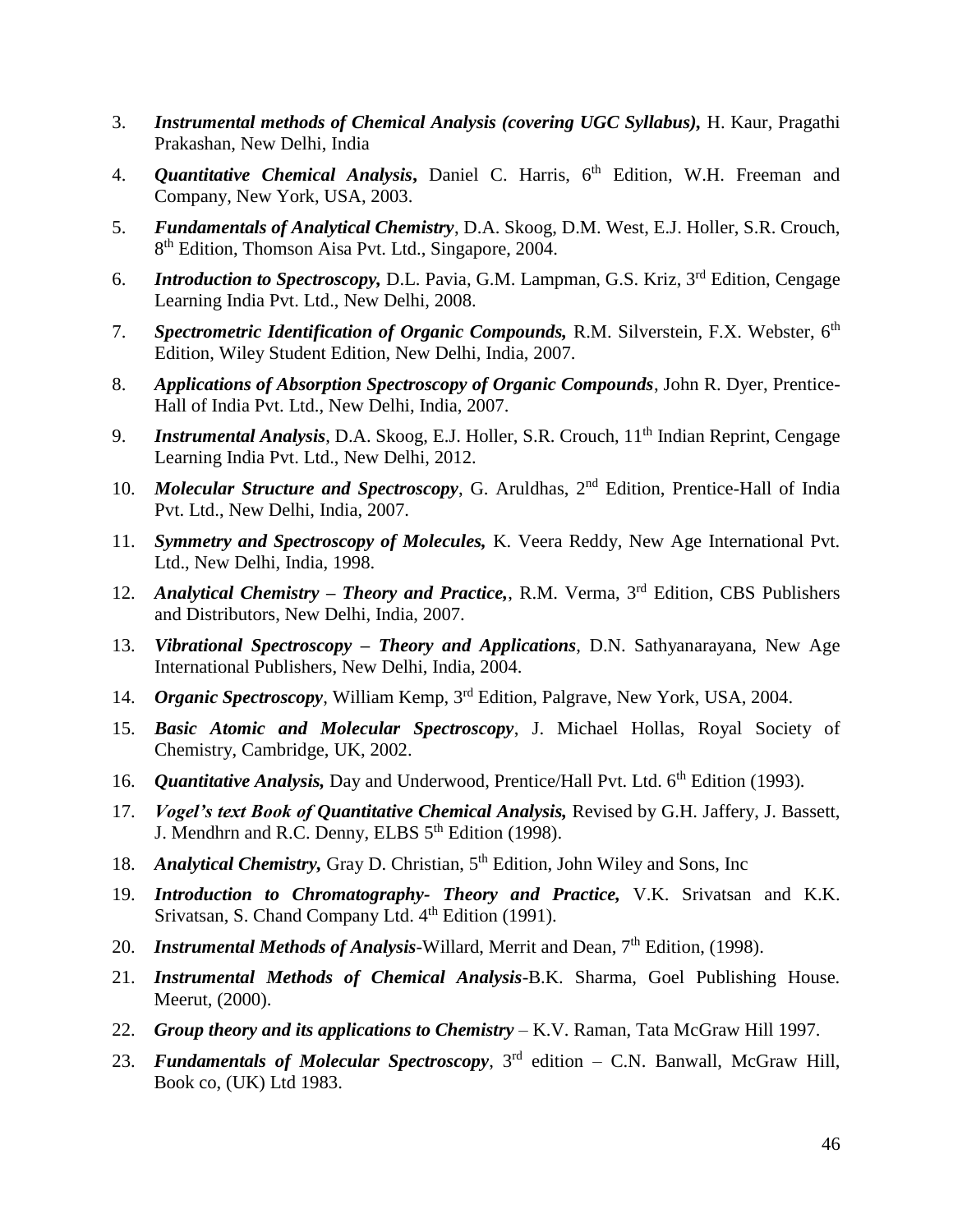3. ***Instrumental methods of Chemical Analysis (covering UGC Syllabus),*** H. Kaur, Pragathi Prakashan, New Delhi, India

4. ***Quantitative Chemical Analysis*,** Daniel C. Harris, 6th Edition, W.H. Freeman and Company, New York, USA, 2003.

5. ***Fundamentals of Analytical Chemistry***, D.A. Skoog, D.M. West, E.J. Holler, S.R. Crouch, 8th Edition, Thomson Aisa Pvt. Ltd., Singapore, 2004.

6. ***Introduction to Spectroscopy,*** D.L. Pavia, G.M. Lampman, G.S. Kriz, 3rd Edition, Cengage Learning India Pvt. Ltd., New Delhi, 2008.

7. ***Spectrometric Identification of Organic Compounds,*** R.M. Silverstein, F.X. Webster, 6th Edition, Wiley Student Edition, New Delhi, India, 2007.

8. ***Applications of Absorption Spectroscopy of Organic Compounds***, John R. Dyer, Prentice-Hall of India Pvt. Ltd., New Delhi, India, 2007.

9. ***Instrumental Analysis***, D.A. Skoog, E.J. Holler, S.R. Crouch, 11th Indian Reprint, Cengage Learning India Pvt. Ltd., New Delhi, 2012.

10. ***Molecular Structure and Spectroscopy***, G. Aruldhas, 2nd Edition, Prentice-Hall of India Pvt. Ltd., New Delhi, India, 2007.

11. ***Symmetry and Spectroscopy of Molecules,*** K. Veera Reddy, New Age International Pvt. Ltd., New Delhi, India, 1998.

12. ***Analytical Chemistry – Theory and Practice,***, R.M. Verma, 3rd Edition, CBS Publishers and Distributors, New Delhi, India, 2007.

13. ***Vibrational Spectroscopy – Theory and Applications***, D.N. Sathyanarayana, New Age International Publishers, New Delhi, India, 2004.

14. ***Organic Spectroscopy***, William Kemp, 3rd Edition, Palgrave, New York, USA, 2004.

15. ***Basic Atomic and Molecular Spectroscopy***, J. Michael Hollas, Royal Society of Chemistry, Cambridge, UK, 2002.

16. ***Quantitative Analysis,*** Day and Underwood, Prentice/Hall Pvt. Ltd. 6th Edition (1993).

17. ***Vogel's text Book of Quantitative Chemical Analysis,*** Revised by G.H. Jaffery, J. Bassett, J. Mendhrn and R.C. Denny, ELBS 5th Edition (1998).

18. ***Analytical Chemistry,*** Gray D. Christian, 5th Edition, John Wiley and Sons, Inc

19. ***Introduction to Chromatography- Theory and Practice,*** V.K. Srivatsan and K.K. Srivatsan, S. Chand Company Ltd. 4th Edition (1991).

20. ***Instrumental Methods of Analysis***-Willard, Merrit and Dean, 7th Edition, (1998).

21. ***Instrumental Methods of Chemical Analysis***-B.K. Sharma, Goel Publishing House. Meerut, (2000).

22. ***Group theory and its applications to Chemistry*** – K.V. Raman, Tata McGraw Hill 1997.

23. ***Fundamentals of Molecular Spectroscopy***, 3rd edition – C.N. Banwall, McGraw Hill, Book co, (UK) Ltd 1983.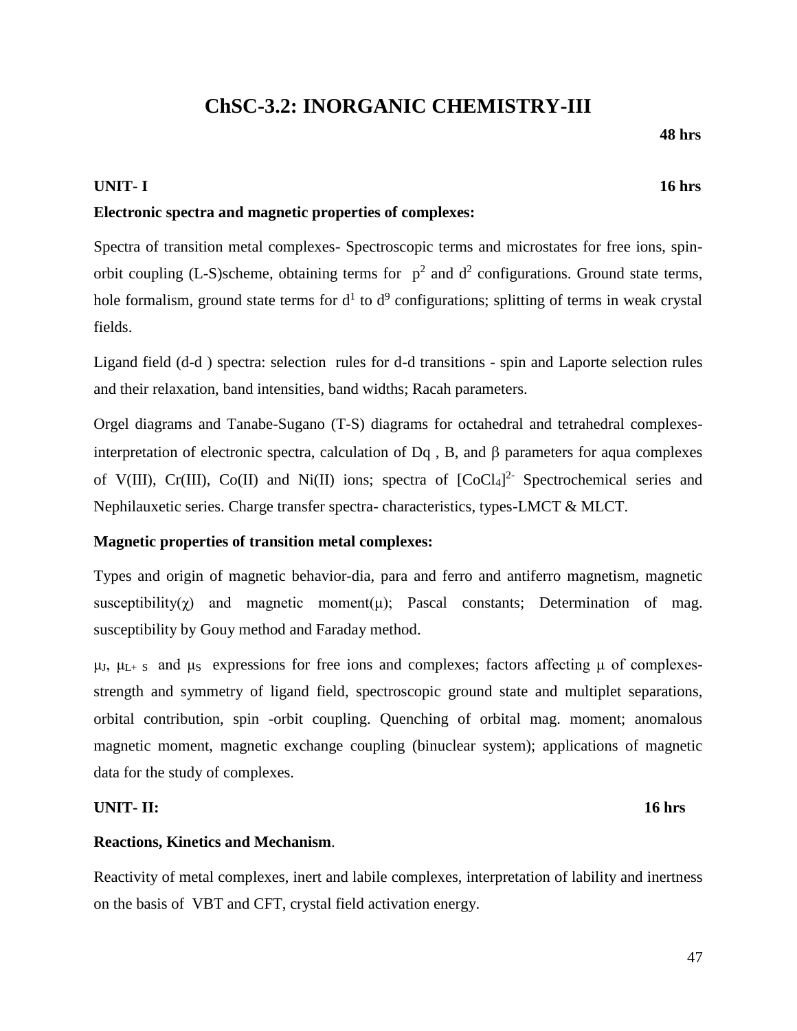# ChSC-3.2: INORGANIC CHEMISTRY-III

**48 hrs**

**UNIT- I** **16 hrs**

**Electronic spectra and magnetic properties of complexes:**

Spectra of transition metal complexes- Spectroscopic terms and microstates for free ions, spin-orbit coupling (L-S)scheme, obtaining terms for $p^2$ and $d^2$ configurations. Ground state terms, hole formalism, ground state terms for $d^1$ to $d^9$ configurations; splitting of terms in weak crystal fields.

Ligand field (d-d ) spectra: selection rules for d-d transitions - spin and Laporte selection rules and their relaxation, band intensities, band widths; Racah parameters.

Orgel diagrams and Tanabe-Sugano (T-S) diagrams for octahedral and tetrahedral complexes- interpretation of electronic spectra, calculation of Dq , B, and $\beta$ parameters for aqua complexes of V(III), Cr(III), Co(II) and Ni(II) ions; spectra of $[CoCl_4]^{2-}$ Spectrochemical series and Nephilauxetic series. Charge transfer spectra- characteristics, types-LMCT & MLCT.

**Magnetic properties of transition metal complexes:**

Types and origin of magnetic behavior-dia, para and ferro and antiferro magnetism, magnetic susceptibility($\chi$) and magnetic moment($\mu$); Pascal constants; Determination of mag. susceptibility by Gouy method and Faraday method.

$\mu_J$, $\mu_{L+S}$ and $\mu_S$ expressions for free ions and complexes; factors affecting $\mu$ of complexes-strength and symmetry of ligand field, spectroscopic ground state and multiplet separations, orbital contribution, spin -orbit coupling. Quenching of orbital mag. moment; anomalous magnetic moment, magnetic exchange coupling (binuclear system); applications of magnetic data for the study of complexes.

**UNIT- II:** **16 hrs**

**Reactions, Kinetics and Mechanism**.

Reactivity of metal complexes, inert and labile complexes, interpretation of lability and inertness on the basis of VBT and CFT, crystal field activation energy.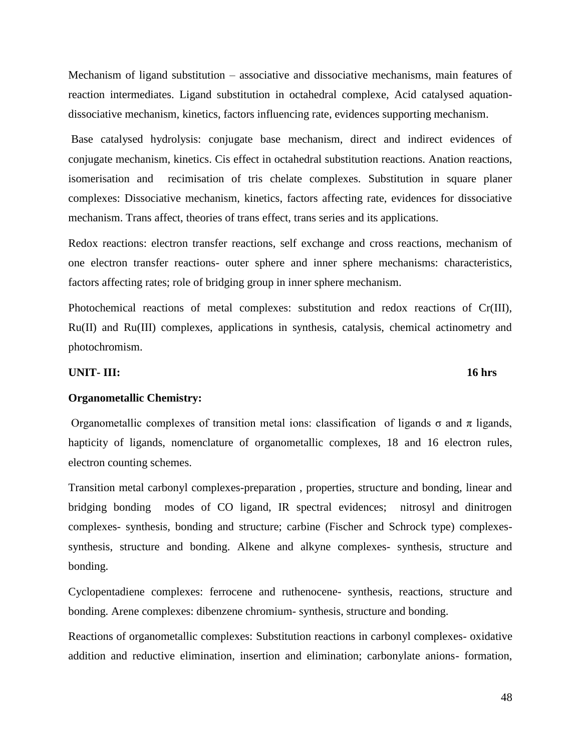Mechanism of ligand substitution – associative and dissociative mechanisms, main features of reaction intermediates. Ligand substitution in octahedral complexe, Acid catalysed aquation-dissociative mechanism, kinetics, factors influencing rate, evidences supporting mechanism.

Base catalysed hydrolysis: conjugate base mechanism, direct and indirect evidences of conjugate mechanism, kinetics. Cis effect in octahedral substitution reactions. Anation reactions, isomerisation and recimisation of tris chelate complexes. Substitution in square planer complexes: Dissociative mechanism, kinetics, factors affecting rate, evidences for dissociative mechanism. Trans affect, theories of trans effect, trans series and its applications.

Redox reactions: electron transfer reactions, self exchange and cross reactions, mechanism of one electron transfer reactions- outer sphere and inner sphere mechanisms: characteristics, factors affecting rates; role of bridging group in inner sphere mechanism.

Photochemical reactions of metal complexes: substitution and redox reactions of Cr(III), Ru(II) and Ru(III) complexes, applications in synthesis, catalysis, chemical actinometry and photochromism.

**UNIT- III: 16 hrs**

**Organometallic Chemistry:**

Organometallic complexes of transition metal ions: classification of ligands $\sigma$ and $\pi$ ligands, hapticity of ligands, nomenclature of organometallic complexes, 18 and 16 electron rules, electron counting schemes.

Transition metal carbonyl complexes-preparation , properties, structure and bonding, linear and bridging bonding modes of CO ligand, IR spectral evidences; nitrosyl and dinitrogen complexes- synthesis, bonding and structure; carbine (Fischer and Schrock type) complexes- synthesis, structure and bonding. Alkene and alkyne complexes- synthesis, structure and bonding.

Cyclopentadiene complexes: ferrocene and ruthenocene- synthesis, reactions, structure and bonding. Arene complexes: dibenzene chromium- synthesis, structure and bonding.

Reactions of organometallic complexes: Substitution reactions in carbonyl complexes- oxidative addition and reductive elimination, insertion and elimination; carbonylate anions- formation,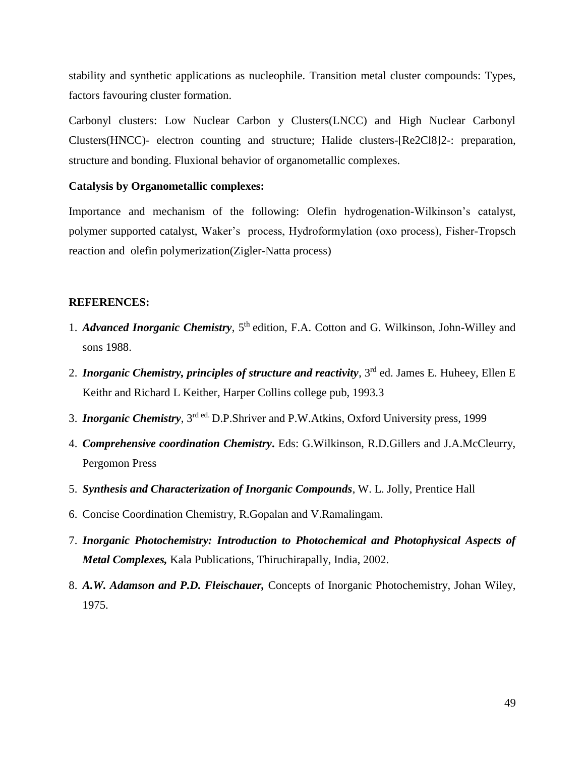stability and synthetic applications as nucleophile. Transition metal cluster compounds: Types, factors favouring cluster formation.

Carbonyl clusters: Low Nuclear Carbon y Clusters(LNCC) and High Nuclear Carbonyl Clusters(HNCC)- electron counting and structure; Halide clusters-$[Re_2Cl_8]^{2-}$: preparation, structure and bonding. Fluxional behavior of organometallic complexes.

**Catalysis by Organometallic complexes:**

Importance and mechanism of the following: Olefin hydrogenation-Wilkinson's catalyst, polymer supported catalyst, Waker's process, Hydroformylation (oxo process), Fisher-Tropsch reaction and olefin polymerization(Zigler-Natta process)

**REFERENCES:**

1. ***Advanced Inorganic Chemistry***, 5th edition, F.A. Cotton and G. Wilkinson, John-Willey and sons 1988.
2. ***Inorganic Chemistry, principles of structure and reactivity***, 3rd ed. James E. Huheey, Ellen E Keithr and Richard L Keither, Harper Collins college pub, 1993.3
3. ***Inorganic Chemistry***, 3rd ed. D.P.Shriver and P.W.Atkins, Oxford University press, 1999
4. ***Comprehensive coordination Chemistry***. Eds: G.Wilkinson, R.D.Gillers and J.A.McCleurry, Pergomon Press
5. ***Synthesis and Characterization of Inorganic Compounds***, W. L. Jolly, Prentice Hall
6. Concise Coordination Chemistry, R.Gopalan and V.Ramalingam.
7. ***Inorganic Photochemistry: Introduction to Photochemical and Photophysical Aspects of Metal Complexes,*** Kala Publications, Thiruchirapally, India, 2002.
8. ***A.W. Adamson and P.D. Fleischauer,*** Concepts of Inorganic Photochemistry, Johan Wiley, 1975.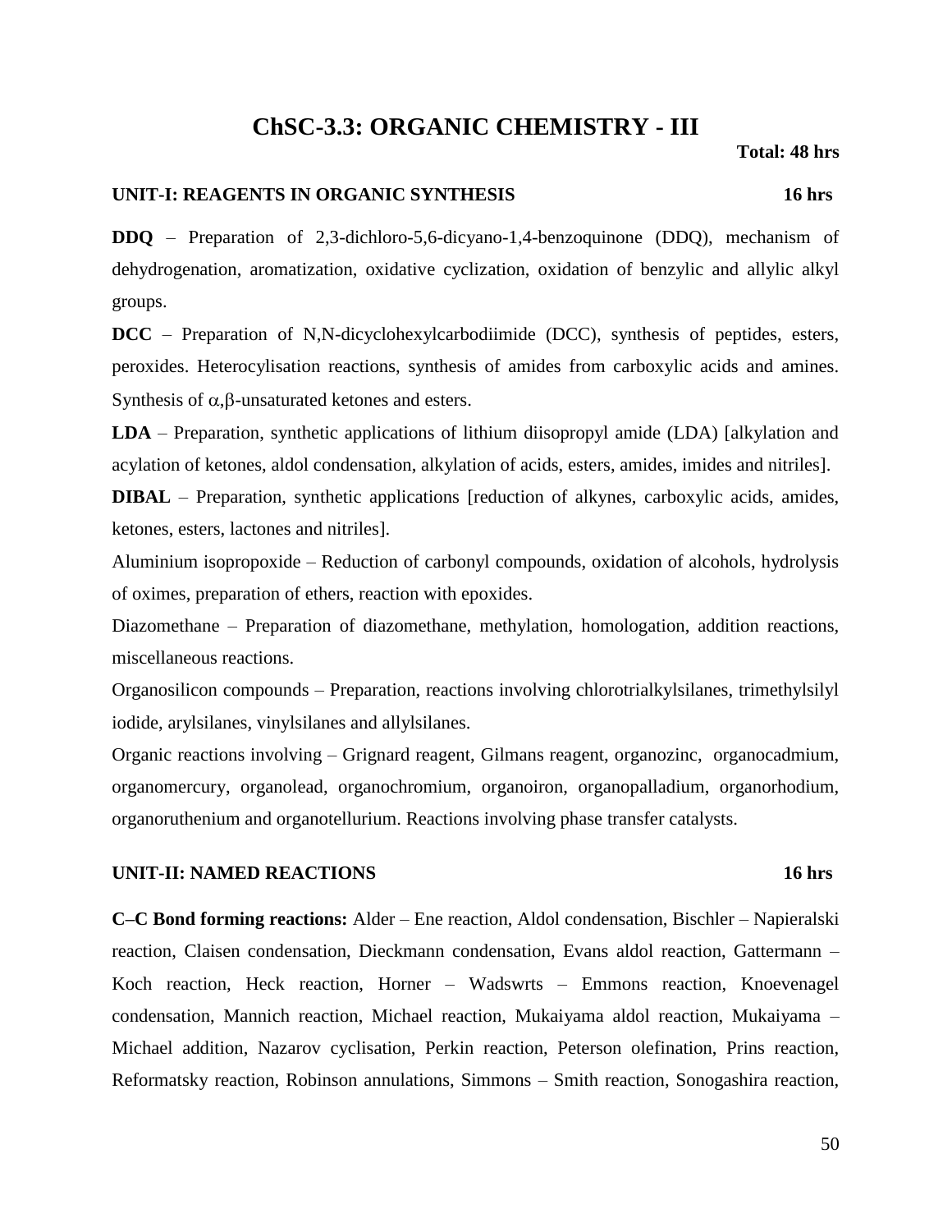# ChSC-3.3: ORGANIC CHEMISTRY - III

**Total: 48 hrs**

## UNIT-I: REAGENTS IN ORGANIC SYNTHESIS 16 hrs

**DDQ** – Preparation of 2,3-dichloro-5,6-dicyano-1,4-benzoquinone (DDQ), mechanism of dehydrogenation, aromatization, oxidative cyclization, oxidation of benzylic and allylic alkyl groups.

**DCC** – Preparation of N,N-dicyclohexylcarbodiimide (DCC), synthesis of peptides, esters, peroxides. Heterocylisation reactions, synthesis of amides from carboxylic acids and amines. Synthesis of $\alpha,\beta$-unsaturated ketones and esters.

**LDA** – Preparation, synthetic applications of lithium diisopropyl amide (LDA) [alkylation and acylation of ketones, aldol condensation, alkylation of acids, esters, amides, imides and nitriles].

**DIBAL** – Preparation, synthetic applications [reduction of alkynes, carboxylic acids, amides, ketones, esters, lactones and nitriles].

Aluminium isopropoxide – Reduction of carbonyl compounds, oxidation of alcohols, hydrolysis of oximes, preparation of ethers, reaction with epoxides.

Diazomethane – Preparation of diazomethane, methylation, homologation, addition reactions, miscellaneous reactions.

Organosilicon compounds – Preparation, reactions involving chlorotrialkylsilanes, trimethylsilyl iodide, arylsilanes, vinylsilanes and allylsilanes.

Organic reactions involving – Grignard reagent, Gilmans reagent, organozinc, organocadmium, organomercury, organolead, organochromium, organoiron, organopalladium, organorhodium, organoruthenium and organotellurium. Reactions involving phase transfer catalysts.

## UNIT-II: NAMED REACTIONS 16 hrs

**C–C Bond forming reactions:** Alder – Ene reaction, Aldol condensation, Bischler – Napieralski reaction, Claisen condensation, Dieckmann condensation, Evans aldol reaction, Gattermann – Koch reaction, Heck reaction, Horner – Wadswrts – Emmons reaction, Knoevenagel condensation, Mannich reaction, Michael reaction, Mukaiyama aldol reaction, Mukaiyama – Michael addition, Nazarov cyclisation, Perkin reaction, Peterson olefination, Prins reaction, Reformatsky reaction, Robinson annulations, Simmons – Smith reaction, Sonogashira reaction,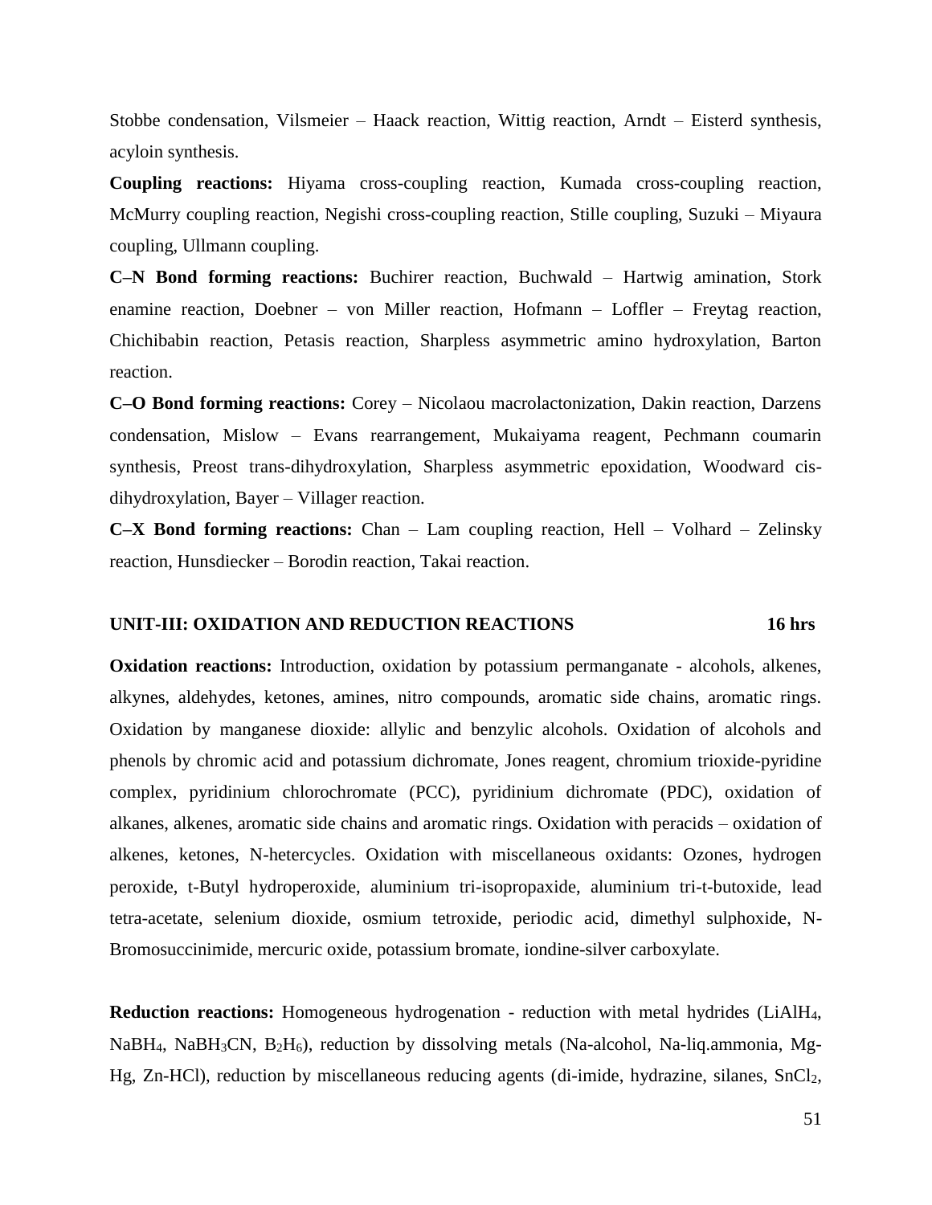Stobbe condensation, Vilsmeier – Haack reaction, Wittig reaction, Arndt – Eisterd synthesis, acyloin synthesis.

**Coupling reactions:** Hiyama cross-coupling reaction, Kumada cross-coupling reaction, McMurry coupling reaction, Negishi cross-coupling reaction, Stille coupling, Suzuki – Miyaura coupling, Ullmann coupling.

**C–N Bond forming reactions:** Buchirer reaction, Buchwald – Hartwig amination, Stork enamine reaction, Doebner – von Miller reaction, Hofmann – Loffler – Freytag reaction, Chichibabin reaction, Petasis reaction, Sharpless asymmetric amino hydroxylation, Barton reaction.

**C–O Bond forming reactions:** Corey – Nicolaou macrolactonization, Dakin reaction, Darzens condensation, Mislow – Evans rearrangement, Mukaiyama reagent, Pechmann coumarin synthesis, Preost trans-dihydroxylation, Sharpless asymmetric epoxidation, Woodward cis-dihydroxylation, Bayer – Villager reaction.

**C–X Bond forming reactions:** Chan – Lam coupling reaction, Hell – Volhard – Zelinsky reaction, Hunsdiecker – Borodin reaction, Takai reaction.

## UNIT-III: OXIDATION AND REDUCTION REACTIONS 16 hrs

**Oxidation reactions:** Introduction, oxidation by potassium permanganate - alcohols, alkenes, alkynes, aldehydes, ketones, amines, nitro compounds, aromatic side chains, aromatic rings. Oxidation by manganese dioxide: allylic and benzylic alcohols. Oxidation of alcohols and phenols by chromic acid and potassium dichromate, Jones reagent, chromium trioxide-pyridine complex, pyridinium chlorochromate (PCC), pyridinium dichromate (PDC), oxidation of alkanes, alkenes, aromatic side chains and aromatic rings. Oxidation with peracids – oxidation of alkenes, ketones, N-hetercycles. Oxidation with miscellaneous oxidants: Ozones, hydrogen peroxide, t-Butyl hydroperoxide, aluminium tri-isopropaxide, aluminium tri-t-butoxide, lead tetra-acetate, selenium dioxide, osmium tetroxide, periodic acid, dimethyl sulphoxide, N-Bromosuccinimide, mercuric oxide, potassium bromate, iondine-silver carboxylate.

**Reduction reactions:** Homogeneous hydrogenation - reduction with metal hydrides ($LiAlH_4$, $NaBH_4$, $NaBH_3CN$, $B_2H_6$), reduction by dissolving metals (Na-alcohol, Na-liq.ammonia, Mg-Hg, Zn-HCl), reduction by miscellaneous reducing agents (di-imide, hydrazine, silanes, $SnCl_2$,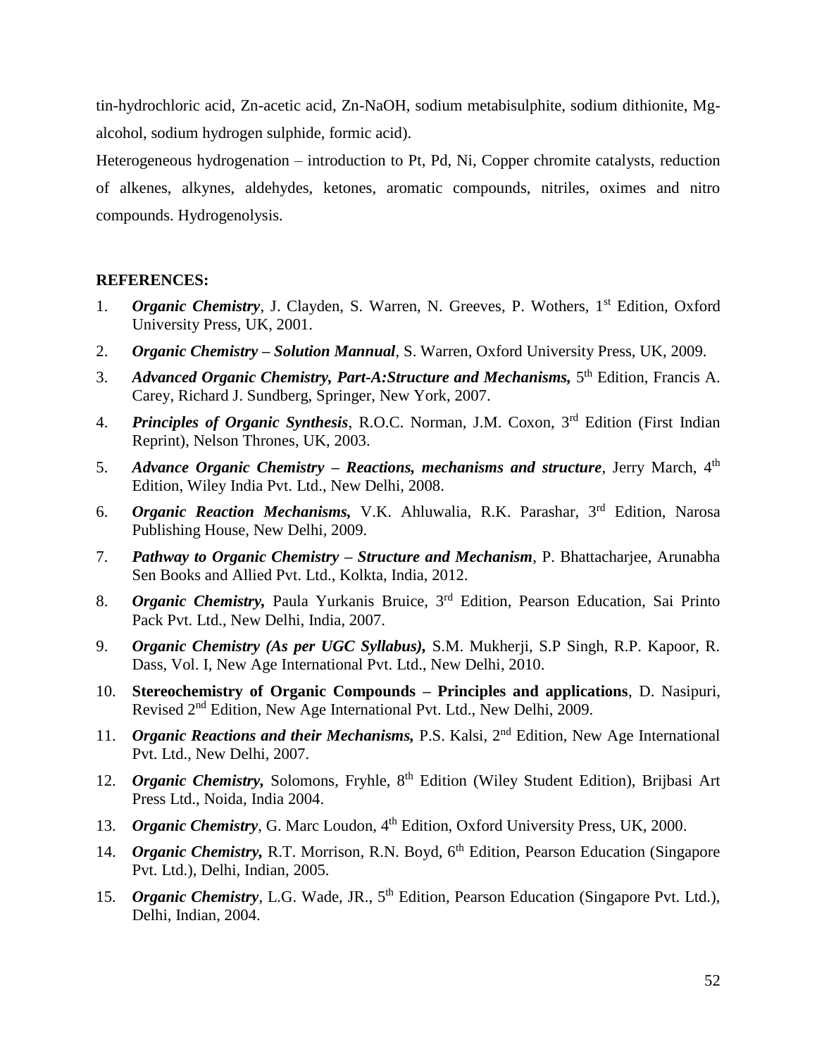tin-hydrochloric acid, Zn-acetic acid, Zn-NaOH, sodium metabisulphite, sodium dithionite, Mg-alcohol, sodium hydrogen sulphide, formic acid).

Heterogeneous hydrogenation – introduction to Pt, Pd, Ni, Copper chromite catalysts, reduction of alkenes, alkynes, aldehydes, ketones, aromatic compounds, nitriles, oximes and nitro compounds. Hydrogenolysis.

**REFERENCES:**

1. ***Organic Chemistry***, J. Clayden, S. Warren, N. Greeves, P. Wothers, 1st Edition, Oxford University Press, UK, 2001.
2. ***Organic Chemistry – Solution Mannual***, S. Warren, Oxford University Press, UK, 2009.
3. ***Advanced Organic Chemistry, Part-A:Structure and Mechanisms,*** 5th Edition, Francis A. Carey, Richard J. Sundberg, Springer, New York, 2007.
4. ***Principles of Organic Synthesis***, R.O.C. Norman, J.M. Coxon, 3rd Edition (First Indian Reprint), Nelson Thrones, UK, 2003.
5. ***Advance Organic Chemistry – Reactions, mechanisms and structure***, Jerry March, 4th Edition, Wiley India Pvt. Ltd., New Delhi, 2008.
6. ***Organic Reaction Mechanisms,*** V.K. Ahluwalia, R.K. Parashar, 3rd Edition, Narosa Publishing House, New Delhi, 2009.
7. ***Pathway to Organic Chemistry – Structure and Mechanism***, P. Bhattacharjee, Arunabha Sen Books and Allied Pvt. Ltd., Kolkta, India, 2012.
8. ***Organic Chemistry,*** Paula Yurkanis Bruice, 3rd Edition, Pearson Education, Sai Printo Pack Pvt. Ltd., New Delhi, India, 2007.
9. ***Organic Chemistry (As per UGC Syllabus),*** S.M. Mukherji, S.P Singh, R.P. Kapoor, R. Dass, Vol. I, New Age International Pvt. Ltd., New Delhi, 2010.
10. **Stereochemistry of Organic Compounds – Principles and applications**, D. Nasipuri, Revised 2nd Edition, New Age International Pvt. Ltd., New Delhi, 2009.
11. ***Organic Reactions and their Mechanisms,*** P.S. Kalsi, 2nd Edition, New Age International Pvt. Ltd., New Delhi, 2007.
12. ***Organic Chemistry,*** Solomons, Fryhle, 8th Edition (Wiley Student Edition), Brijbasi Art Press Ltd., Noida, India 2004.
13. ***Organic Chemistry***, G. Marc Loudon, 4th Edition, Oxford University Press, UK, 2000.
14. ***Organic Chemistry,*** R.T. Morrison, R.N. Boyd, 6th Edition, Pearson Education (Singapore Pvt. Ltd.), Delhi, Indian, 2005.
15. ***Organic Chemistry***, L.G. Wade, JR., 5th Edition, Pearson Education (Singapore Pvt. Ltd.), Delhi, Indian, 2004.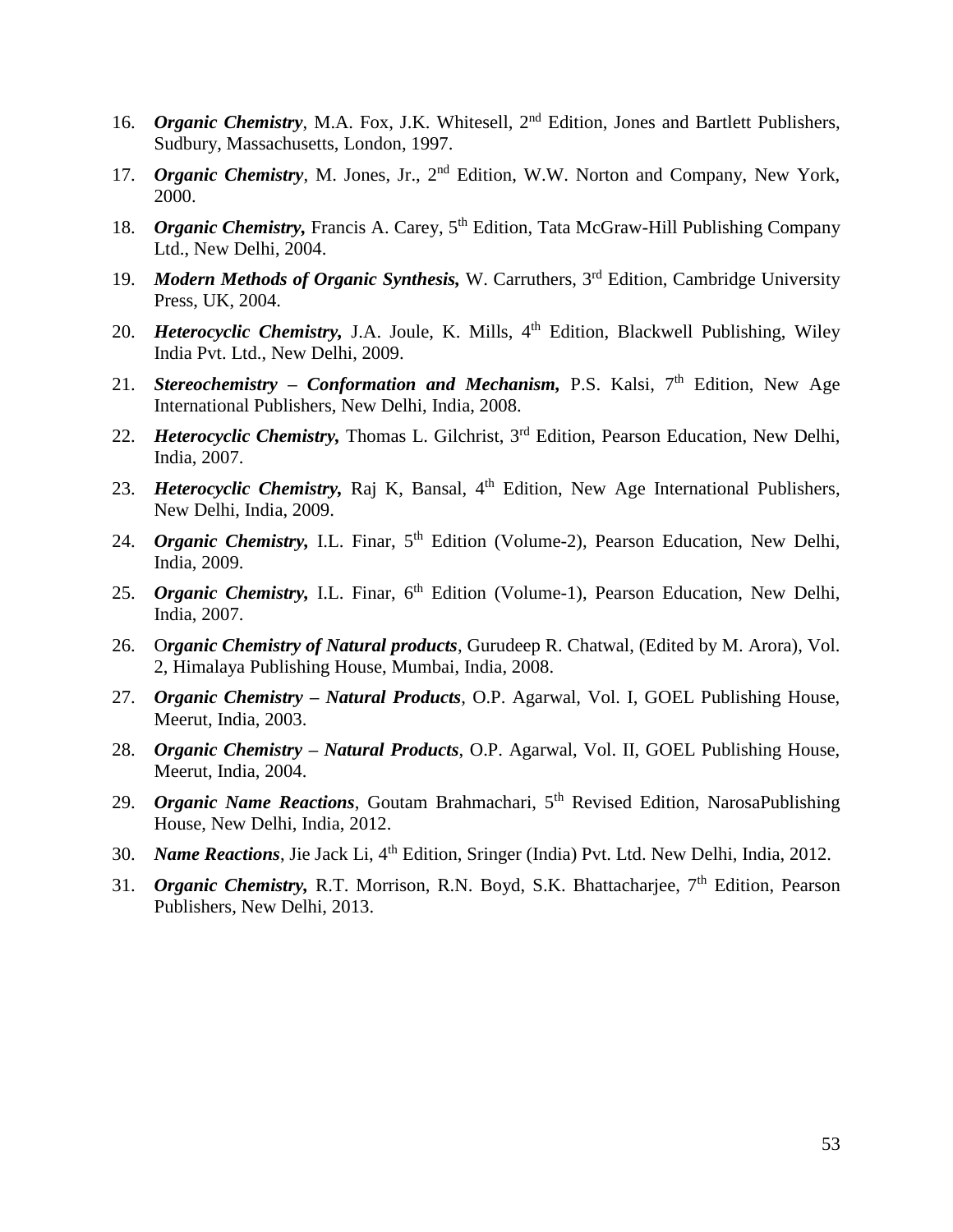16. ***Organic Chemistry***, M.A. Fox, J.K. Whitesell, 2nd Edition, Jones and Bartlett Publishers, Sudbury, Massachusetts, London, 1997.
17. ***Organic Chemistry***, M. Jones, Jr., 2nd Edition, W.W. Norton and Company, New York, 2000.
18. ***Organic Chemistry,*** Francis A. Carey, 5th Edition, Tata McGraw-Hill Publishing Company Ltd., New Delhi, 2004.
19. ***Modern Methods of Organic Synthesis,*** W. Carruthers, 3rd Edition, Cambridge University Press, UK, 2004.
20. ***Heterocyclic Chemistry,*** J.A. Joule, K. Mills, 4th Edition, Blackwell Publishing, Wiley India Pvt. Ltd., New Delhi, 2009.
21. ***Stereochemistry – Conformation and Mechanism,*** P.S. Kalsi, 7th Edition, New Age International Publishers, New Delhi, India, 2008.
22. ***Heterocyclic Chemistry,*** Thomas L. Gilchrist, 3rd Edition, Pearson Education, New Delhi, India, 2007.
23. ***Heterocyclic Chemistry,*** Raj K, Bansal, 4th Edition, New Age International Publishers, New Delhi, India, 2009.
24. ***Organic Chemistry,*** I.L. Finar, 5th Edition (Volume-2), Pearson Education, New Delhi, India, 2009.
25. ***Organic Chemistry,*** I.L. Finar, 6th Edition (Volume-1), Pearson Education, New Delhi, India, 2007.
26. O***rganic Chemistry of Natural products***, Gurudeep R. Chatwal, (Edited by M. Arora), Vol. 2, Himalaya Publishing House, Mumbai, India, 2008.
27. ***Organic Chemistry – Natural Products***, O.P. Agarwal, Vol. I, GOEL Publishing House, Meerut, India, 2003.
28. ***Organic Chemistry – Natural Products***, O.P. Agarwal, Vol. II, GOEL Publishing House, Meerut, India, 2004.
29. ***Organic Name Reactions***, Goutam Brahmachari, 5th Revised Edition, NarosaPublishing House, New Delhi, India, 2012.
30. ***Name Reactions***, Jie Jack Li, 4th Edition, Sringer (India) Pvt. Ltd. New Delhi, India, 2012.
31. ***Organic Chemistry,*** R.T. Morrison, R.N. Boyd, S.K. Bhattacharjee, 7th Edition, Pearson Publishers, New Delhi, 2013.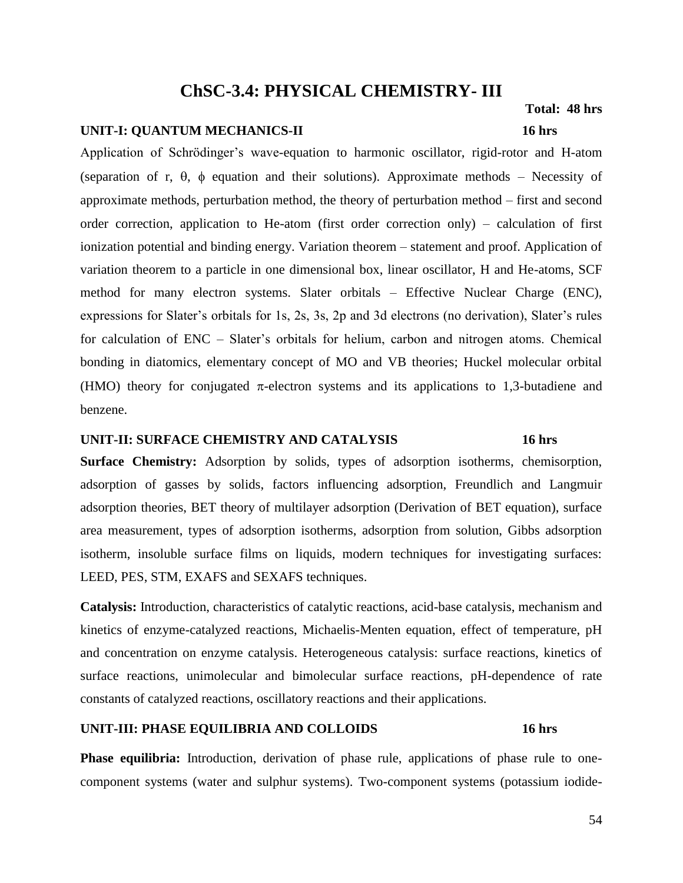# ChSC-3.4: PHYSICAL CHEMISTRY- III

**Total: 48 hrs**

**UNIT-I: QUANTUM MECHANICS-II** **16 hrs**

Application of Schrödinger's wave-equation to harmonic oscillator, rigid-rotor and H-atom (separation of r, $\theta$, $\phi$ equation and their solutions). Approximate methods – Necessity of approximate methods, perturbation method, the theory of perturbation method – first and second order correction, application to He-atom (first order correction only) – calculation of first ionization potential and binding energy. Variation theorem – statement and proof. Application of variation theorem to a particle in one dimensional box, linear oscillator, H and He-atoms, SCF method for many electron systems. Slater orbitals – Effective Nuclear Charge (ENC), expressions for Slater's orbitals for 1s, 2s, 3s, 2p and 3d electrons (no derivation), Slater's rules for calculation of ENC – Slater's orbitals for helium, carbon and nitrogen atoms. Chemical bonding in diatomics, elementary concept of MO and VB theories; Huckel molecular orbital (HMO) theory for conjugated $\pi$-electron systems and its applications to 1,3-butadiene and benzene.

**UNIT-II: SURFACE CHEMISTRY AND CATALYSIS** **16 hrs**

**Surface Chemistry:** Adsorption by solids, types of adsorption isotherms, chemisorption, adsorption of gasses by solids, factors influencing adsorption, Freundlich and Langmuir adsorption theories, BET theory of multilayer adsorption (Derivation of BET equation), surface area measurement, types of adsorption isotherms, adsorption from solution, Gibbs adsorption isotherm, insoluble surface films on liquids, modern techniques for investigating surfaces: LEED, PES, STM, EXAFS and SEXAFS techniques.

**Catalysis:** Introduction, characteristics of catalytic reactions, acid-base catalysis, mechanism and kinetics of enzyme-catalyzed reactions, Michaelis-Menten equation, effect of temperature, pH and concentration on enzyme catalysis. Heterogeneous catalysis: surface reactions, kinetics of surface reactions, unimolecular and bimolecular surface reactions, pH-dependence of rate constants of catalyzed reactions, oscillatory reactions and their applications.

**UNIT-III: PHASE EQUILIBRIA AND COLLOIDS** **16 hrs**

**Phase equilibria:** Introduction, derivation of phase rule, applications of phase rule to one-component systems (water and sulphur systems). Two-component systems (potassium iodide-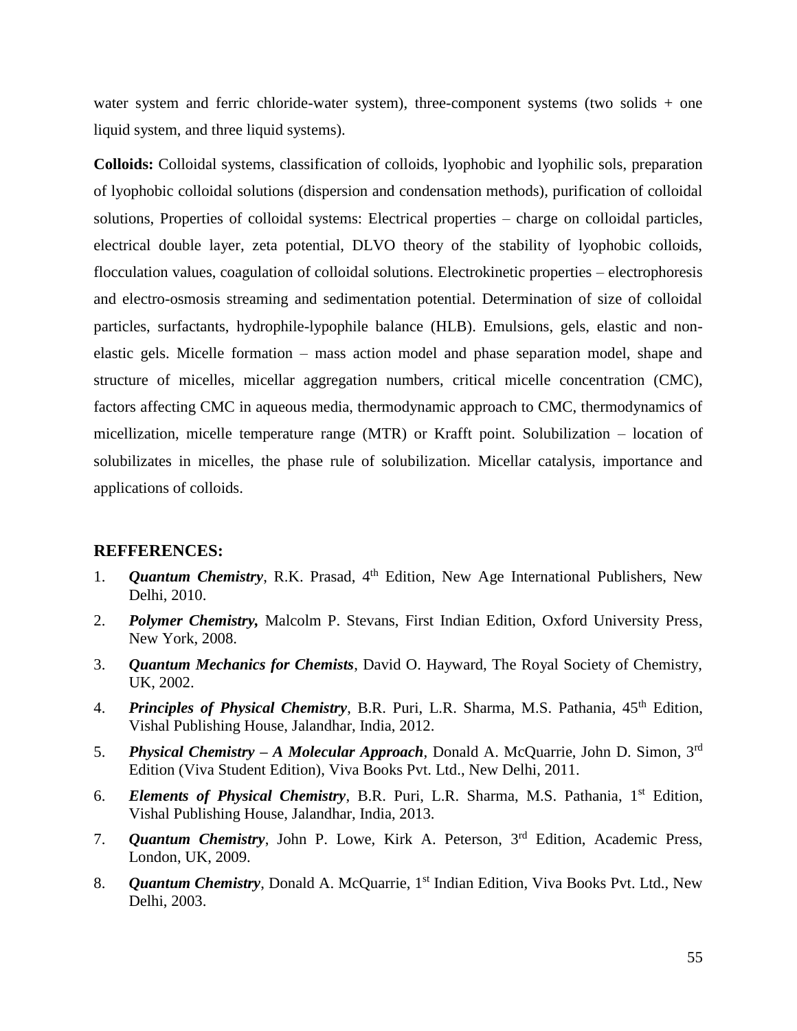water system and ferric chloride-water system), three-component systems (two solids + one liquid system, and three liquid systems).

**Colloids:** Colloidal systems, classification of colloids, lyophobic and lyophilic sols, preparation of lyophobic colloidal solutions (dispersion and condensation methods), purification of colloidal solutions, Properties of colloidal systems: Electrical properties – charge on colloidal particles, electrical double layer, zeta potential, DLVO theory of the stability of lyophobic colloids, flocculation values, coagulation of colloidal solutions. Electrokinetic properties – electrophoresis and electro-osmosis streaming and sedimentation potential. Determination of size of colloidal particles, surfactants, hydrophile-lypophile balance (HLB). Emulsions, gels, elastic and non-elastic gels. Micelle formation – mass action model and phase separation model, shape and structure of micelles, micellar aggregation numbers, critical micelle concentration (CMC), factors affecting CMC in aqueous media, thermodynamic approach to CMC, thermodynamics of micellization, micelle temperature range (MTR) or Krafft point. Solubilization – location of solubilizates in micelles, the phase rule of solubilization. Micellar catalysis, importance and applications of colloids.

## REFFERENCES:

1. ***Quantum Chemistry***, R.K. Prasad, 4th Edition, New Age International Publishers, New Delhi, 2010.
2. ***Polymer Chemistry,*** Malcolm P. Stevans, First Indian Edition, Oxford University Press, New York, 2008.
3. ***Quantum Mechanics for Chemists***, David O. Hayward, The Royal Society of Chemistry, UK, 2002.
4. ***Principles of Physical Chemistry***, B.R. Puri, L.R. Sharma, M.S. Pathania, 45th Edition, Vishal Publishing House, Jalandhar, India, 2012.
5. ***Physical Chemistry – A Molecular Approach***, Donald A. McQuarrie, John D. Simon, 3rd Edition (Viva Student Edition), Viva Books Pvt. Ltd., New Delhi, 2011.
6. ***Elements of Physical Chemistry***, B.R. Puri, L.R. Sharma, M.S. Pathania, 1st Edition, Vishal Publishing House, Jalandhar, India, 2013.
7. ***Quantum Chemistry***, John P. Lowe, Kirk A. Peterson, 3rd Edition, Academic Press, London, UK, 2009.
8. ***Quantum Chemistry***, Donald A. McQuarrie, 1st Indian Edition, Viva Books Pvt. Ltd., New Delhi, 2003.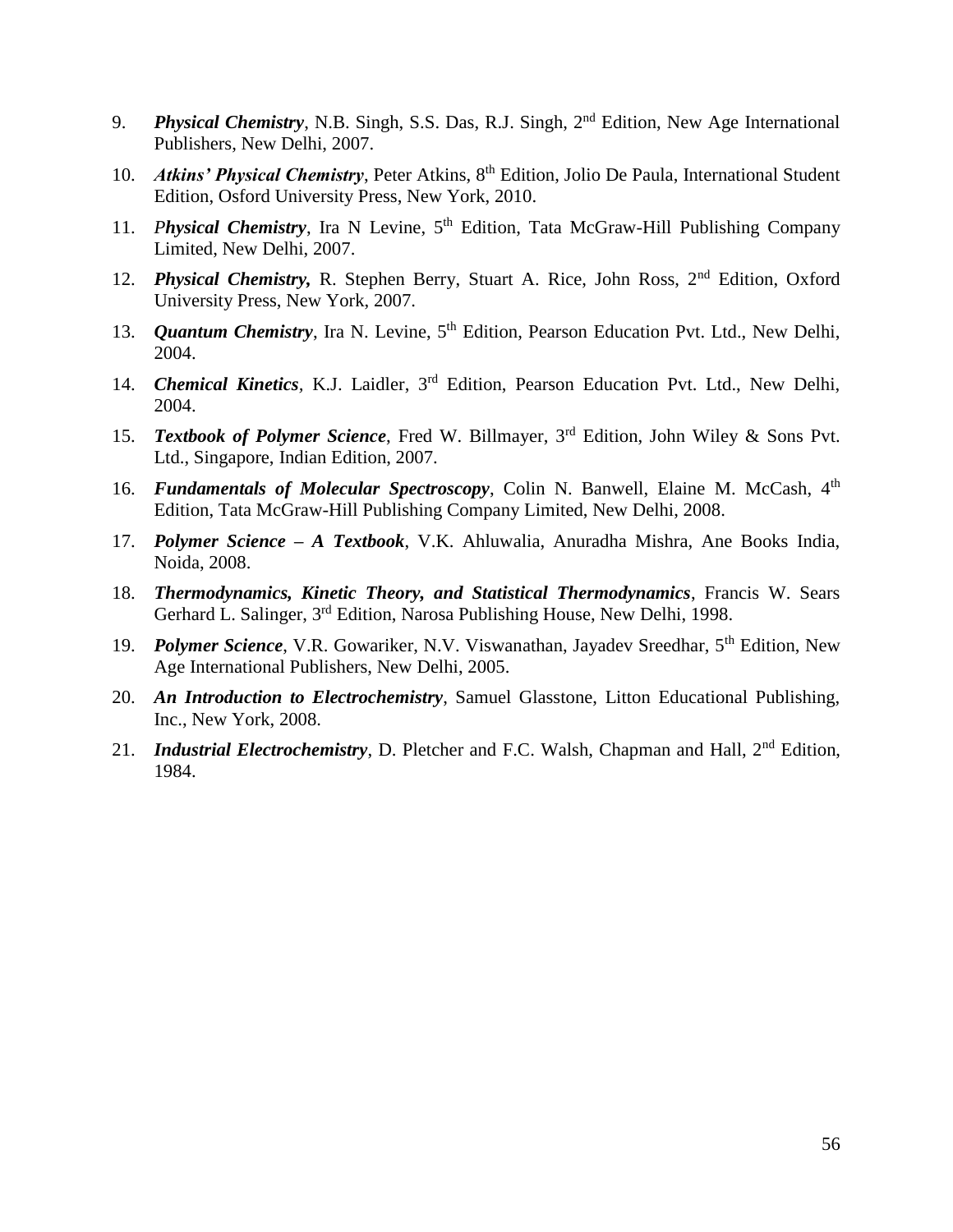9. ***Physical Chemistry***, N.B. Singh, S.S. Das, R.J. Singh, 2nd Edition, New Age International Publishers, New Delhi, 2007.

10. ***Atkins' Physical Chemistry***, Peter Atkins, 8th Edition, Jolio De Paula, International Student Edition, Osford University Press, New York, 2010.

11. ***Physical Chemistry***, Ira N Levine, 5th Edition, Tata McGraw-Hill Publishing Company Limited, New Delhi, 2007.

12. ***Physical Chemistry,*** R. Stephen Berry, Stuart A. Rice, John Ross, 2nd Edition, Oxford University Press, New York, 2007.

13. ***Quantum Chemistry***, Ira N. Levine, 5th Edition, Pearson Education Pvt. Ltd., New Delhi, 2004.

14. ***Chemical Kinetics***, K.J. Laidler, 3rd Edition, Pearson Education Pvt. Ltd., New Delhi, 2004.

15. ***Textbook of Polymer Science***, Fred W. Billmayer, 3rd Edition, John Wiley & Sons Pvt. Ltd., Singapore, Indian Edition, 2007.

16. ***Fundamentals of Molecular Spectroscopy***, Colin N. Banwell, Elaine M. McCash, 4th Edition, Tata McGraw-Hill Publishing Company Limited, New Delhi, 2008.

17. ***Polymer Science – A Textbook***, V.K. Ahluwalia, Anuradha Mishra, Ane Books India, Noida, 2008.

18. ***Thermodynamics, Kinetic Theory, and Statistical Thermodynamics***, Francis W. Sears Gerhard L. Salinger, 3rd Edition, Narosa Publishing House, New Delhi, 1998.

19. ***Polymer Science***, V.R. Gowariker, N.V. Viswanathan, Jayadev Sreedhar, 5th Edition, New Age International Publishers, New Delhi, 2005.

20. ***An Introduction to Electrochemistry***, Samuel Glasstone, Litton Educational Publishing, Inc., New York, 2008.

21. ***Industrial Electrochemistry***, D. Pletcher and F.C. Walsh, Chapman and Hall, 2nd Edition, 1984.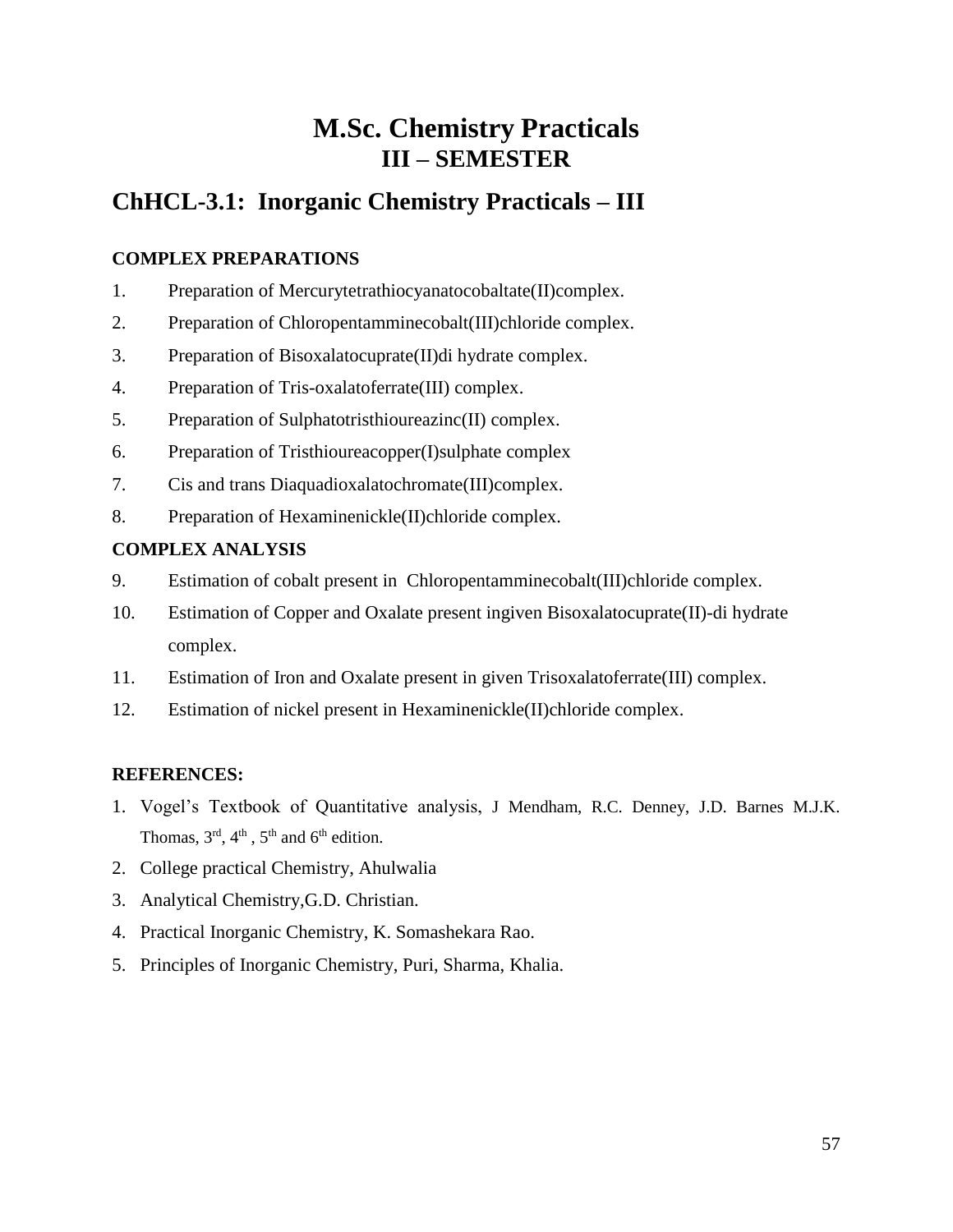# M.Sc. Chemistry Practicals
## III – SEMESTER

## ChHCL-3.1: Inorganic Chemistry Practicals – III

**COMPLEX PREPARATIONS**

1. Preparation of Mercurytetrathiocyanatocobaltate(II)complex.
2. Preparation of Chloropentamminecobalt(III)chloride complex.
3. Preparation of Bisoxalatocuprate(II)di hydrate complex.
4. Preparation of Tris-oxalatoferrate(III) complex.
5. Preparation of Sulphatotristhioureazinc(II) complex.
6. Preparation of Tristhioureacopper(I)sulphate complex
7. Cis and trans Diaquadioxalatochromate(III)complex.
8. Preparation of Hexaminenickle(II)chloride complex.

**COMPLEX ANALYSIS**

9. Estimation of cobalt present in Chloropentamminecobalt(III)chloride complex.
10. Estimation of Copper and Oxalate present ingiven Bisoxalatocuprate(II)-di hydrate complex.
11. Estimation of Iron and Oxalate present in given Trisoxalatoferrate(III) complex.
12. Estimation of nickel present in Hexaminenickle(II)chloride complex.

**REFERENCES:**

1. Vogel's Textbook of Quantitative analysis, J Mendham, R.C. Denney, J.D. Barnes M.J.K. Thomas, 3rd, 4th, 5th and 6th edition.
2. College practical Chemistry, Ahulwalia
3. Analytical Chemistry,G.D. Christian.
4. Practical Inorganic Chemistry, K. Somashekara Rao.
5. Principles of Inorganic Chemistry, Puri, Sharma, Khalia.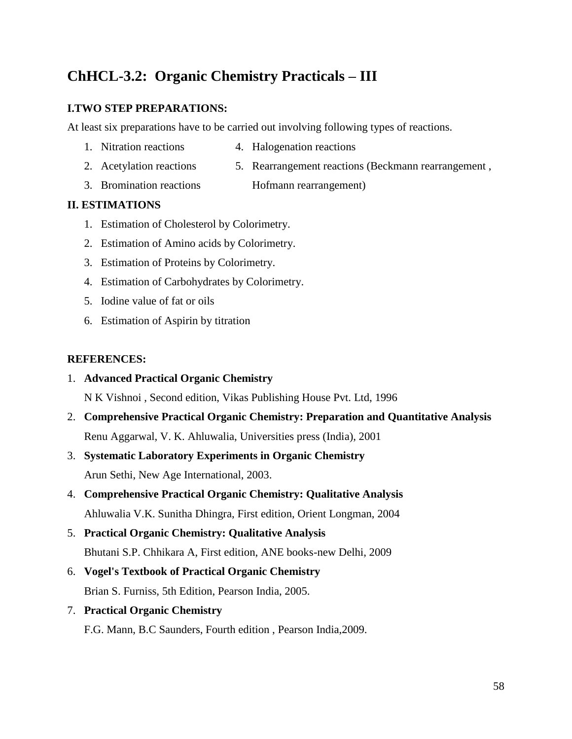# ChHCL-3.2: Organic Chemistry Practicals – III

### I.TWO STEP PREPARATIONS:

At least six preparations have to be carried out involving following types of reactions.

1. Nitration reactions
2. Acetylation reactions
3. Bromination reactions
4. Halogenation reactions
5. Rearrangement reactions (Beckmann rearrangement , Hofmann rearrangement)

### II. ESTIMATIONS

1. Estimation of Cholesterol by Colorimetry.
2. Estimation of Amino acids by Colorimetry.
3. Estimation of Proteins by Colorimetry.
4. Estimation of Carbohydrates by Colorimetry.
5. Iodine value of fat or oils
6. Estimation of Aspirin by titration

### REFERENCES:

1. **Advanced Practical Organic Chemistry**
   N K Vishnoi , Second edition, Vikas Publishing House Pvt. Ltd, 1996
2. **Comprehensive Practical Organic Chemistry: Preparation and Quantitative Analysis**
   Renu Aggarwal, V. K. Ahluwalia, Universities press (India), 2001
3. **Systematic Laboratory Experiments in Organic Chemistry**
   Arun Sethi, New Age International, 2003.
4. **Comprehensive Practical Organic Chemistry: Qualitative Analysis**
   Ahluwalia V.K. Sunitha Dhingra, First edition, Orient Longman, 2004
5. **Practical Organic Chemistry: Qualitative Analysis**
   Bhutani S.P. Chhikara A, First edition, ANE books-new Delhi, 2009
6. **Vogel's Textbook of Practical Organic Chemistry**
   Brian S. Furniss, 5th Edition, Pearson India, 2005.
7. **Practical Organic Chemistry**
   F.G. Mann, B.C Saunders, Fourth edition , Pearson India,2009.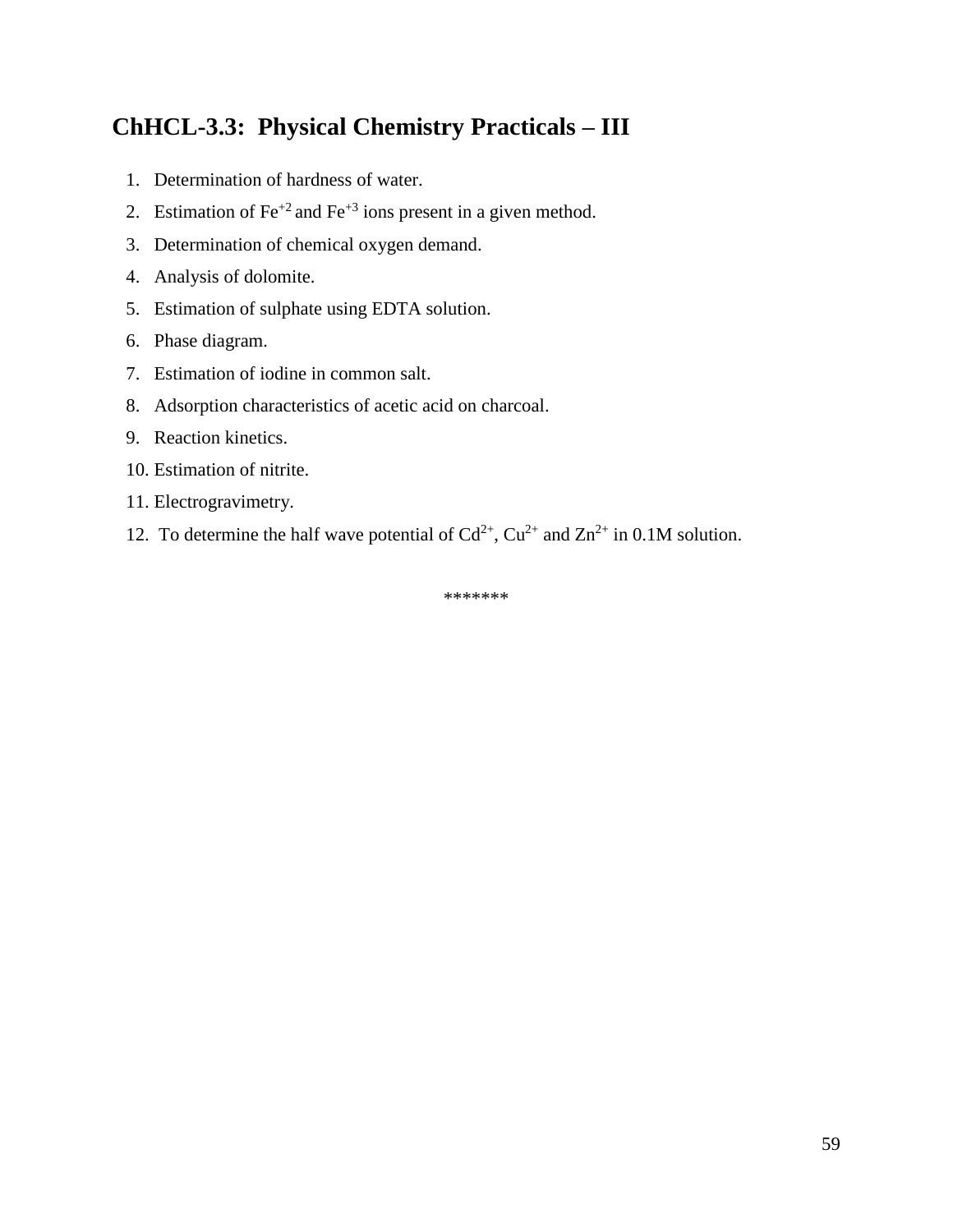## ChHCL-3.3: Physical Chemistry Practicals – III

1. Determination of hardness of water.
2. Estimation of $Fe^{+2}$ and $Fe^{+3}$ ions present in a given method.
3. Determination of chemical oxygen demand.
4. Analysis of dolomite.
5. Estimation of sulphate using EDTA solution.
6. Phase diagram.
7. Estimation of iodine in common salt.
8. Adsorption characteristics of acetic acid on charcoal.
9. Reaction kinetics.
10. Estimation of nitrite.
11. Electrogravimetry.
12. To determine the half wave potential of $Cd^{2+}$, $Cu^{2+}$ and $Zn^{2+}$ in 0.1M solution.

*******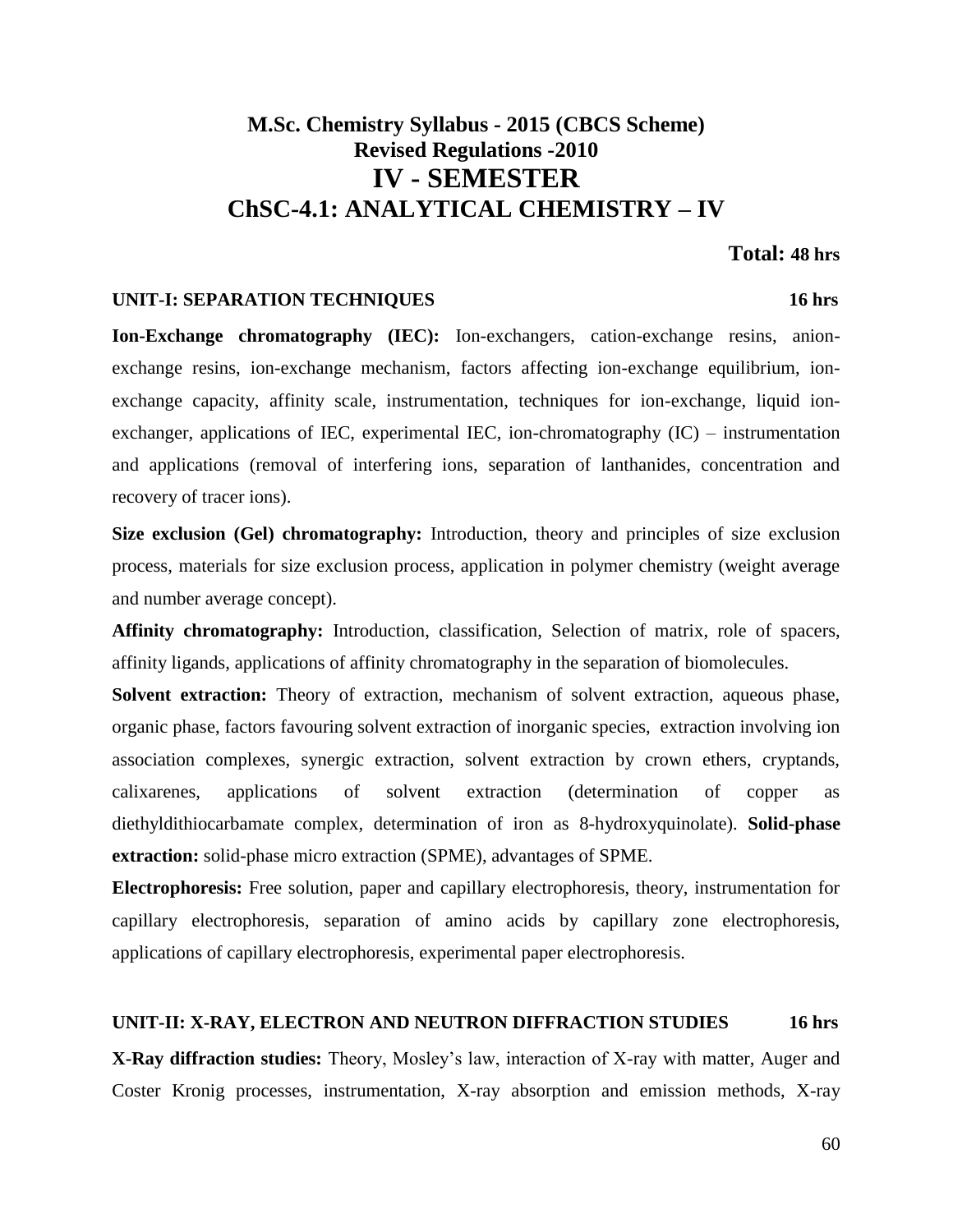# M.Sc. Chemistry Syllabus - 2015 (CBCS Scheme)
## Revised Regulations -2010
# IV - SEMESTER
# ChSC-4.1: ANALYTICAL CHEMISTRY – IV

**Total: 48 hrs**

### UNIT-I: SEPARATION TECHNIQUES 16 hrs

**Ion-Exchange chromatography (IEC):** Ion-exchangers, cation-exchange resins, anion-exchange resins, ion-exchange mechanism, factors affecting ion-exchange equilibrium, ion-exchange capacity, affinity scale, instrumentation, techniques for ion-exchange, liquid ion-exchanger, applications of IEC, experimental IEC, ion-chromatography (IC) – instrumentation and applications (removal of interfering ions, separation of lanthanides, concentration and recovery of tracer ions).

**Size exclusion (Gel) chromatography:** Introduction, theory and principles of size exclusion process, materials for size exclusion process, application in polymer chemistry (weight average and number average concept).

**Affinity chromatography:** Introduction, classification, Selection of matrix, role of spacers, affinity ligands, applications of affinity chromatography in the separation of biomolecules.

**Solvent extraction:** Theory of extraction, mechanism of solvent extraction, aqueous phase, organic phase, factors favouring solvent extraction of inorganic species, extraction involving ion association complexes, synergic extraction, solvent extraction by crown ethers, cryptands, calixarenes, applications of solvent extraction (determination of copper as diethyldithiocarbamate complex, determination of iron as 8-hydroxyquinolate). **Solid-phase extraction:** solid-phase micro extraction (SPME), advantages of SPME.

**Electrophoresis:** Free solution, paper and capillary electrophoresis, theory, instrumentation for capillary electrophoresis, separation of amino acids by capillary zone electrophoresis, applications of capillary electrophoresis, experimental paper electrophoresis.

### UNIT-II: X-RAY, ELECTRON AND NEUTRON DIFFRACTION STUDIES 16 hrs

**X-Ray diffraction studies:** Theory, Mosley's law, interaction of X-ray with matter, Auger and Coster Kronig processes, instrumentation, X-ray absorption and emission methods, X-ray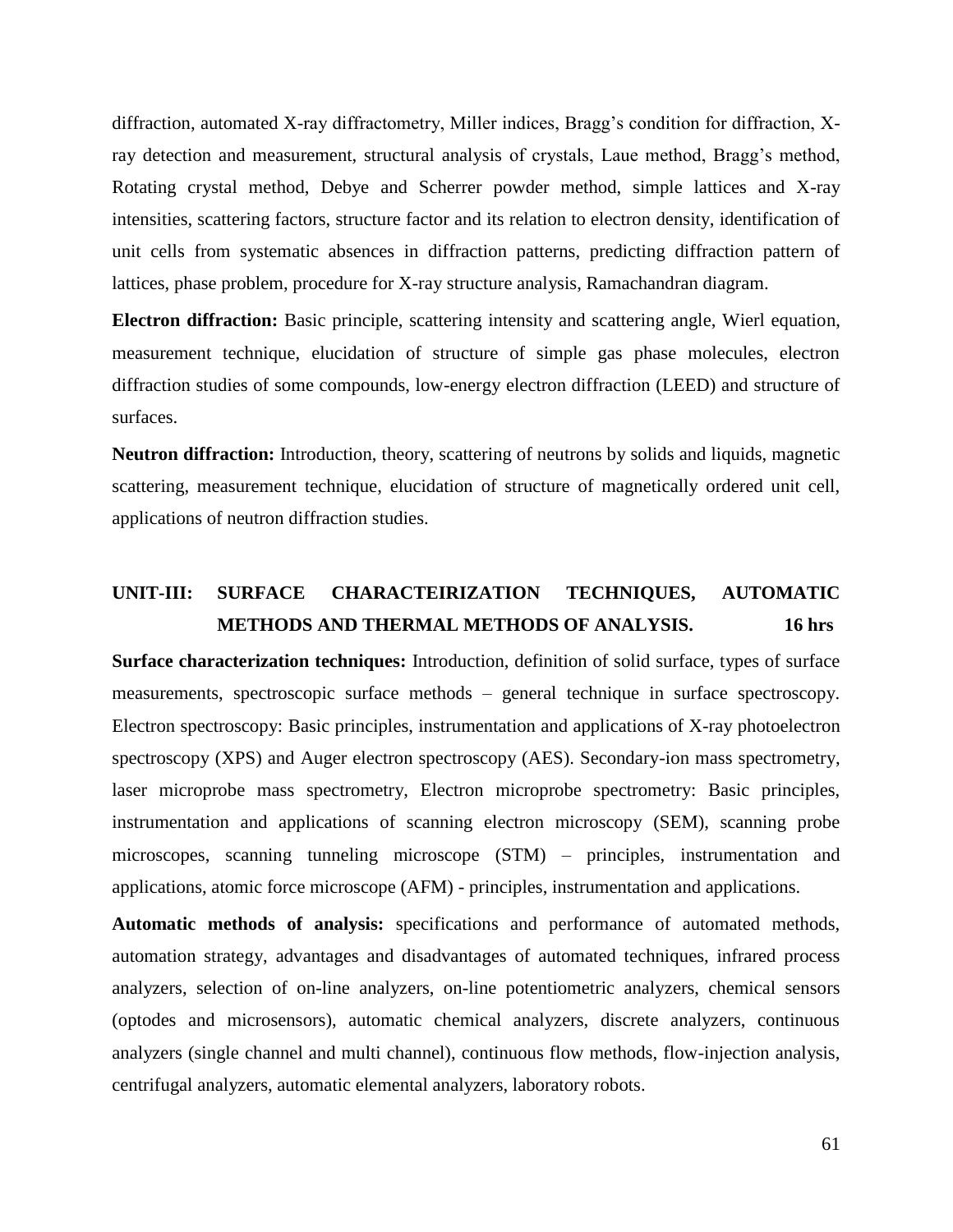diffraction, automated X-ray diffractometry, Miller indices, Bragg's condition for diffraction, X-ray detection and measurement, structural analysis of crystals, Laue method, Bragg's method, Rotating crystal method, Debye and Scherrer powder method, simple lattices and X-ray intensities, scattering factors, structure factor and its relation to electron density, identification of unit cells from systematic absences in diffraction patterns, predicting diffraction pattern of lattices, phase problem, procedure for X-ray structure analysis, Ramachandran diagram.

**Electron diffraction:** Basic principle, scattering intensity and scattering angle, Wierl equation, measurement technique, elucidation of structure of simple gas phase molecules, electron diffraction studies of some compounds, low-energy electron diffraction (LEED) and structure of surfaces.

**Neutron diffraction:** Introduction, theory, scattering of neutrons by solids and liquids, magnetic scattering, measurement technique, elucidation of structure of magnetically ordered unit cell, applications of neutron diffraction studies.

## UNIT-III: SURFACE CHARACTEIRIZATION TECHNIQUES, AUTOMATIC METHODS AND THERMAL METHODS OF ANALYSIS. 16 hrs

**Surface characterization techniques:** Introduction, definition of solid surface, types of surface measurements, spectroscopic surface methods – general technique in surface spectroscopy. Electron spectroscopy: Basic principles, instrumentation and applications of X-ray photoelectron spectroscopy (XPS) and Auger electron spectroscopy (AES). Secondary-ion mass spectrometry, laser microprobe mass spectrometry, Electron microprobe spectrometry: Basic principles, instrumentation and applications of scanning electron microscopy (SEM), scanning probe microscopes, scanning tunneling microscope (STM) – principles, instrumentation and applications, atomic force microscope (AFM) - principles, instrumentation and applications.

**Automatic methods of analysis:** specifications and performance of automated methods, automation strategy, advantages and disadvantages of automated techniques, infrared process analyzers, selection of on-line analyzers, on-line potentiometric analyzers, chemical sensors (optodes and microsensors), automatic chemical analyzers, discrete analyzers, continuous analyzers (single channel and multi channel), continuous flow methods, flow-injection analysis, centrifugal analyzers, automatic elemental analyzers, laboratory robots.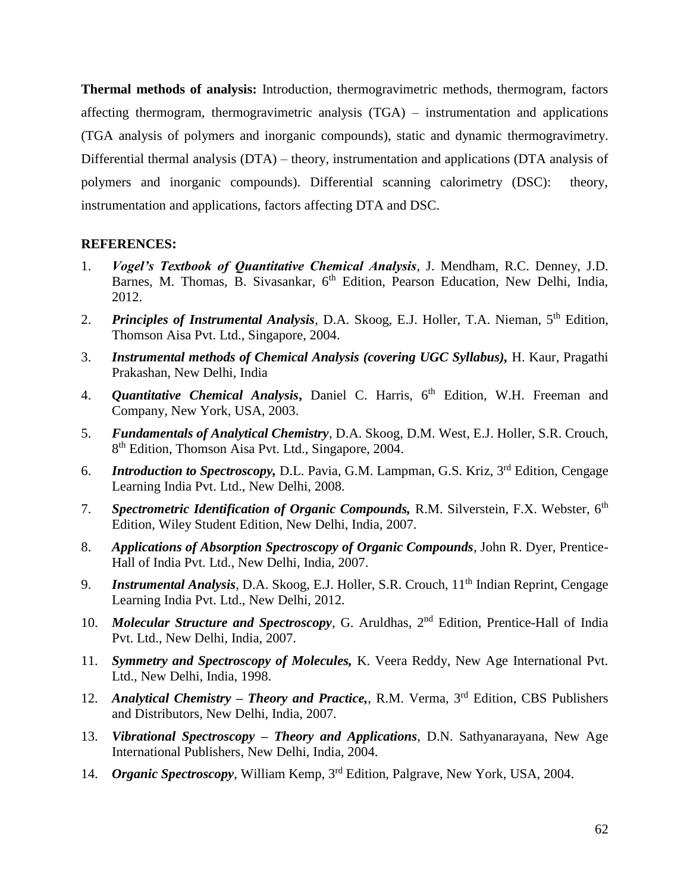**Thermal methods of analysis:** Introduction, thermogravimetric methods, thermogram, factors affecting thermogram, thermogravimetric analysis (TGA) – instrumentation and applications (TGA analysis of polymers and inorganic compounds), static and dynamic thermogravimetry. Differential thermal analysis (DTA) – theory, instrumentation and applications (DTA analysis of polymers and inorganic compounds). Differential scanning calorimetry (DSC): theory, instrumentation and applications, factors affecting DTA and DSC.

**REFERENCES:**

1. ***Vogel's Textbook of Quantitative Chemical Analysis***, J. Mendham, R.C. Denney, J.D. Barnes, M. Thomas, B. Sivasankar, 6th Edition, Pearson Education, New Delhi, India, 2012.
2. ***Principles of Instrumental Analysis***, D.A. Skoog, E.J. Holler, T.A. Nieman, 5th Edition, Thomson Aisa Pvt. Ltd., Singapore, 2004.
3. ***Instrumental methods of Chemical Analysis (covering UGC Syllabus),*** H. Kaur, Pragathi Prakashan, New Delhi, India
4. ***Quantitative Chemical Analysis*****,** Daniel C. Harris, 6th Edition, W.H. Freeman and Company, New York, USA, 2003.
5. ***Fundamentals of Analytical Chemistry***, D.A. Skoog, D.M. West, E.J. Holler, S.R. Crouch, 8th Edition, Thomson Aisa Pvt. Ltd., Singapore, 2004.
6. ***Introduction to Spectroscopy,*** D.L. Pavia, G.M. Lampman, G.S. Kriz, 3rd Edition, Cengage Learning India Pvt. Ltd., New Delhi, 2008.
7. ***Spectrometric Identification of Organic Compounds,*** R.M. Silverstein, F.X. Webster, 6th Edition, Wiley Student Edition, New Delhi, India, 2007.
8. ***Applications of Absorption Spectroscopy of Organic Compounds***, John R. Dyer, Prentice-Hall of India Pvt. Ltd., New Delhi, India, 2007.
9. ***Instrumental Analysis***, D.A. Skoog, E.J. Holler, S.R. Crouch, 11th Indian Reprint, Cengage Learning India Pvt. Ltd., New Delhi, 2012.
10. ***Molecular Structure and Spectroscopy***, G. Aruldhas, 2nd Edition, Prentice-Hall of India Pvt. Ltd., New Delhi, India, 2007.
11. ***Symmetry and Spectroscopy of Molecules,*** K. Veera Reddy, New Age International Pvt. Ltd., New Delhi, India, 1998.
12. ***Analytical Chemistry – Theory and Practice,***, R.M. Verma, 3rd Edition, CBS Publishers and Distributors, New Delhi, India, 2007.
13. ***Vibrational Spectroscopy – Theory and Applications***, D.N. Sathyanarayana, New Age International Publishers, New Delhi, India, 2004.
14. ***Organic Spectroscopy***, William Kemp, 3rd Edition, Palgrave, New York, USA, 2004.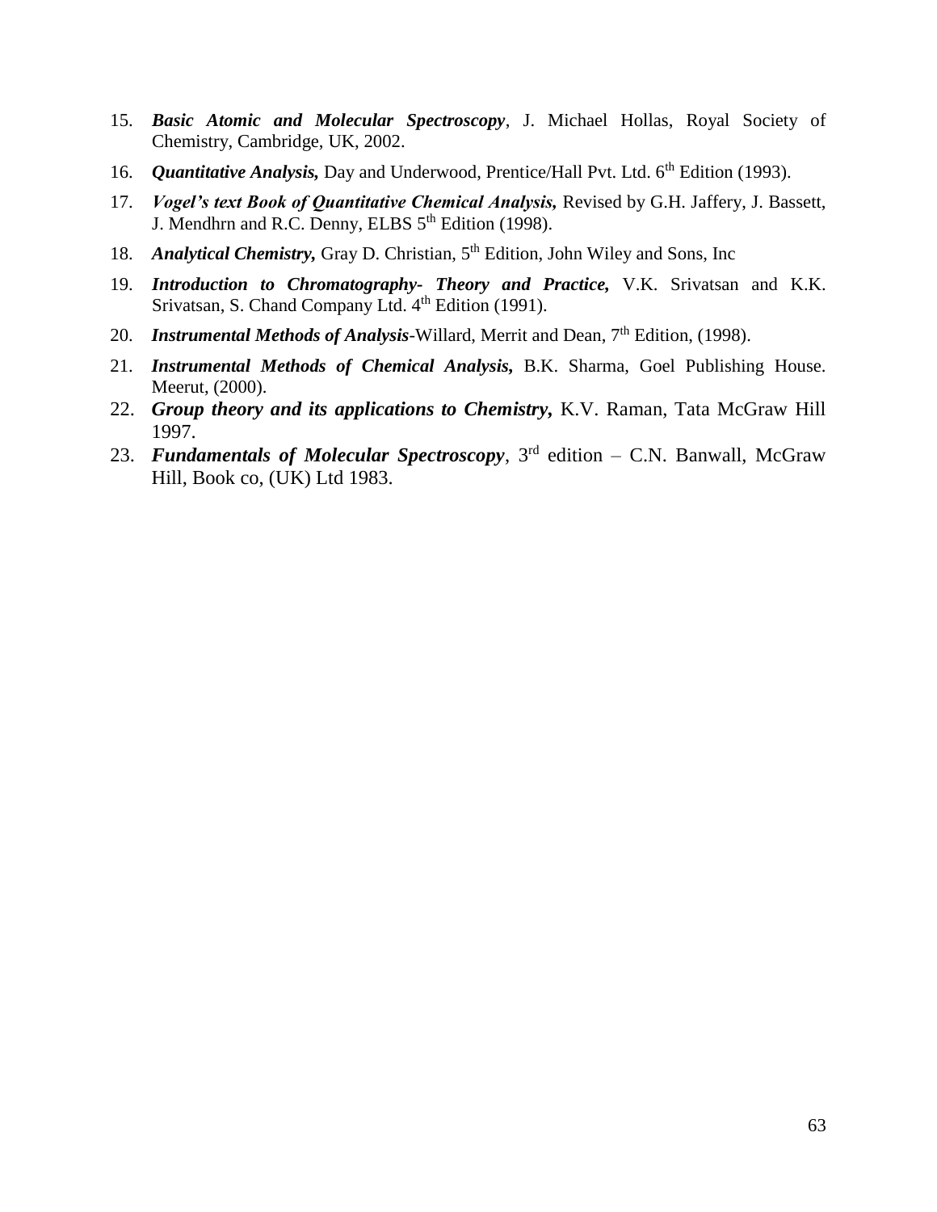15. ***Basic Atomic and Molecular Spectroscopy***, J. Michael Hollas, Royal Society of Chemistry, Cambridge, UK, 2002.
16. ***Quantitative Analysis,*** Day and Underwood, Prentice/Hall Pvt. Ltd. 6th Edition (1993).
17. ***Vogel's text Book of Quantitative Chemical Analysis,*** Revised by G.H. Jaffery, J. Bassett, J. Mendhrn and R.C. Denny, ELBS 5th Edition (1998).
18. ***Analytical Chemistry,*** Gray D. Christian, 5th Edition, John Wiley and Sons, Inc
19. ***Introduction to Chromatography- Theory and Practice,*** V.K. Srivatsan and K.K. Srivatsan, S. Chand Company Ltd. 4th Edition (1991).
20. ***Instrumental Methods of Analysis***-Willard, Merrit and Dean, 7th Edition, (1998).
21. ***Instrumental Methods of Chemical Analysis,*** B.K. Sharma, Goel Publishing House. Meerut, (2000).
22. ***Group theory and its applications to Chemistry,*** K.V. Raman, Tata McGraw Hill 1997.
23. ***Fundamentals of Molecular Spectroscopy***, 3rd edition – C.N. Banwall, McGraw Hill, Book co, (UK) Ltd 1983.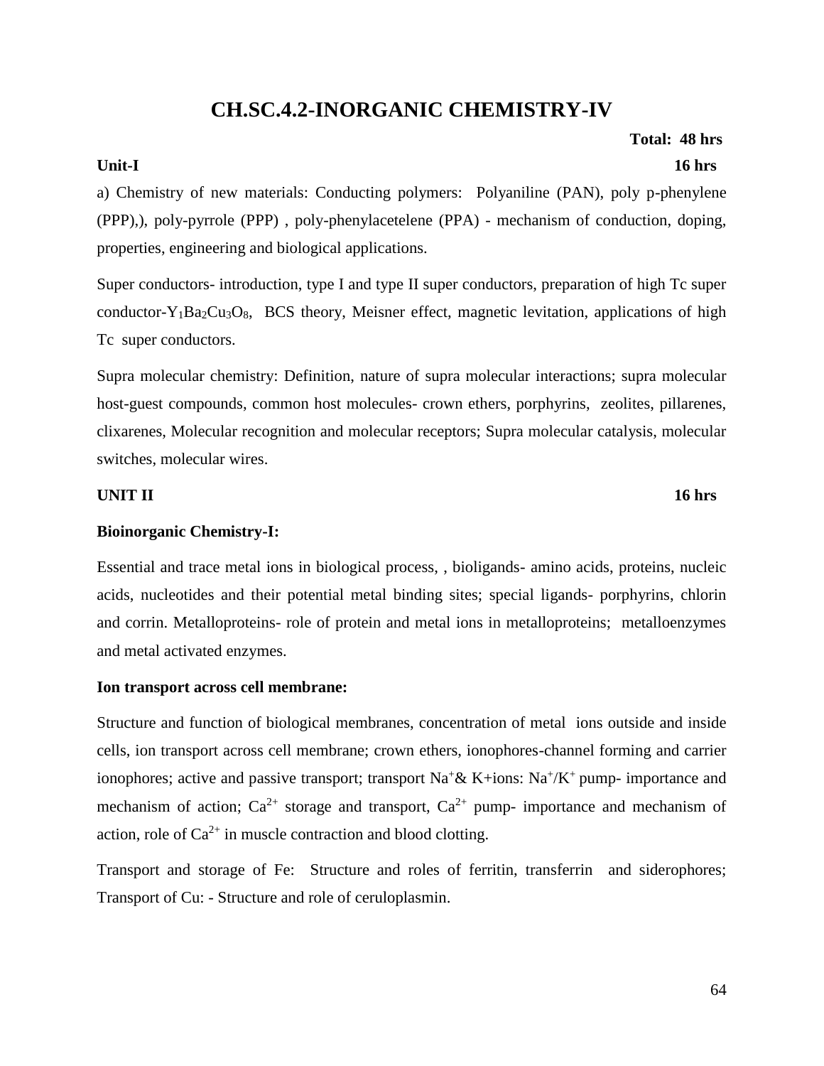# CH.SC.4.2-INORGANIC CHEMISTRY-IV

**Total: 48 hrs**

**Unit-I** **16 hrs**

a) Chemistry of new materials: Conducting polymers: Polyaniline (PAN), poly p-phenylene (PPP),), poly-pyrrole (PPP) , poly-phenylacetelene (PPA) - mechanism of conduction, doping, properties, engineering and biological applications.

Super conductors- introduction, type I and type II super conductors, preparation of high Tc super conductor-$Y_1Ba_2Cu_3O_8$, BCS theory, Meisner effect, magnetic levitation, applications of high Tc super conductors.

Supra molecular chemistry: Definition, nature of supra molecular interactions; supra molecular host-guest compounds, common host molecules- crown ethers, porphyrins, zeolites, pillarenes, clixarenes, Molecular recognition and molecular receptors; Supra molecular catalysis, molecular switches, molecular wires.

**UNIT II** **16 hrs**

**Bioinorganic Chemistry-I:**

Essential and trace metal ions in biological process, , bioligands- amino acids, proteins, nucleic acids, nucleotides and their potential metal binding sites; special ligands- porphyrins, chlorin and corrin. Metalloproteins- role of protein and metal ions in metalloproteins; metalloenzymes and metal activated enzymes.

**Ion transport across cell membrane:**

Structure and function of biological membranes, concentration of metal ions outside and inside cells, ion transport across cell membrane; crown ethers, ionophores-channel forming and carrier ionophores; active and passive transport; transport $Na^+$& K+ions: $Na^+/K^+$ pump- importance and mechanism of action; $Ca^{2+}$ storage and transport, $Ca^{2+}$ pump- importance and mechanism of action, role of $Ca^{2+}$ in muscle contraction and blood clotting.

Transport and storage of Fe: Structure and roles of ferritin, transferrin and siderophores; Transport of Cu: - Structure and role of ceruloplasmin.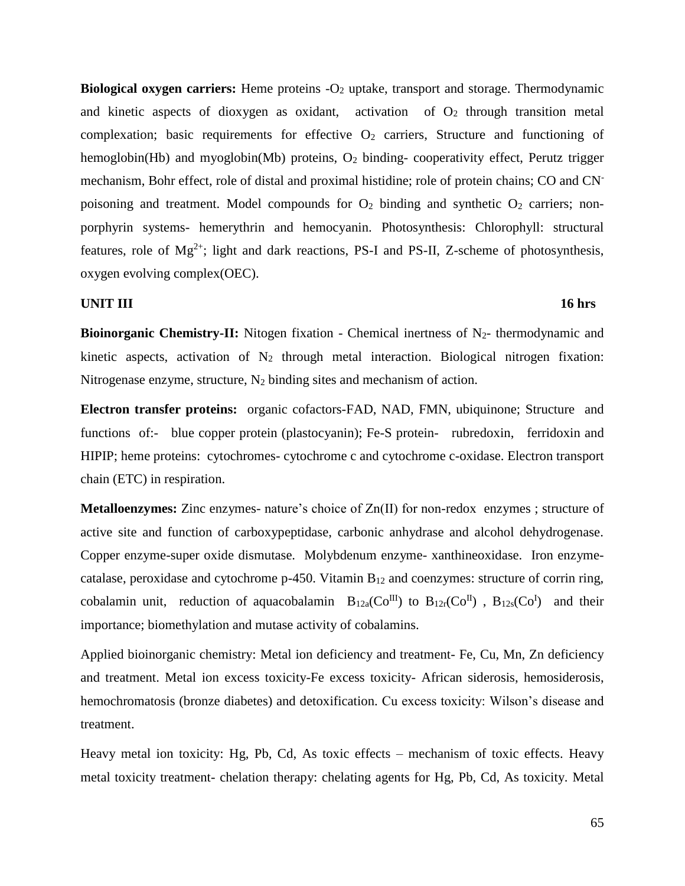**Biological oxygen carriers:** Heme proteins -$O_2$ uptake, transport and storage. Thermodynamic and kinetic aspects of dioxygen as oxidant, activation of $O_2$ through transition metal complexation; basic requirements for effective $O_2$ carriers, Structure and functioning of hemoglobin(Hb) and myoglobin(Mb) proteins, $O_2$ binding- cooperativity effect, Perutz trigger mechanism, Bohr effect, role of distal and proximal histidine; role of protein chains; CO and $CN^-$ poisoning and treatment. Model compounds for $O_2$ binding and synthetic $O_2$ carriers; non-porphyrin systems- hemerythrin and hemocyanin. Photosynthesis: Chlorophyll: structural features, role of $Mg^{2+}$; light and dark reactions, PS-I and PS-II, Z-scheme of photosynthesis, oxygen evolving complex(OEC).

**UNIT III** **16 hrs**

**Bioinorganic Chemistry-II:** Nitogen fixation - Chemical inertness of $N_2$- thermodynamic and kinetic aspects, activation of $N_2$ through metal interaction. Biological nitrogen fixation: Nitrogenase enzyme, structure, $N_2$ binding sites and mechanism of action.

**Electron transfer proteins:** organic cofactors-FAD, NAD, FMN, ubiquinone; Structure and functions of:- blue copper protein (plastocyanin); Fe-S protein- rubredoxin, ferridoxin and HIPIP; heme proteins: cytochromes- cytochrome c and cytochrome c-oxidase. Electron transport chain (ETC) in respiration.

**Metalloenzymes:** Zinc enzymes- nature's choice of Zn(II) for non-redox enzymes ; structure of active site and function of carboxypeptidase, carbonic anhydrase and alcohol dehydrogenase. Copper enzyme-super oxide dismutase. Molybdenum enzyme- xanthineoxidase. Iron enzyme-catalase, peroxidase and cytochrome p-450. Vitamin $B_{12}$ and coenzymes: structure of corrin ring, cobalamin unit, reduction of aquacobalamin $B_{12a}(Co^{III})$ to $B_{12r}(Co^{II})$ , $B_{12s}(Co^{I})$ and their importance; biomethylation and mutase activity of cobalamins.

Applied bioinorganic chemistry: Metal ion deficiency and treatment- Fe, Cu, Mn, Zn deficiency and treatment. Metal ion excess toxicity-Fe excess toxicity- African siderosis, hemosiderosis, hemochromatosis (bronze diabetes) and detoxification. Cu excess toxicity: Wilson's disease and treatment.

Heavy metal ion toxicity: Hg, Pb, Cd, As toxic effects – mechanism of toxic effects. Heavy metal toxicity treatment- chelation therapy: chelating agents for Hg, Pb, Cd, As toxicity. Metal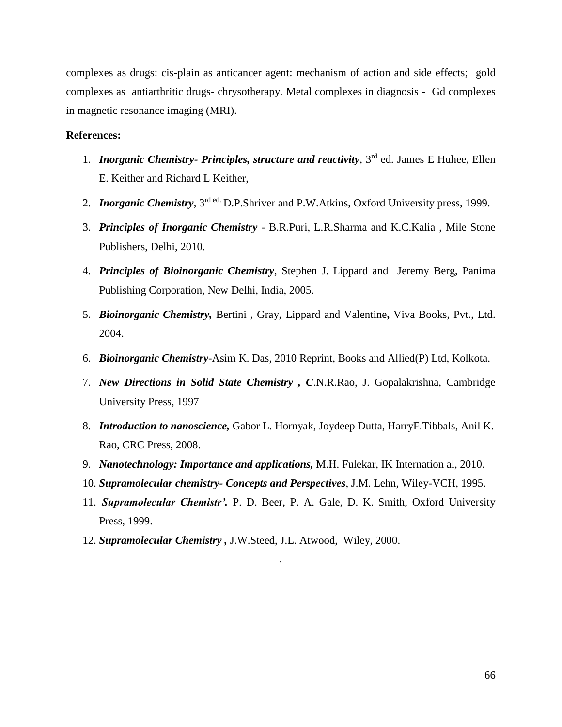complexes as drugs: cis-plain as anticancer agent: mechanism of action and side effects; gold complexes as antiarthritic drugs- chrysotherapy. Metal complexes in diagnosis - Gd complexes in magnetic resonance imaging (MRI).

**References:**

1. ***Inorganic Chemistry- Principles, structure and reactivity***, 3rd ed. James E Huhee, Ellen E. Keither and Richard L Keither,
2. ***Inorganic Chemistry***, 3rd ed. D.P.Shriver and P.W.Atkins, Oxford University press, 1999.
3. ***Principles of Inorganic Chemistry*** - B.R.Puri, L.R.Sharma and K.C.Kalia , Mile Stone Publishers, Delhi, 2010.
4. ***Principles of Bioinorganic Chemistry***, Stephen J. Lippard and Jeremy Berg, Panima Publishing Corporation, New Delhi, India, 2005.
5. ***Bioinorganic Chemistry,*** Bertini , Gray, Lippard and Valentine**,** Viva Books, Pvt., Ltd. 2004.
6. ***Bioinorganic Chemistry***-Asim K. Das, 2010 Reprint, Books and Allied(P) Ltd, Kolkota.
7. ***New Directions in Solid State Chemistry , C***.N.R.Rao, J. Gopalakrishna, Cambridge University Press, 1997
8. ***Introduction to nanoscience,*** Gabor L. Hornyak, Joydeep Dutta, HarryF.Tibbals, Anil K. Rao, CRC Press, 2008.
9. ***Nanotechnology: Importance and applications,*** M.H. Fulekar, IK Internation al, 2010.
10. ***Supramolecular chemistry- Concepts and Perspectives***, J.M. Lehn, Wiley-VCH, 1995.
11. ***Supramolecular Chemistr'.*** P. D. Beer, P. A. Gale, D. K. Smith, Oxford University Press, 1999.
12. ***Supramolecular Chemistry ,*** J.W.Steed, J.L. Atwood, Wiley, 2000.

.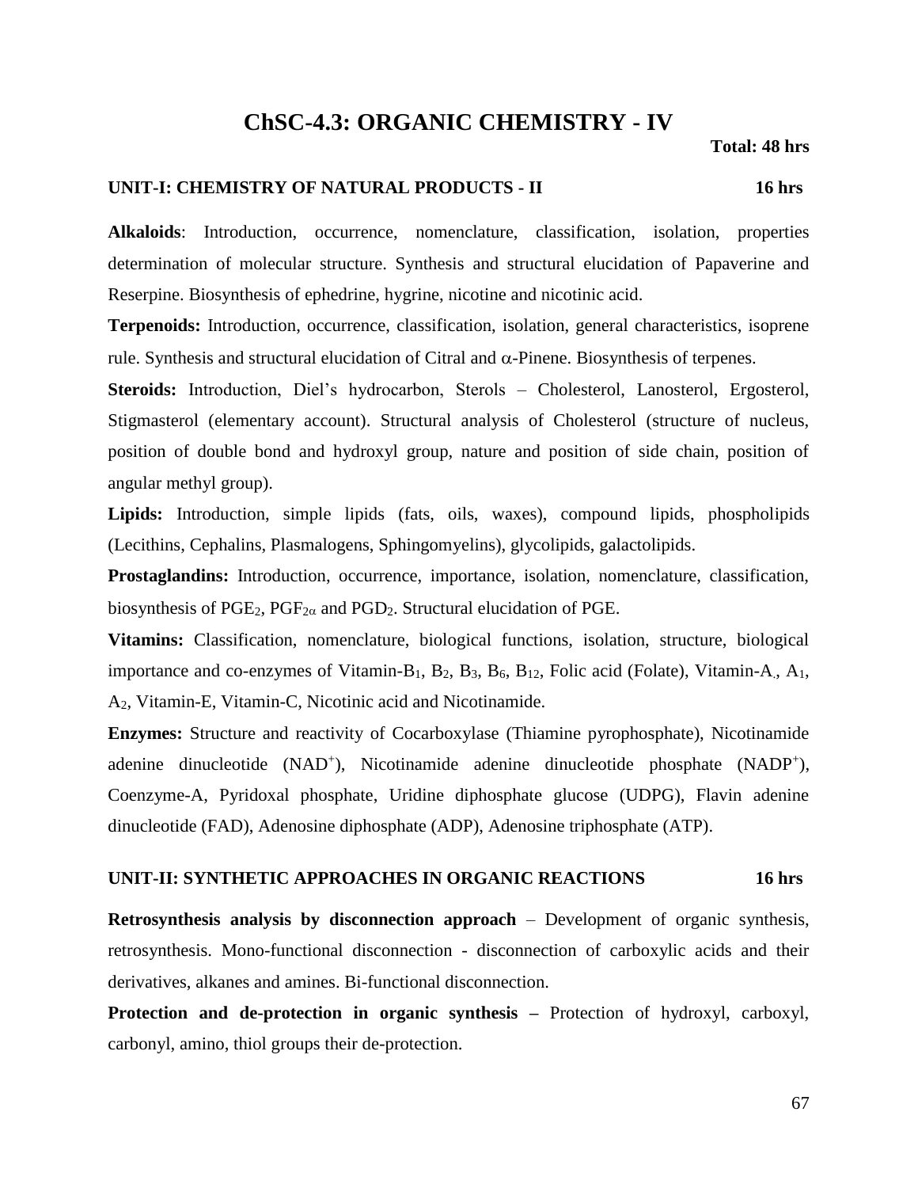# ChSC-4.3: ORGANIC CHEMISTRY - IV

**Total: 48 hrs**

## UNIT-I: CHEMISTRY OF NATURAL PRODUCTS - II — 16 hrs

**Alkaloids**: Introduction, occurrence, nomenclature, classification, isolation, properties determination of molecular structure. Synthesis and structural elucidation of Papaverine and Reserpine. Biosynthesis of ephedrine, hygrine, nicotine and nicotinic acid.

**Terpenoids:** Introduction, occurrence, classification, isolation, general characteristics, isoprene rule. Synthesis and structural elucidation of Citral and $\alpha$-Pinene. Biosynthesis of terpenes.

**Steroids:** Introduction, Diel's hydrocarbon, Sterols – Cholesterol, Lanosterol, Ergosterol, Stigmasterol (elementary account). Structural analysis of Cholesterol (structure of nucleus, position of double bond and hydroxyl group, nature and position of side chain, position of angular methyl group).

**Lipids:** Introduction, simple lipids (fats, oils, waxes), compound lipids, phospholipids (Lecithins, Cephalins, Plasmalogens, Sphingomyelins), glycolipids, galactolipids.

**Prostaglandins:** Introduction, occurrence, importance, isolation, nomenclature, classification, biosynthesis of $PGE_2$, $PGF_{2\alpha}$ and $PGD_2$. Structural elucidation of PGE.

**Vitamins:** Classification, nomenclature, biological functions, isolation, structure, biological importance and co-enzymes of Vitamin-$B_1$, $B_2$, $B_3$, $B_6$, $B_{12}$, Folic acid (Folate), Vitamin-A, $A_1$, $A_2$, Vitamin-E, Vitamin-C, Nicotinic acid and Nicotinamide.

**Enzymes:** Structure and reactivity of Cocarboxylase (Thiamine pyrophosphate), Nicotinamide adenine dinucleotide ($NAD^+$), Nicotinamide adenine dinucleotide phosphate ($NADP^+$), Coenzyme-A, Pyridoxal phosphate, Uridine diphosphate glucose (UDPG), Flavin adenine dinucleotide (FAD), Adenosine diphosphate (ADP), Adenosine triphosphate (ATP).

## UNIT-II: SYNTHETIC APPROACHES IN ORGANIC REACTIONS — 16 hrs

**Retrosynthesis analysis by disconnection approach** – Development of organic synthesis, retrosynthesis. Mono-functional disconnection - disconnection of carboxylic acids and their derivatives, alkanes and amines. Bi-functional disconnection.

**Protection and de-protection in organic synthesis –** Protection of hydroxyl, carboxyl, carbonyl, amino, thiol groups their de-protection.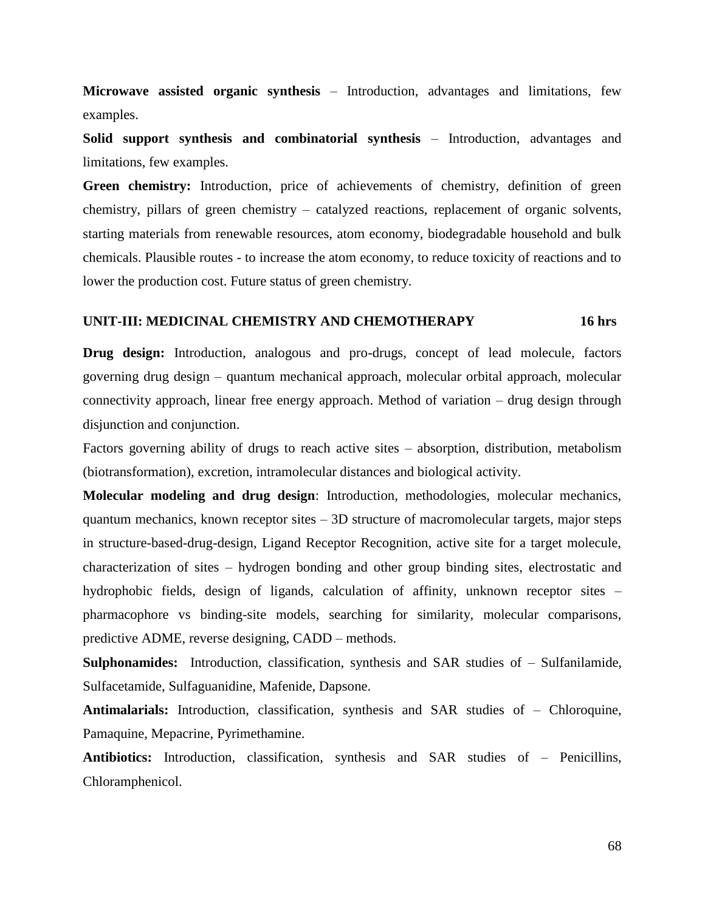**Microwave assisted organic synthesis** – Introduction, advantages and limitations, few examples.

**Solid support synthesis and combinatorial synthesis** – Introduction, advantages and limitations, few examples.

**Green chemistry:** Introduction, price of achievements of chemistry, definition of green chemistry, pillars of green chemistry – catalyzed reactions, replacement of organic solvents, starting materials from renewable resources, atom economy, biodegradable household and bulk chemicals. Plausible routes - to increase the atom economy, to reduce toxicity of reactions and to lower the production cost. Future status of green chemistry.

## UNIT-III: MEDICINAL CHEMISTRY AND CHEMOTHERAPY 16 hrs

**Drug design:** Introduction, analogous and pro-drugs, concept of lead molecule, factors governing drug design – quantum mechanical approach, molecular orbital approach, molecular connectivity approach, linear free energy approach. Method of variation – drug design through disjunction and conjunction.

Factors governing ability of drugs to reach active sites – absorption, distribution, metabolism (biotransformation), excretion, intramolecular distances and biological activity.

**Molecular modeling and drug design**: Introduction, methodologies, molecular mechanics, quantum mechanics, known receptor sites – 3D structure of macromolecular targets, major steps in structure-based-drug-design, Ligand Receptor Recognition, active site for a target molecule, characterization of sites – hydrogen bonding and other group binding sites, electrostatic and hydrophobic fields, design of ligands, calculation of affinity, unknown receptor sites – pharmacophore vs binding-site models, searching for similarity, molecular comparisons, predictive ADME, reverse designing, CADD – methods.

**Sulphonamides:** Introduction, classification, synthesis and SAR studies of – Sulfanilamide, Sulfacetamide, Sulfaguanidine, Mafenide, Dapsone.

**Antimalarials:** Introduction, classification, synthesis and SAR studies of – Chloroquine, Pamaquine, Mepacrine, Pyrimethamine.

**Antibiotics:** Introduction, classification, synthesis and SAR studies of – Penicillins, Chloramphenicol.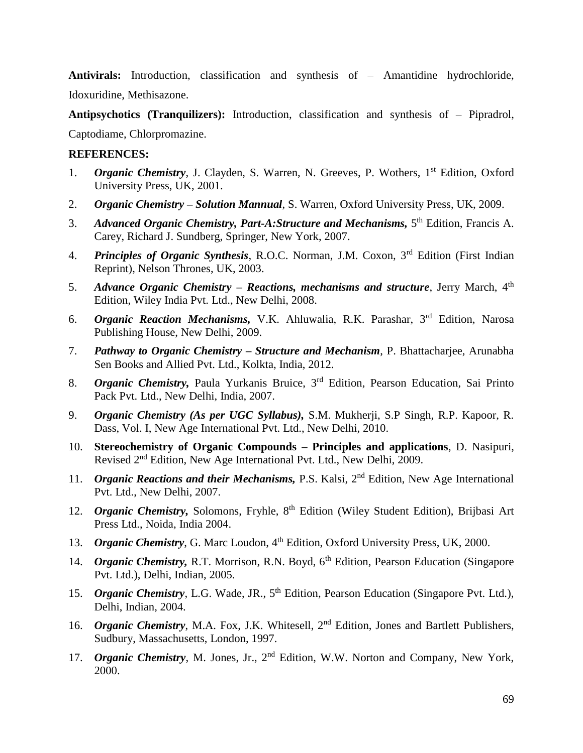**Antivirals:** Introduction, classification and synthesis of – Amantidine hydrochloride, Idoxuridine, Methisazone.

**Antipsychotics (Tranquilizers):** Introduction, classification and synthesis of – Pipradrol, Captodiame, Chlorpromazine.

**REFERENCES:**

1. ***Organic Chemistry***, J. Clayden, S. Warren, N. Greeves, P. Wothers, 1st Edition, Oxford University Press, UK, 2001.
2. ***Organic Chemistry – Solution Mannual***, S. Warren, Oxford University Press, UK, 2009.
3. ***Advanced Organic Chemistry, Part-A:Structure and Mechanisms,*** 5th Edition, Francis A. Carey, Richard J. Sundberg, Springer, New York, 2007.
4. ***Principles of Organic Synthesis***, R.O.C. Norman, J.M. Coxon, 3rd Edition (First Indian Reprint), Nelson Thrones, UK, 2003.
5. ***Advance Organic Chemistry – Reactions, mechanisms and structure***, Jerry March, 4th Edition, Wiley India Pvt. Ltd., New Delhi, 2008.
6. ***Organic Reaction Mechanisms,*** V.K. Ahluwalia, R.K. Parashar, 3rd Edition, Narosa Publishing House, New Delhi, 2009.
7. ***Pathway to Organic Chemistry – Structure and Mechanism***, P. Bhattacharjee, Arunabha Sen Books and Allied Pvt. Ltd., Kolkta, India, 2012.
8. ***Organic Chemistry,*** Paula Yurkanis Bruice, 3rd Edition, Pearson Education, Sai Printo Pack Pvt. Ltd., New Delhi, India, 2007.
9. ***Organic Chemistry (As per UGC Syllabus),*** S.M. Mukherji, S.P Singh, R.P. Kapoor, R. Dass, Vol. I, New Age International Pvt. Ltd., New Delhi, 2010.
10. **Stereochemistry of Organic Compounds – Principles and applications**, D. Nasipuri, Revised 2nd Edition, New Age International Pvt. Ltd., New Delhi, 2009.
11. ***Organic Reactions and their Mechanisms,*** P.S. Kalsi, 2nd Edition, New Age International Pvt. Ltd., New Delhi, 2007.
12. ***Organic Chemistry,*** Solomons, Fryhle, 8th Edition (Wiley Student Edition), Brijbasi Art Press Ltd., Noida, India 2004.
13. ***Organic Chemistry***, G. Marc Loudon, 4th Edition, Oxford University Press, UK, 2000.
14. ***Organic Chemistry,*** R.T. Morrison, R.N. Boyd, 6th Edition, Pearson Education (Singapore Pvt. Ltd.), Delhi, Indian, 2005.
15. ***Organic Chemistry***, L.G. Wade, JR., 5th Edition, Pearson Education (Singapore Pvt. Ltd.), Delhi, Indian, 2004.
16. ***Organic Chemistry***, M.A. Fox, J.K. Whitesell, 2nd Edition, Jones and Bartlett Publishers, Sudbury, Massachusetts, London, 1997.
17. ***Organic Chemistry***, M. Jones, Jr., 2nd Edition, W.W. Norton and Company, New York, 2000.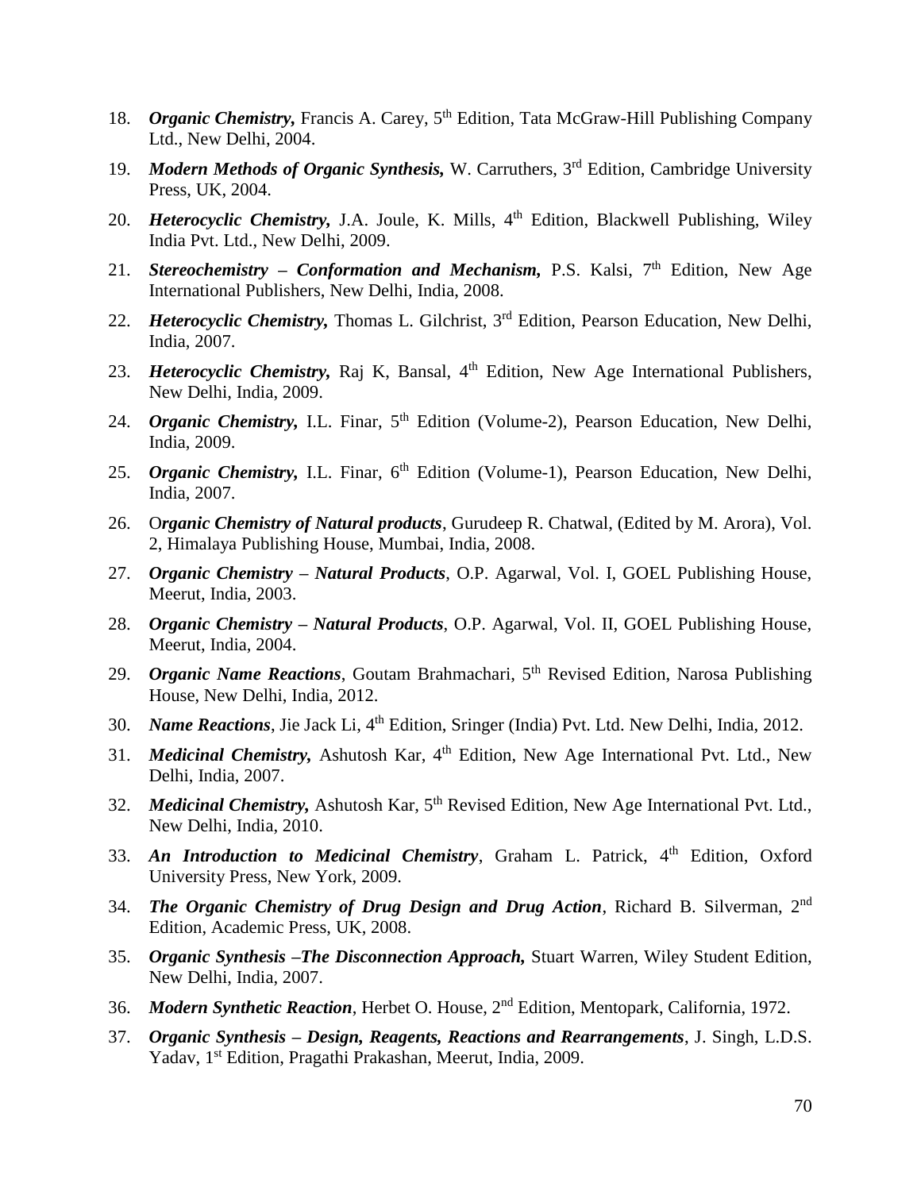18. ***Organic Chemistry,*** Francis A. Carey, 5th Edition, Tata McGraw-Hill Publishing Company Ltd., New Delhi, 2004.
19. ***Modern Methods of Organic Synthesis,*** W. Carruthers, 3rd Edition, Cambridge University Press, UK, 2004.
20. ***Heterocyclic Chemistry,*** J.A. Joule, K. Mills, 4th Edition, Blackwell Publishing, Wiley India Pvt. Ltd., New Delhi, 2009.
21. ***Stereochemistry – Conformation and Mechanism,*** P.S. Kalsi, 7th Edition, New Age International Publishers, New Delhi, India, 2008.
22. ***Heterocyclic Chemistry,*** Thomas L. Gilchrist, 3rd Edition, Pearson Education, New Delhi, India, 2007.
23. ***Heterocyclic Chemistry,*** Raj K, Bansal, 4th Edition, New Age International Publishers, New Delhi, India, 2009.
24. ***Organic Chemistry,*** I.L. Finar, 5th Edition (Volume-2), Pearson Education, New Delhi, India, 2009.
25. ***Organic Chemistry,*** I.L. Finar, 6th Edition (Volume-1), Pearson Education, New Delhi, India, 2007.
26. O***rganic Chemistry of Natural products***, Gurudeep R. Chatwal, (Edited by M. Arora), Vol. 2, Himalaya Publishing House, Mumbai, India, 2008.
27. ***Organic Chemistry – Natural Products***, O.P. Agarwal, Vol. I, GOEL Publishing House, Meerut, India, 2003.
28. ***Organic Chemistry – Natural Products***, O.P. Agarwal, Vol. II, GOEL Publishing House, Meerut, India, 2004.
29. ***Organic Name Reactions***, Goutam Brahmachari, 5th Revised Edition, Narosa Publishing House, New Delhi, India, 2012.
30. ***Name Reactions***, Jie Jack Li, 4th Edition, Sringer (India) Pvt. Ltd. New Delhi, India, 2012.
31. ***Medicinal Chemistry,*** Ashutosh Kar, 4th Edition, New Age International Pvt. Ltd., New Delhi, India, 2007.
32. ***Medicinal Chemistry,*** Ashutosh Kar, 5th Revised Edition, New Age International Pvt. Ltd., New Delhi, India, 2010.
33. ***An Introduction to Medicinal Chemistry***, Graham L. Patrick, 4th Edition, Oxford University Press, New York, 2009.
34. ***The Organic Chemistry of Drug Design and Drug Action***, Richard B. Silverman, 2nd Edition, Academic Press, UK, 2008.
35. ***Organic Synthesis –The Disconnection Approach,*** Stuart Warren, Wiley Student Edition, New Delhi, India, 2007.
36. ***Modern Synthetic Reaction***, Herbet O. House, 2nd Edition, Mentopark, California, 1972.
37. ***Organic Synthesis – Design, Reagents, Reactions and Rearrangements***, J. Singh, L.D.S. Yadav, 1st Edition, Pragathi Prakashan, Meerut, India, 2009.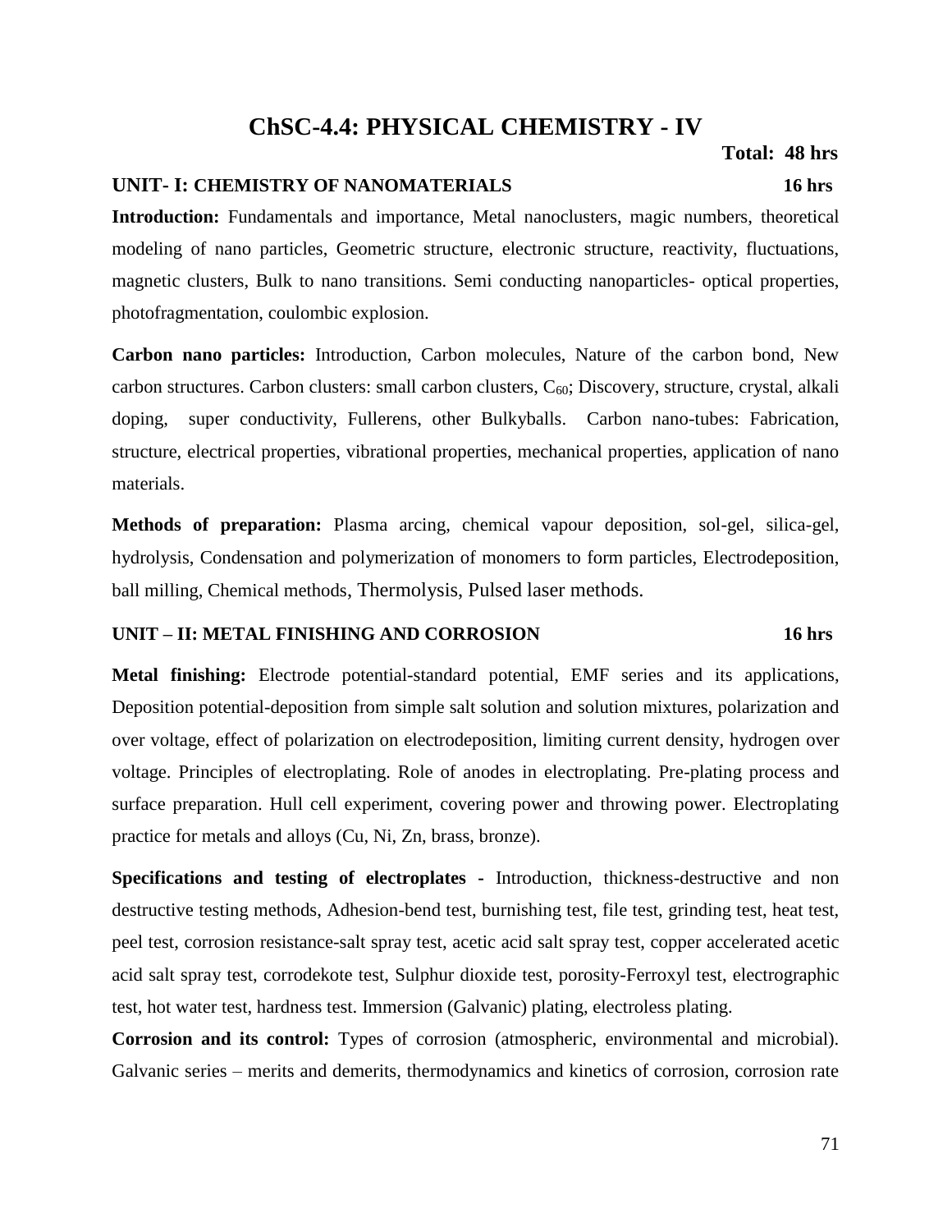# ChSC-4.4: PHYSICAL CHEMISTRY - IV

**Total: 48 hrs**

### UNIT- I: CHEMISTRY OF NANOMATERIALS — 16 hrs

**Introduction:** Fundamentals and importance, Metal nanoclusters, magic numbers, theoretical modeling of nano particles, Geometric structure, electronic structure, reactivity, fluctuations, magnetic clusters, Bulk to nano transitions. Semi conducting nanoparticles- optical properties, photofragmentation, coulombic explosion.

**Carbon nano particles:** Introduction, Carbon molecules, Nature of the carbon bond, New carbon structures. Carbon clusters: small carbon clusters, $C_{60}$; Discovery, structure, crystal, alkali doping, super conductivity, Fullerens, other Bulkyballs. Carbon nano-tubes: Fabrication, structure, electrical properties, vibrational properties, mechanical properties, application of nano materials.

**Methods of preparation:** Plasma arcing, chemical vapour deposition, sol-gel, silica-gel, hydrolysis, Condensation and polymerization of monomers to form particles, Electrodeposition, ball milling, Chemical methods, Thermolysis, Pulsed laser methods.

### UNIT – II: METAL FINISHING AND CORROSION — 16 hrs

**Metal finishing:** Electrode potential-standard potential, EMF series and its applications, Deposition potential-deposition from simple salt solution and solution mixtures, polarization and over voltage, effect of polarization on electrodeposition, limiting current density, hydrogen over voltage. Principles of electroplating. Role of anodes in electroplating. Pre-plating process and surface preparation. Hull cell experiment, covering power and throwing power. Electroplating practice for metals and alloys (Cu, Ni, Zn, brass, bronze).

**Specifications and testing of electroplates** - Introduction, thickness-destructive and non destructive testing methods, Adhesion-bend test, burnishing test, file test, grinding test, heat test, peel test, corrosion resistance-salt spray test, acetic acid salt spray test, copper accelerated acetic acid salt spray test, corrodekote test, Sulphur dioxide test, porosity-Ferroxyl test, electrographic test, hot water test, hardness test. Immersion (Galvanic) plating, electroless plating.

**Corrosion and its control:** Types of corrosion (atmospheric, environmental and microbial). Galvanic series – merits and demerits, thermodynamics and kinetics of corrosion, corrosion rate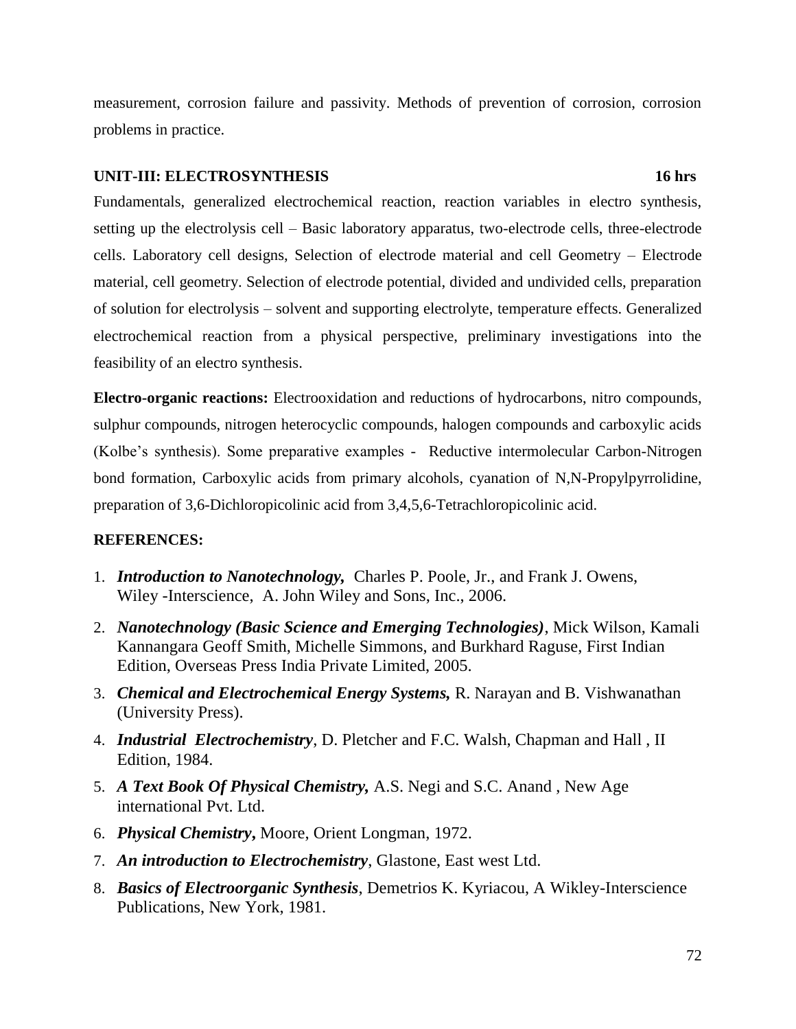measurement, corrosion failure and passivity. Methods of prevention of corrosion, corrosion problems in practice.

### UNIT-III: ELECTROSYNTHESIS 16 hrs

Fundamentals, generalized electrochemical reaction, reaction variables in electro synthesis, setting up the electrolysis cell – Basic laboratory apparatus, two-electrode cells, three-electrode cells. Laboratory cell designs, Selection of electrode material and cell Geometry – Electrode material, cell geometry. Selection of electrode potential, divided and undivided cells, preparation of solution for electrolysis – solvent and supporting electrolyte, temperature effects. Generalized electrochemical reaction from a physical perspective, preliminary investigations into the feasibility of an electro synthesis.

**Electro-organic reactions:** Electrooxidation and reductions of hydrocarbons, nitro compounds, sulphur compounds, nitrogen heterocyclic compounds, halogen compounds and carboxylic acids (Kolbe's synthesis). Some preparative examples - Reductive intermolecular Carbon-Nitrogen bond formation, Carboxylic acids from primary alcohols, cyanation of N,N-Propylpyrrolidine, preparation of 3,6-Dichloropicolinic acid from 3,4,5,6-Tetrachloropicolinic acid.

### REFERENCES:

1. ***Introduction to Nanotechnology,*** Charles P. Poole, Jr., and Frank J. Owens, Wiley -Interscience, A. John Wiley and Sons, Inc., 2006.
2. ***Nanotechnology (Basic Science and Emerging Technologies)***, Mick Wilson, Kamali Kannangara Geoff Smith, Michelle Simmons, and Burkhard Raguse, First Indian Edition, Overseas Press India Private Limited, 2005.
3. ***Chemical and Electrochemical Energy Systems,*** R. Narayan and B. Vishwanathan (University Press).
4. ***Industrial Electrochemistry***, D. Pletcher and F.C. Walsh, Chapman and Hall , II Edition, 1984.
5. ***A Text Book Of Physical Chemistry,*** A.S. Negi and S.C. Anand , New Age international Pvt. Ltd.
6. ***Physical Chemistry*,** Moore, Orient Longman, 1972.
7. ***An introduction to Electrochemistry***, Glastone, East west Ltd.
8. ***Basics of Electroorganic Synthesis***, Demetrios K. Kyriacou, A Wikley-Interscience Publications, New York, 1981.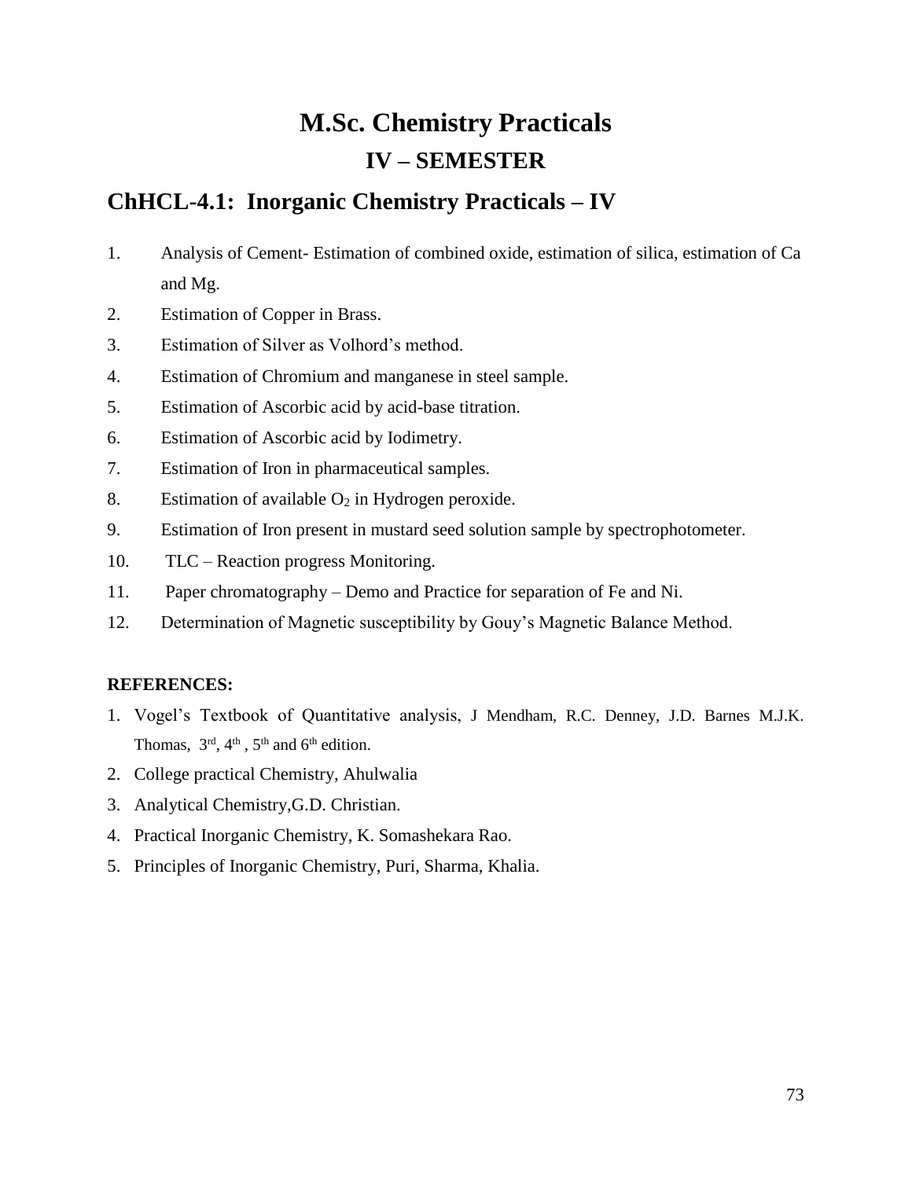# M.Sc. Chemistry Practicals

## IV – SEMESTER

## ChHCL-4.1: Inorganic Chemistry Practicals – IV

1. Analysis of Cement- Estimation of combined oxide, estimation of silica, estimation of Ca and Mg.
2. Estimation of Copper in Brass.
3. Estimation of Silver as Volhord's method.
4. Estimation of Chromium and manganese in steel sample.
5. Estimation of Ascorbic acid by acid-base titration.
6. Estimation of Ascorbic acid by Iodimetry.
7. Estimation of Iron in pharmaceutical samples.
8. Estimation of available $O_2$ in Hydrogen peroxide.
9. Estimation of Iron present in mustard seed solution sample by spectrophotometer.
10. TLC – Reaction progress Monitoring.
11. Paper chromatography – Demo and Practice for separation of Fe and Ni.
12. Determination of Magnetic susceptibility by Gouy's Magnetic Balance Method.

**REFERENCES:**

1. Vogel's Textbook of Quantitative analysis, J Mendham, R.C. Denney, J.D. Barnes M.J.K. Thomas, 3rd, 4th, 5th and 6th edition.
2. College practical Chemistry, Ahulwalia
3. Analytical Chemistry,G.D. Christian.
4. Practical Inorganic Chemistry, K. Somashekara Rao.
5. Principles of Inorganic Chemistry, Puri, Sharma, Khalia.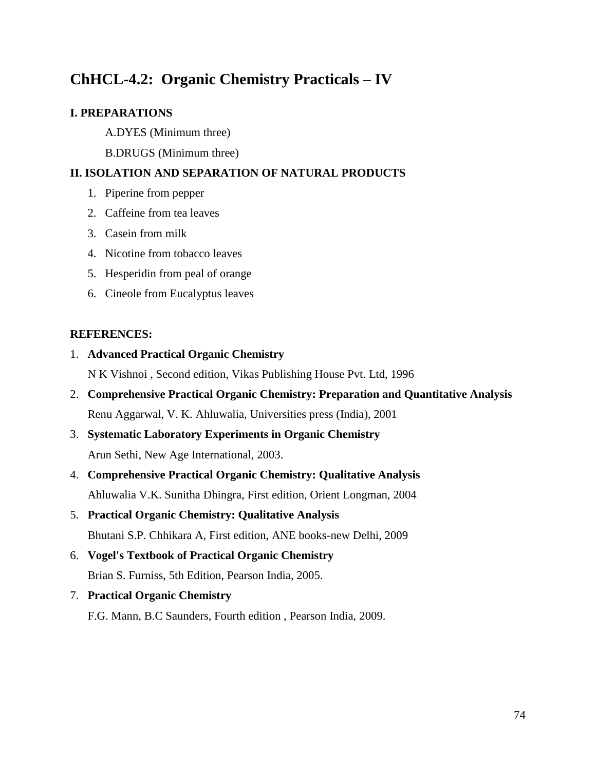## ChHCL-4.2: Organic Chemistry Practicals – IV

**I. PREPARATIONS**

A. DYES (Minimum three)

B. DRUGS (Minimum three)

**II. ISOLATION AND SEPARATION OF NATURAL PRODUCTS**

1. Piperine from pepper
2. Caffeine from tea leaves
3. Casein from milk
4. Nicotine from tobacco leaves
5. Hesperidin from peal of orange
6. Cineole from Eucalyptus leaves

**REFERENCES:**

1. **Advanced Practical Organic Chemistry**
   N K Vishnoi , Second edition, Vikas Publishing House Pvt. Ltd, 1996
2. **Comprehensive Practical Organic Chemistry: Preparation and Quantitative Analysis**
   Renu Aggarwal, V. K. Ahluwalia, Universities press (India), 2001
3. **Systematic Laboratory Experiments in Organic Chemistry**
   Arun Sethi, New Age International, 2003.
4. **Comprehensive Practical Organic Chemistry: Qualitative Analysis**
   Ahluwalia V.K. Sunitha Dhingra, First edition, Orient Longman, 2004
5. **Practical Organic Chemistry: Qualitative Analysis**
   Bhutani S.P. Chhikara A, First edition, ANE books-new Delhi, 2009
6. **Vogel's Textbook of Practical Organic Chemistry**
   Brian S. Furniss, 5th Edition, Pearson India, 2005.
7. **Practical Organic Chemistry**
   F.G. Mann, B.C Saunders, Fourth edition , Pearson India, 2009.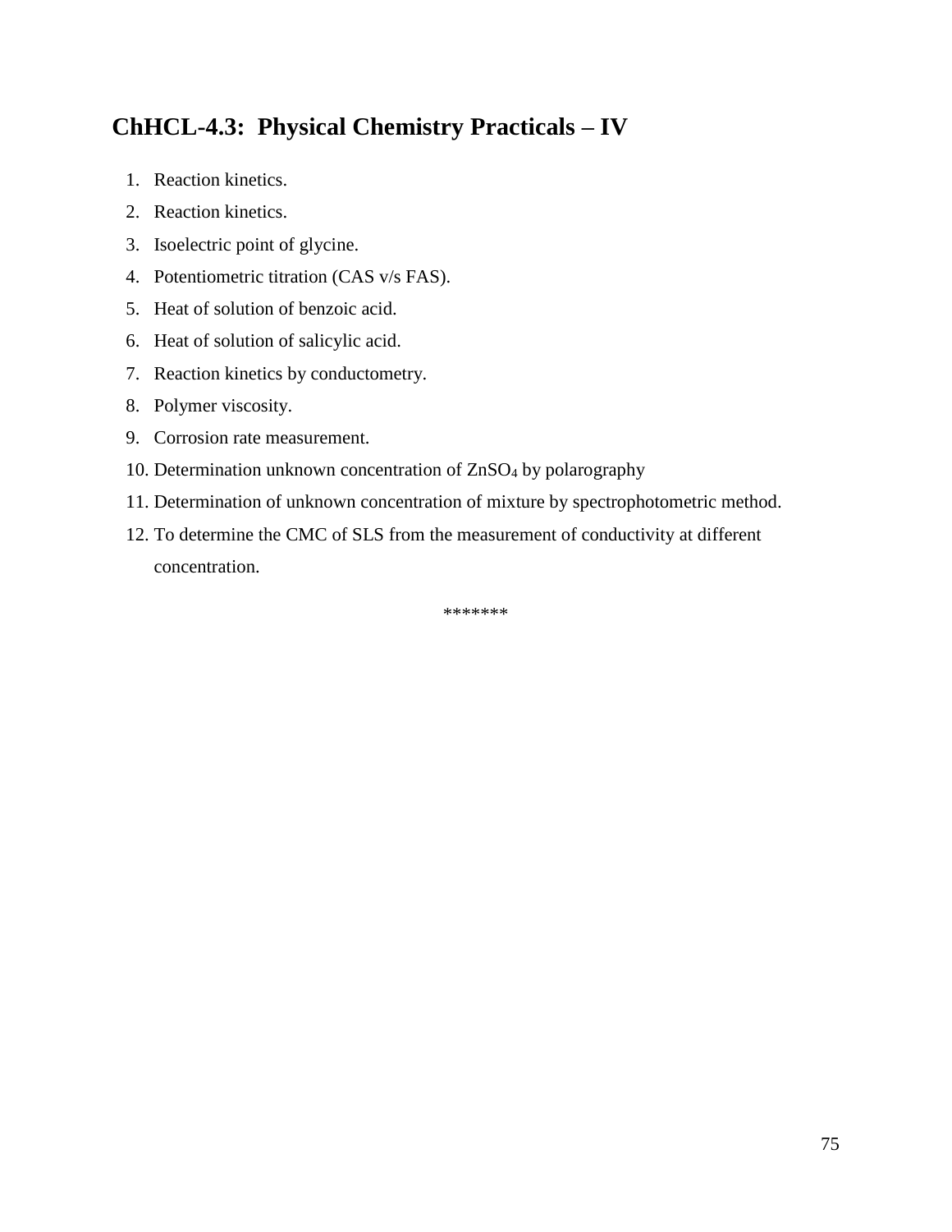## ChHCL-4.3: Physical Chemistry Practicals – IV

1. Reaction kinetics.
2. Reaction kinetics.
3. Isoelectric point of glycine.
4. Potentiometric titration (CAS v/s FAS).
5. Heat of solution of benzoic acid.
6. Heat of solution of salicylic acid.
7. Reaction kinetics by conductometry.
8. Polymer viscosity.
9. Corrosion rate measurement.
10. Determination unknown concentration of $ZnSO_4$ by polarography
11. Determination of unknown concentration of mixture by spectrophotometric method.
12. To determine the CMC of SLS from the measurement of conductivity at different concentration.

*******